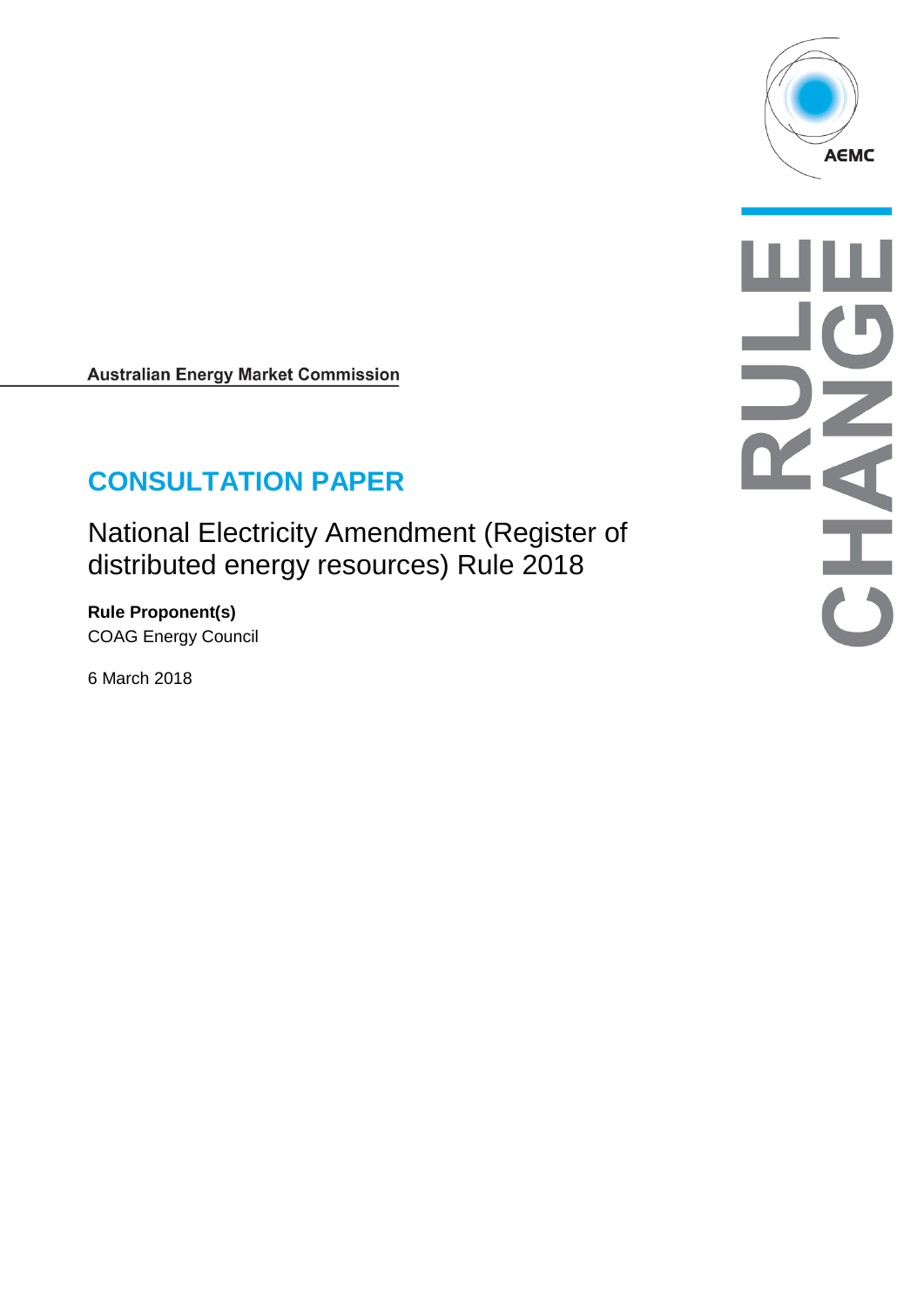Australian Energy Market Commission

# CONSULTATION PAPER

National Electricity Amendment (Register of distributed energy resources) Rule 2018

**Rule Proponent(s)**
COAG Energy Council

6 March 2018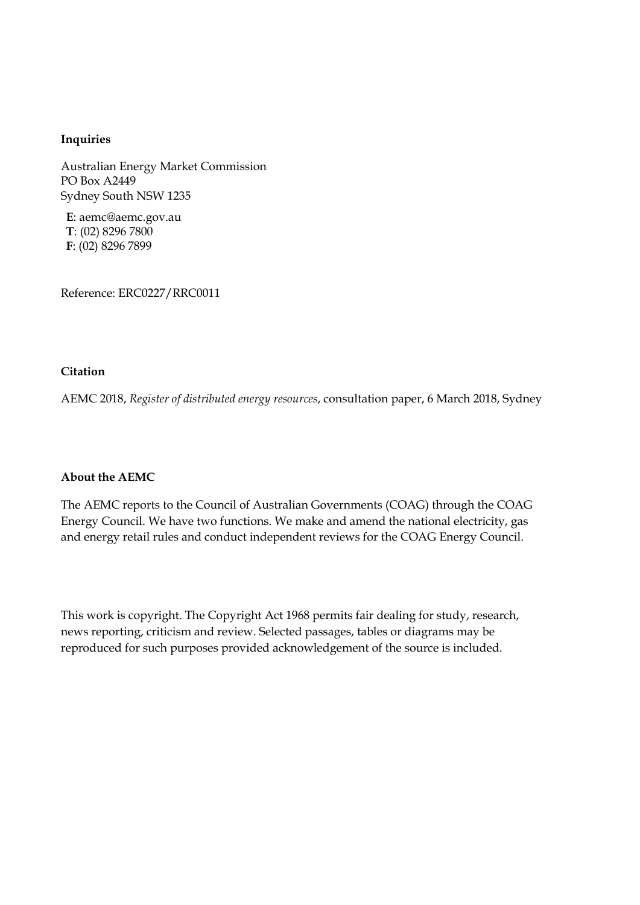**Inquiries**

Australian Energy Market Commission
PO Box A2449
Sydney South NSW 1235

**E**: aemc@aemc.gov.au
**T**: (02) 8296 7800
**F**: (02) 8296 7899

Reference: ERC0227/RRC0011

**Citation**

AEMC 2018, *Register of distributed energy resources*, consultation paper, 6 March 2018, Sydney

**About the AEMC**

The AEMC reports to the Council of Australian Governments (COAG) through the COAG Energy Council. We have two functions. We make and amend the national electricity, gas and energy retail rules and conduct independent reviews for the COAG Energy Council.

This work is copyright. The Copyright Act 1968 permits fair dealing for study, research, news reporting, criticism and review. Selected passages, tables or diagrams may be reproduced for such purposes provided acknowledgement of the source is included.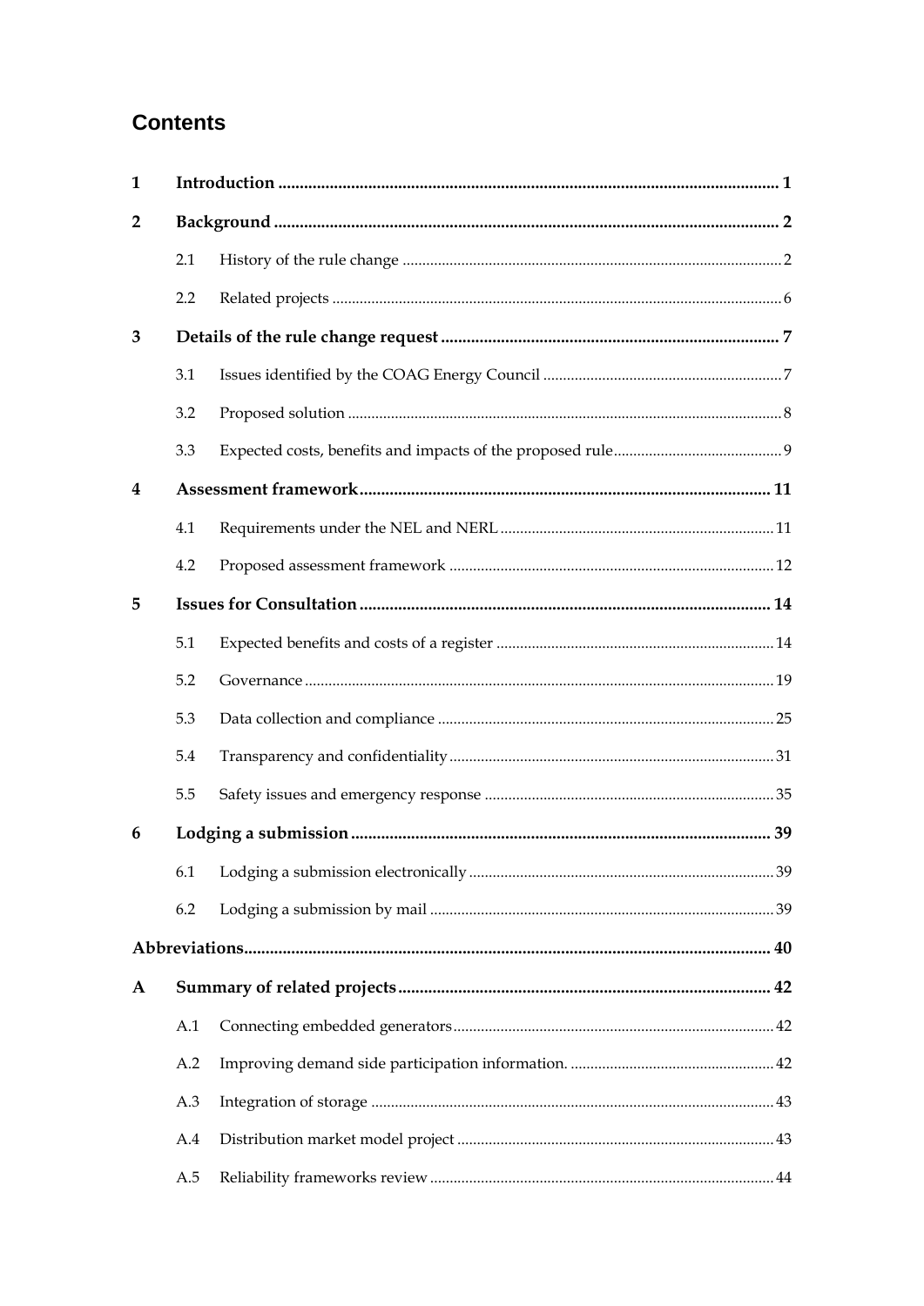## Contents

| | | | |
|---|---|---|---|
| **1** | **Introduction** | | **1** |
| **2** | **Background** | | **2** |
| | 2.1 | History of the rule change | 2 |
| | 2.2 | Related projects | 6 |
| **3** | **Details of the rule change request** | | **7** |
| | 3.1 | Issues identified by the COAG Energy Council | 7 |
| | 3.2 | Proposed solution | 8 |
| | 3.3 | Expected costs, benefits and impacts of the proposed rule | 9 |
| **4** | **Assessment framework** | | **11** |
| | 4.1 | Requirements under the NEL and NERL | 11 |
| | 4.2 | Proposed assessment framework | 12 |
| **5** | **Issues for Consultation** | | **14** |
| | 5.1 | Expected benefits and costs of a register | 14 |
| | 5.2 | Governance | 19 |
| | 5.3 | Data collection and compliance | 25 |
| | 5.4 | Transparency and confidentiality | 31 |
| | 5.5 | Safety issues and emergency response | 35 |
| **6** | **Lodging a submission** | | **39** |
| | 6.1 | Lodging a submission electronically | 39 |
| | 6.2 | Lodging a submission by mail | 39 |
| **Abbreviations** | | | **40** |
| **A** | **Summary of related projects** | | **42** |
| | A.1 | Connecting embedded generators | 42 |
| | A.2 | Improving demand side participation information. | 42 |
| | A.3 | Integration of storage | 43 |
| | A.4 | Distribution market model project | 43 |
| | A.5 | Reliability frameworks review | 44 |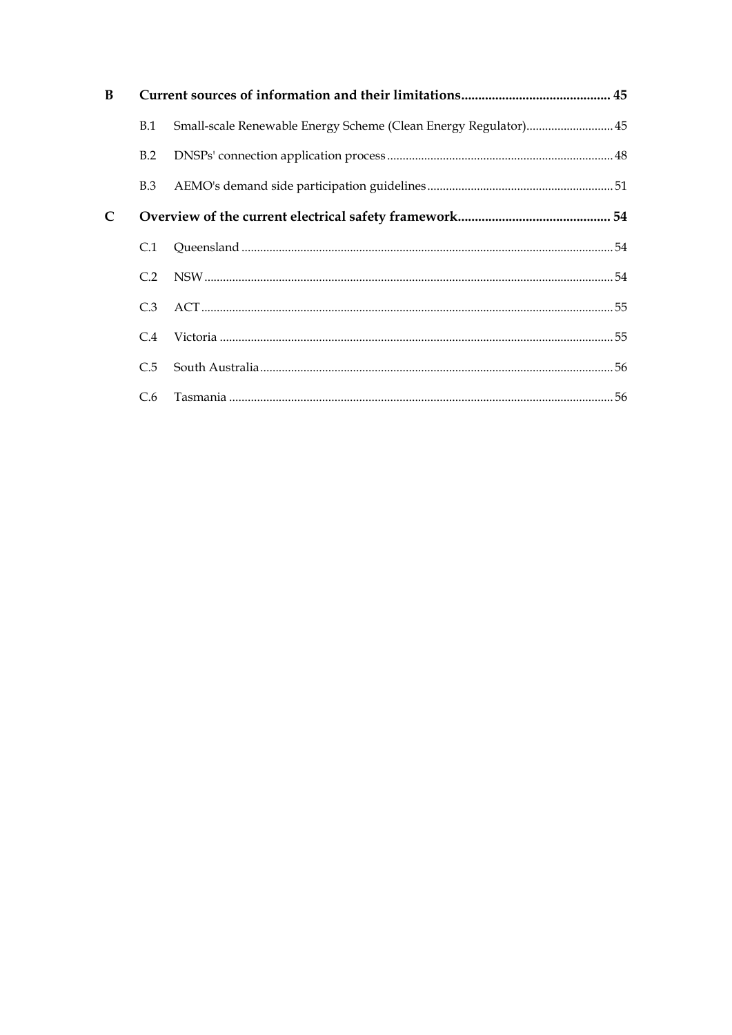| | | |
|---|---|---|
| **B** | **Current sources of information and their limitations** | **45** |
| B.1 | Small-scale Renewable Energy Scheme (Clean Energy Regulator) | 45 |
| B.2 | DNSPs' connection application process | 48 |
| B.3 | AEMO's demand side participation guidelines | 51 |
| **C** | **Overview of the current electrical safety framework** | **54** |
| C.1 | Queensland | 54 |
| C.2 | NSW | 54 |
| C.3 | ACT | 55 |
| C.4 | Victoria | 55 |
| C.5 | South Australia | 56 |
| C.6 | Tasmania | 56 |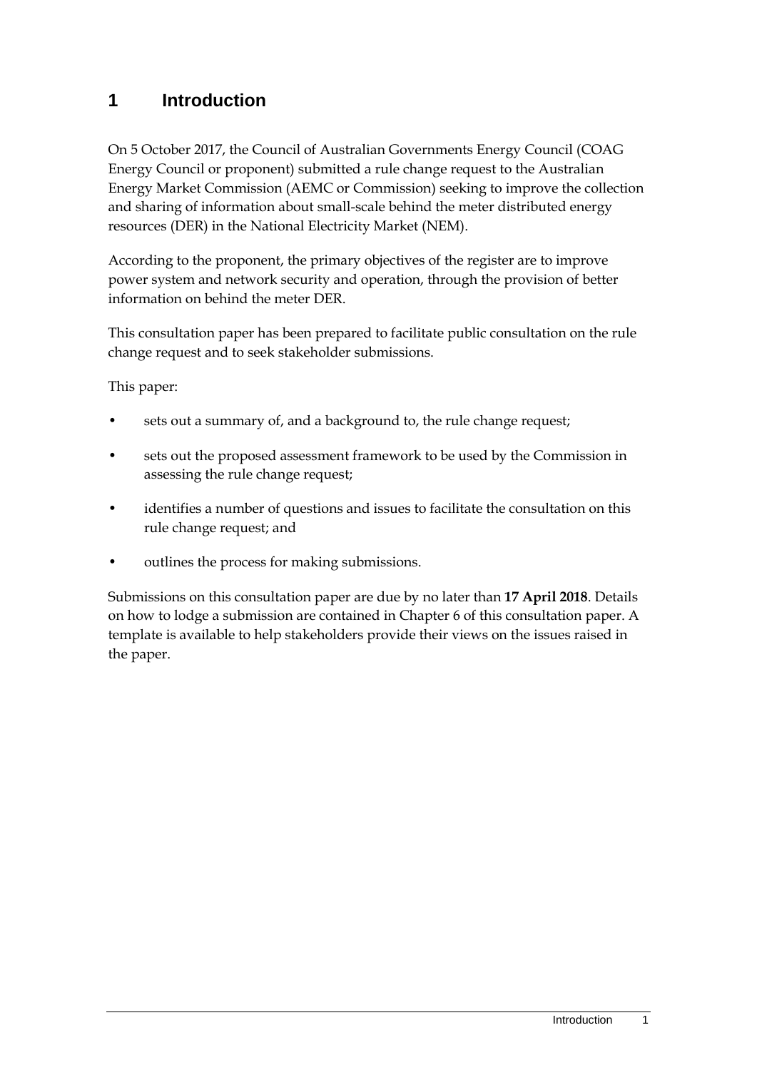# 1 Introduction

On 5 October 2017, the Council of Australian Governments Energy Council (COAG Energy Council or proponent) submitted a rule change request to the Australian Energy Market Commission (AEMC or Commission) seeking to improve the collection and sharing of information about small-scale behind the meter distributed energy resources (DER) in the National Electricity Market (NEM).

According to the proponent, the primary objectives of the register are to improve power system and network security and operation, through the provision of better information on behind the meter DER.

This consultation paper has been prepared to facilitate public consultation on the rule change request and to seek stakeholder submissions.

This paper:

- sets out a summary of, and a background to, the rule change request;
- sets out the proposed assessment framework to be used by the Commission in assessing the rule change request;
- identifies a number of questions and issues to facilitate the consultation on this rule change request; and
- outlines the process for making submissions.

Submissions on this consultation paper are due by no later than **17 April 2018**. Details on how to lodge a submission are contained in Chapter 6 of this consultation paper. A template is available to help stakeholders provide their views on the issues raised in the paper.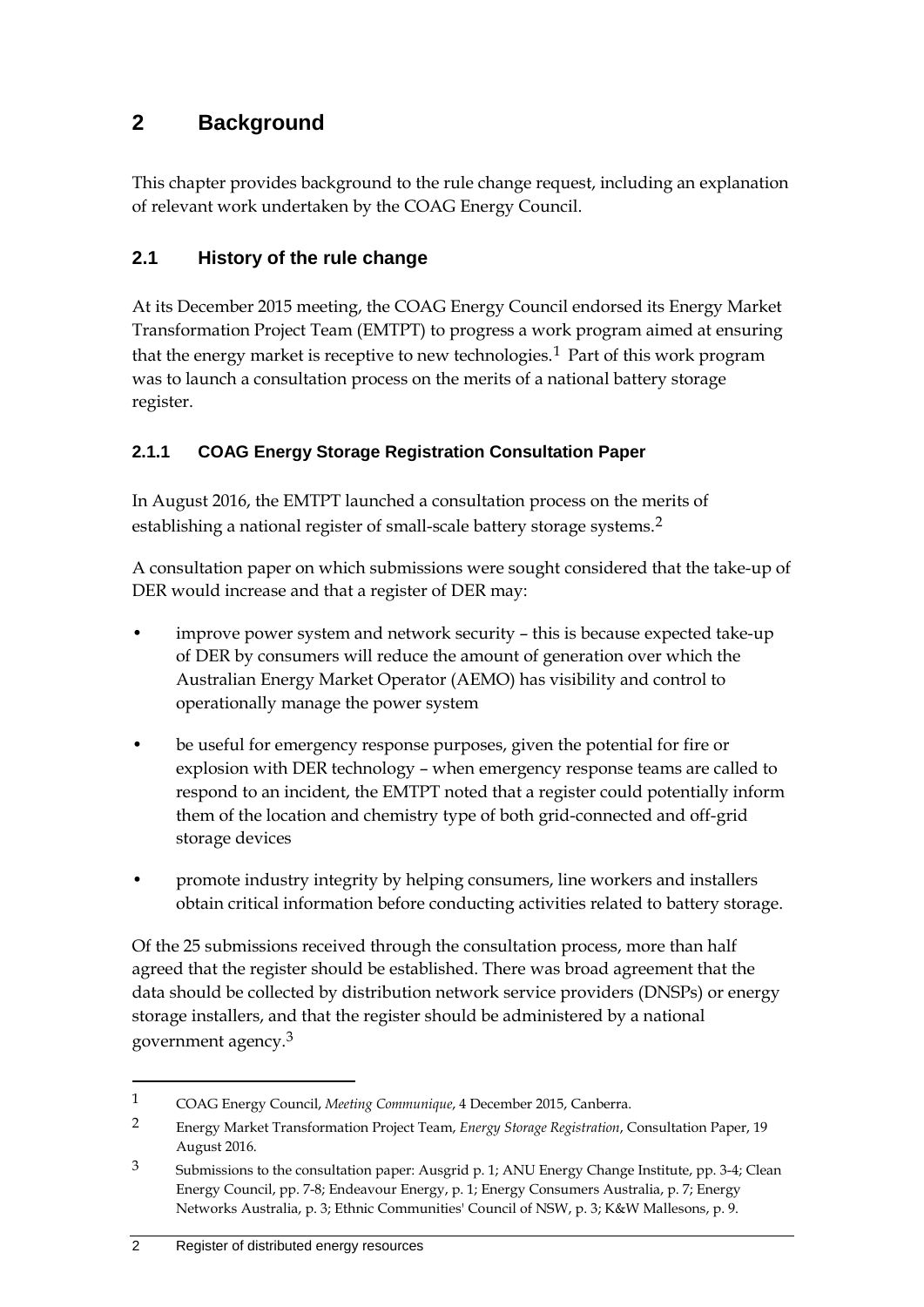# 2 Background

This chapter provides background to the rule change request, including an explanation of relevant work undertaken by the COAG Energy Council.

## 2.1 History of the rule change

At its December 2015 meeting, the COAG Energy Council endorsed its Energy Market Transformation Project Team (EMTPT) to progress a work program aimed at ensuring that the energy market is receptive to new technologies.[1] Part of this work program was to launch a consultation process on the merits of a national battery storage register.

### 2.1.1 COAG Energy Storage Registration Consultation Paper

In August 2016, the EMTPT launched a consultation process on the merits of establishing a national register of small-scale battery storage systems.[2]

A consultation paper on which submissions were sought considered that the take-up of DER would increase and that a register of DER may:

- improve power system and network security – this is because expected take-up of DER by consumers will reduce the amount of generation over which the Australian Energy Market Operator (AEMO) has visibility and control to operationally manage the power system
- be useful for emergency response purposes, given the potential for fire or explosion with DER technology – when emergency response teams are called to respond to an incident, the EMTPT noted that a register could potentially inform them of the location and chemistry type of both grid-connected and off-grid storage devices
- promote industry integrity by helping consumers, line workers and installers obtain critical information before conducting activities related to battery storage.

Of the 25 submissions received through the consultation process, more than half agreed that the register should be established. There was broad agreement that the data should be collected by distribution network service providers (DNSPs) or energy storage installers, and that the register should be administered by a national government agency.[3]

---

1 COAG Energy Council, *Meeting Communique*, 4 December 2015, Canberra.

2 Energy Market Transformation Project Team, *Energy Storage Registration*, Consultation Paper, 19 August 2016.

3 Submissions to the consultation paper: Ausgrid p. 1; ANU Energy Change Institute, pp. 3-4; Clean Energy Council, pp. 7-8; Endeavour Energy, p. 1; Energy Consumers Australia, p. 7; Energy Networks Australia, p. 3; Ethnic Communities' Council of NSW, p. 3; K&W Mallesons, p. 9.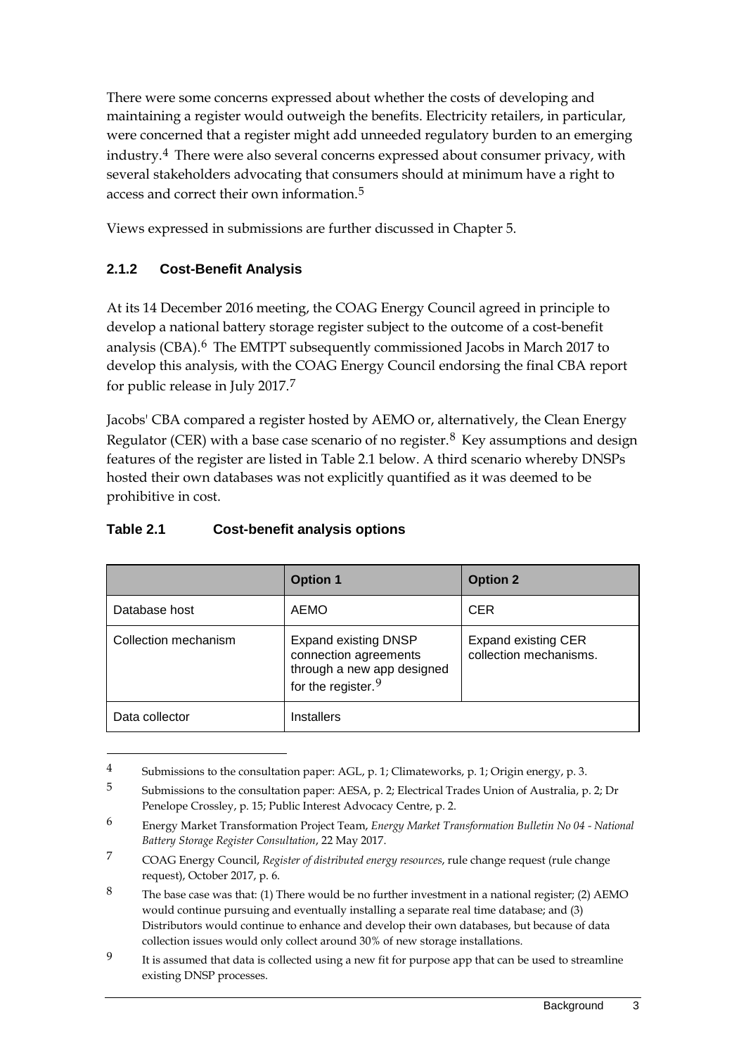There were some concerns expressed about whether the costs of developing and maintaining a register would outweigh the benefits. Electricity retailers, in particular, were concerned that a register might add unneeded regulatory burden to an emerging industry.[4] There were also several concerns expressed about consumer privacy, with several stakeholders advocating that consumers should at minimum have a right to access and correct their own information.[5]

Views expressed in submissions are further discussed in Chapter 5.

### 2.1.2 Cost-Benefit Analysis

At its 14 December 2016 meeting, the COAG Energy Council agreed in principle to develop a national battery storage register subject to the outcome of a cost-benefit analysis (CBA).[6] The EMTPT subsequently commissioned Jacobs in March 2017 to develop this analysis, with the COAG Energy Council endorsing the final CBA report for public release in July 2017.[7]

Jacobs' CBA compared a register hosted by AEMO or, alternatively, the Clean Energy Regulator (CER) with a base case scenario of no register.[8] Key assumptions and design features of the register are listed in Table 2.1 below. A third scenario whereby DNSPs hosted their own databases was not explicitly quantified as it was deemed to be prohibitive in cost.

**Table 2.1 Cost-benefit analysis options**

| | Option 1 | Option 2 |
|---|---|---|
| Database host | AEMO | CER |
| Collection mechanism | Expand existing DNSP connection agreements through a new app designed for the register.[9] | Expand existing CER collection mechanisms. |
| Data collector | Installers | |

[4] Submissions to the consultation paper: AGL, p. 1; Climateworks, p. 1; Origin energy, p. 3.

[5] Submissions to the consultation paper: AESA, p. 2; Electrical Trades Union of Australia, p. 2; Dr Penelope Crossley, p. 15; Public Interest Advocacy Centre, p. 2.

[6] Energy Market Transformation Project Team, *Energy Market Transformation Bulletin No 04 - National Battery Storage Register Consultation*, 22 May 2017.

[7] COAG Energy Council, *Register of distributed energy resources*, rule change request (rule change request), October 2017, p. 6.

[8] The base case was that: (1) There would be no further investment in a national register; (2) AEMO would continue pursuing and eventually installing a separate real time database; and (3) Distributors would continue to enhance and develop their own databases, but because of data collection issues would only collect around 30% of new storage installations.

[9] It is assumed that data is collected using a new fit for purpose app that can be used to streamline existing DNSP processes.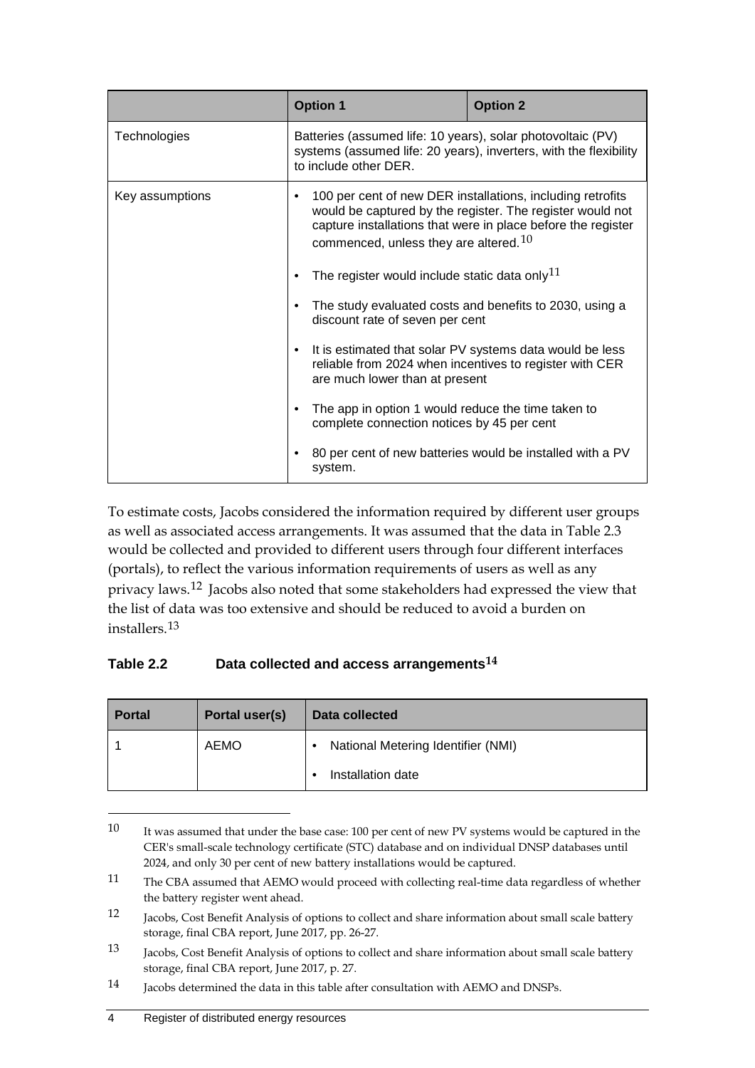| | Option 1 | Option 2 |
|---|---|---|
| Technologies | Batteries (assumed life: 10 years), solar photovoltaic (PV) systems (assumed life: 20 years), inverters, with the flexibility to include other DER. | |
| Key assumptions | • 100 per cent of new DER installations, including retrofits would be captured by the register. The register would not capture installations that were in place before the register commenced, unless they are altered.[10]<br>• The register would include static data only[11]<br>• The study evaluated costs and benefits to 2030, using a discount rate of seven per cent<br>• It is estimated that solar PV systems data would be less reliable from 2024 when incentives to register with CER are much lower than at present<br>• The app in option 1 would reduce the time taken to complete connection notices by 45 per cent<br>• 80 per cent of new batteries would be installed with a PV system. | |

To estimate costs, Jacobs considered the information required by different user groups as well as associated access arrangements. It was assumed that the data in Table 2.3 would be collected and provided to different users through four different interfaces (portals), to reflect the various information requirements of users as well as any privacy laws.[12] Jacobs also noted that some stakeholders had expressed the view that the list of data was too extensive and should be reduced to avoid a burden on installers.[13]

**Table 2.2 Data collected and access arrangements[14]**

| Portal | Portal user(s) | Data collected |
|---|---|---|
| 1 | AEMO | • National Metering Identifier (NMI)<br>• Installation date |

[10] It was assumed that under the base case: 100 per cent of new PV systems would be captured in the CER's small-scale technology certificate (STC) database and on individual DNSP databases until 2024, and only 30 per cent of new battery installations would be captured.

[11] The CBA assumed that AEMO would proceed with collecting real-time data regardless of whether the battery register went ahead.

[12] Jacobs, Cost Benefit Analysis of options to collect and share information about small scale battery storage, final CBA report, June 2017, pp. 26-27.

[13] Jacobs, Cost Benefit Analysis of options to collect and share information about small scale battery storage, final CBA report, June 2017, p. 27.

[14] Jacobs determined the data in this table after consultation with AEMO and DNSPs.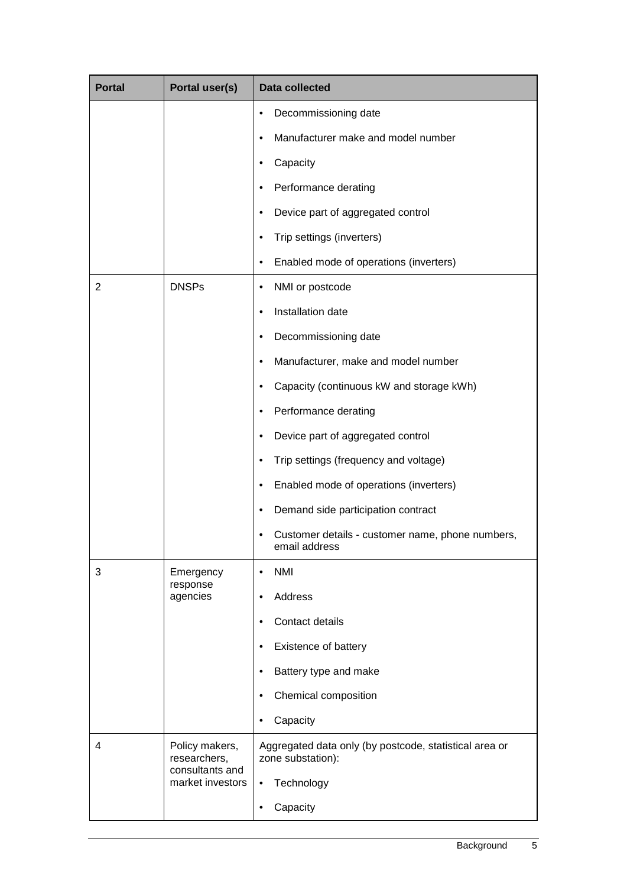| Portal | Portal user(s) | Data collected |
|---|---|---|
| | | • Decommissioning date<br>• Manufacturer make and model number<br>• Capacity<br>• Performance derating<br>• Device part of aggregated control<br>• Trip settings (inverters)<br>• Enabled mode of operations (inverters) |
| 2 | DNSPs | • NMI or postcode<br>• Installation date<br>• Decommissioning date<br>• Manufacturer, make and model number<br>• Capacity (continuous kW and storage kWh)<br>• Performance derating<br>• Device part of aggregated control<br>• Trip settings (frequency and voltage)<br>• Enabled mode of operations (inverters)<br>• Demand side participation contract<br>• Customer details - customer name, phone numbers, email address |
| 3 | Emergency response agencies | • NMI<br>• Address<br>• Contact details<br>• Existence of battery<br>• Battery type and make<br>• Chemical composition<br>• Capacity |
| 4 | Policy makers, researchers, consultants and market investors | Aggregated data only (by postcode, statistical area or zone substation):<br>• Technology<br>• Capacity |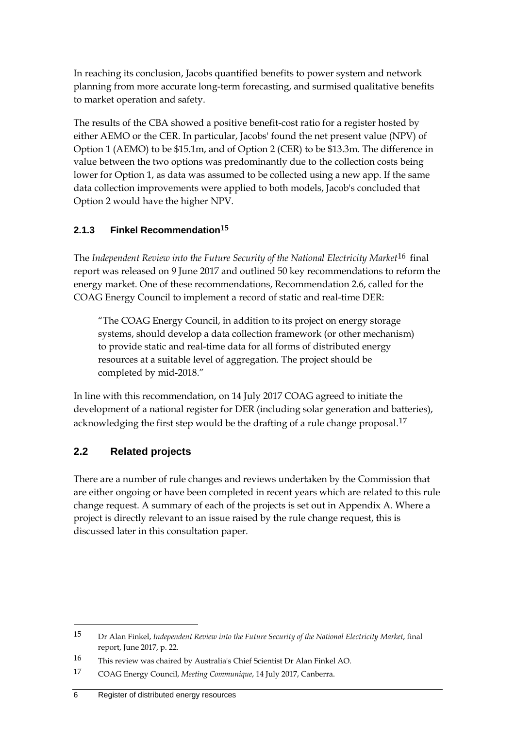In reaching its conclusion, Jacobs quantified benefits to power system and network planning from more accurate long-term forecasting, and surmised qualitative benefits to market operation and safety.

The results of the CBA showed a positive benefit-cost ratio for a register hosted by either AEMO or the CER. In particular, Jacobs' found the net present value (NPV) of Option 1 (AEMO) to be $15.1m, and of Option 2 (CER) to be $13.3m. The difference in value between the two options was predominantly due to the collection costs being lower for Option 1, as data was assumed to be collected using a new app. If the same data collection improvements were applied to both models, Jacob's concluded that Option 2 would have the higher NPV.

### 2.1.3 Finkel Recommendation[15]

The *Independent Review into the Future Security of the National Electricity Market*[16] final report was released on 9 June 2017 and outlined 50 key recommendations to reform the energy market. One of these recommendations, Recommendation 2.6, called for the COAG Energy Council to implement a record of static and real-time DER:

> "The COAG Energy Council, in addition to its project on energy storage systems, should develop a data collection framework (or other mechanism) to provide static and real-time data for all forms of distributed energy resources at a suitable level of aggregation. The project should be completed by mid-2018."

In line with this recommendation, on 14 July 2017 COAG agreed to initiate the development of a national register for DER (including solar generation and batteries), acknowledging the first step would be the drafting of a rule change proposal.[17]

## 2.2 Related projects

There are a number of rule changes and reviews undertaken by the Commission that are either ongoing or have been completed in recent years which are related to this rule change request. A summary of each of the projects is set out in Appendix A. Where a project is directly relevant to an issue raised by the rule change request, this is discussed later in this consultation paper.

---

15 Dr Alan Finkel, *Independent Review into the Future Security of the National Electricity Market*, final report, June 2017, p. 22.

16 This review was chaired by Australia's Chief Scientist Dr Alan Finkel AO.

17 COAG Energy Council, *Meeting Communique*, 14 July 2017, Canberra.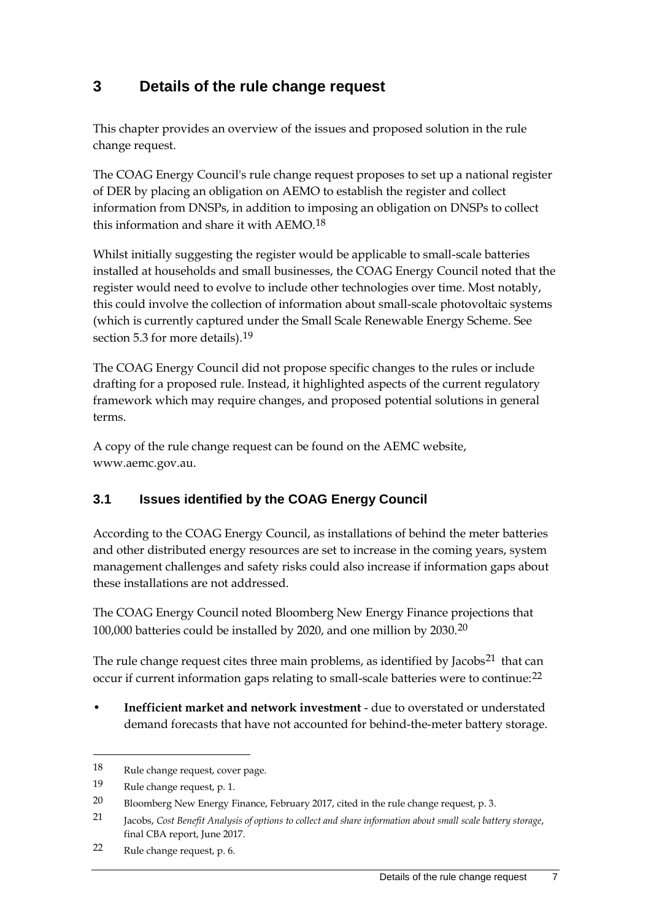# 3 Details of the rule change request

This chapter provides an overview of the issues and proposed solution in the rule change request.

The COAG Energy Council's rule change request proposes to set up a national register of DER by placing an obligation on AEMO to establish the register and collect information from DNSPs, in addition to imposing an obligation on DNSPs to collect this information and share it with AEMO.[18]

Whilst initially suggesting the register would be applicable to small-scale batteries installed at households and small businesses, the COAG Energy Council noted that the register would need to evolve to include other technologies over time. Most notably, this could involve the collection of information about small-scale photovoltaic systems (which is currently captured under the Small Scale Renewable Energy Scheme. See section 5.3 for more details).[19]

The COAG Energy Council did not propose specific changes to the rules or include drafting for a proposed rule. Instead, it highlighted aspects of the current regulatory framework which may require changes, and proposed potential solutions in general terms.

A copy of the rule change request can be found on the AEMC website, www.aemc.gov.au.

## 3.1 Issues identified by the COAG Energy Council

According to the COAG Energy Council, as installations of behind the meter batteries and other distributed energy resources are set to increase in the coming years, system management challenges and safety risks could also increase if information gaps about these installations are not addressed.

The COAG Energy Council noted Bloomberg New Energy Finance projections that 100,000 batteries could be installed by 2020, and one million by 2030.[20]

The rule change request cites three main problems, as identified by Jacobs[21] that can occur if current information gaps relating to small-scale batteries were to continue:[22]

- **Inefficient market and network investment** - due to overstated or understated demand forecasts that have not accounted for behind-the-meter battery storage.

---

18 Rule change request, cover page.

19 Rule change request, p. 1.

20 Bloomberg New Energy Finance, February 2017, cited in the rule change request, p. 3.

21 Jacobs, *Cost Benefit Analysis of options to collect and share information about small scale battery storage*, final CBA report, June 2017.

22 Rule change request, p. 6.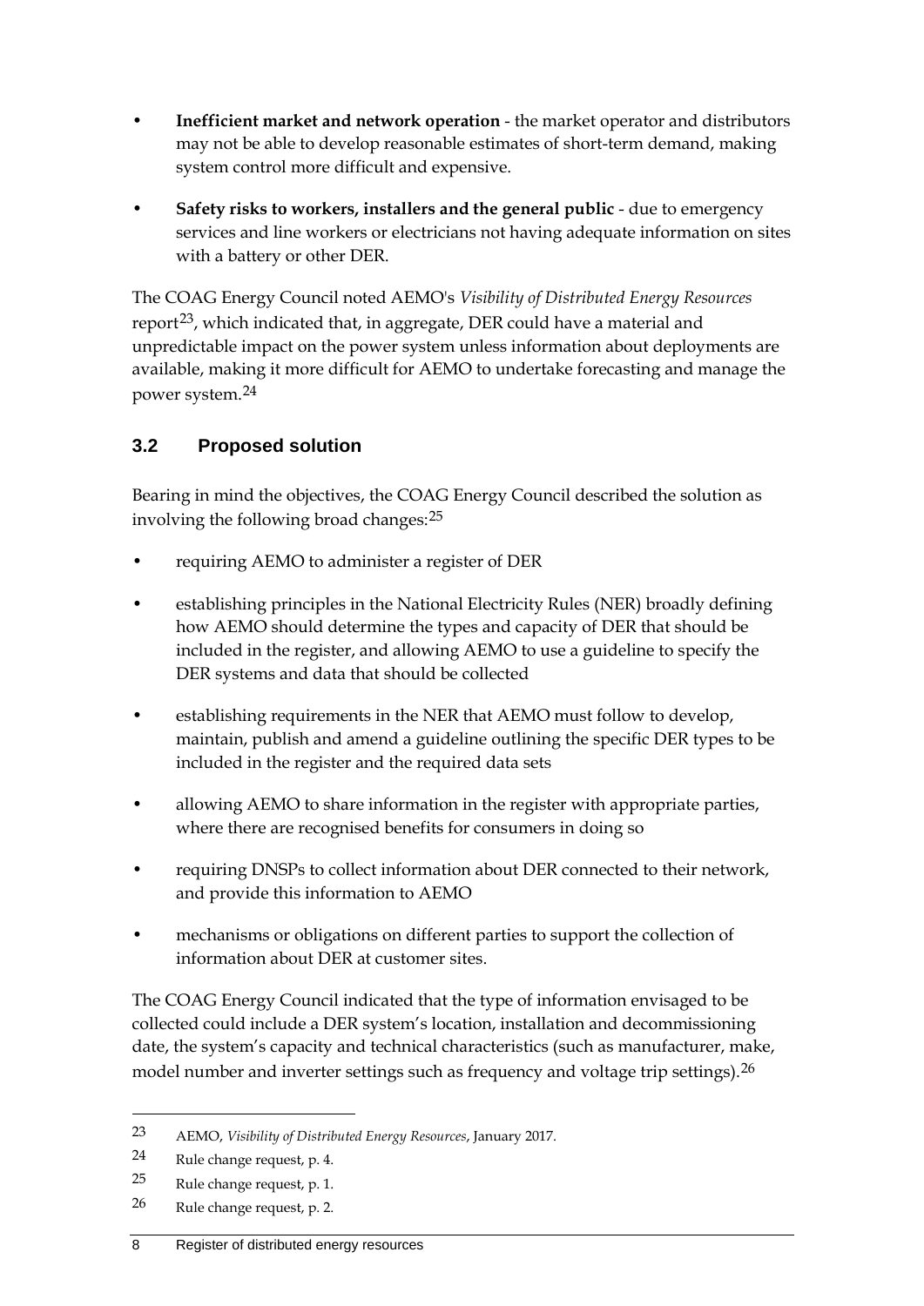- **Inefficient market and network operation** - the market operator and distributors may not be able to develop reasonable estimates of short-term demand, making system control more difficult and expensive.
- **Safety risks to workers, installers and the general public** - due to emergency services and line workers or electricians not having adequate information on sites with a battery or other DER.

The COAG Energy Council noted AEMO's *Visibility of Distributed Energy Resources* report[23], which indicated that, in aggregate, DER could have a material and unpredictable impact on the power system unless information about deployments are available, making it more difficult for AEMO to undertake forecasting and manage the power system.[24]

## 3.2 Proposed solution

Bearing in mind the objectives, the COAG Energy Council described the solution as involving the following broad changes:[25]

- requiring AEMO to administer a register of DER
- establishing principles in the National Electricity Rules (NER) broadly defining how AEMO should determine the types and capacity of DER that should be included in the register, and allowing AEMO to use a guideline to specify the DER systems and data that should be collected
- establishing requirements in the NER that AEMO must follow to develop, maintain, publish and amend a guideline outlining the specific DER types to be included in the register and the required data sets
- allowing AEMO to share information in the register with appropriate parties, where there are recognised benefits for consumers in doing so
- requiring DNSPs to collect information about DER connected to their network, and provide this information to AEMO
- mechanisms or obligations on different parties to support the collection of information about DER at customer sites.

The COAG Energy Council indicated that the type of information envisaged to be collected could include a DER system's location, installation and decommissioning date, the system's capacity and technical characteristics (such as manufacturer, make, model number and inverter settings such as frequency and voltage trip settings).[26]

---

23 AEMO, *Visibility of Distributed Energy Resources*, January 2017.

24 Rule change request, p. 4.

25 Rule change request, p. 1.

26 Rule change request, p. 2.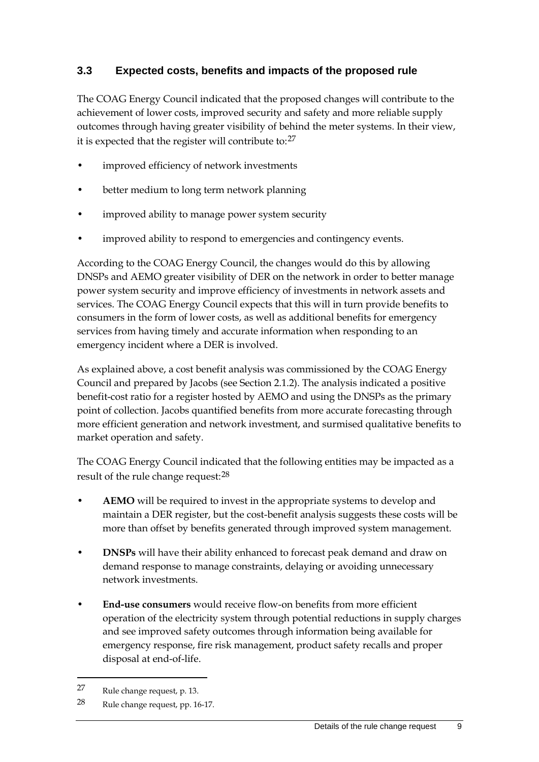## 3.3 Expected costs, benefits and impacts of the proposed rule

The COAG Energy Council indicated that the proposed changes will contribute to the achievement of lower costs, improved security and safety and more reliable supply outcomes through having greater visibility of behind the meter systems. In their view, it is expected that the register will contribute to:[27]

- improved efficiency of network investments
- better medium to long term network planning
- improved ability to manage power system security
- improved ability to respond to emergencies and contingency events.

According to the COAG Energy Council, the changes would do this by allowing DNSPs and AEMO greater visibility of DER on the network in order to better manage power system security and improve efficiency of investments in network assets and services. The COAG Energy Council expects that this will in turn provide benefits to consumers in the form of lower costs, as well as additional benefits for emergency services from having timely and accurate information when responding to an emergency incident where a DER is involved.

As explained above, a cost benefit analysis was commissioned by the COAG Energy Council and prepared by Jacobs (see Section 2.1.2). The analysis indicated a positive benefit-cost ratio for a register hosted by AEMO and using the DNSPs as the primary point of collection. Jacobs quantified benefits from more accurate forecasting through more efficient generation and network investment, and surmised qualitative benefits to market operation and safety.

The COAG Energy Council indicated that the following entities may be impacted as a result of the rule change request:[28]

- **AEMO** will be required to invest in the appropriate systems to develop and maintain a DER register, but the cost-benefit analysis suggests these costs will be more than offset by benefits generated through improved system management.
- **DNSPs** will have their ability enhanced to forecast peak demand and draw on demand response to manage constraints, delaying or avoiding unnecessary network investments.
- **End-use consumers** would receive flow-on benefits from more efficient operation of the electricity system through potential reductions in supply charges and see improved safety outcomes through information being available for emergency response, fire risk management, product safety recalls and proper disposal at end-of-life.

---

27 Rule change request, p. 13.

28 Rule change request, pp. 16-17.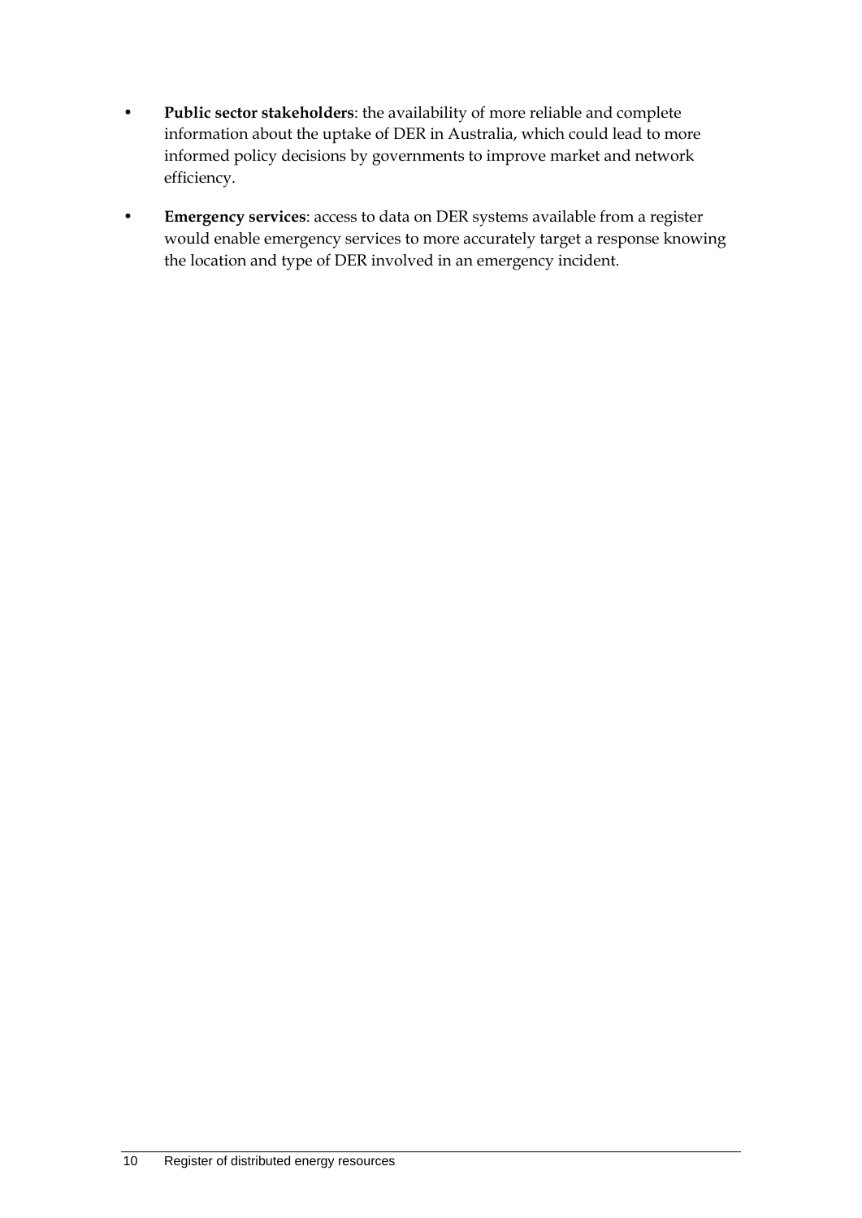- **Public sector stakeholders**: the availability of more reliable and complete information about the uptake of DER in Australia, which could lead to more informed policy decisions by governments to improve market and network efficiency.
- **Emergency services**: access to data on DER systems available from a register would enable emergency services to more accurately target a response knowing the location and type of DER involved in an emergency incident.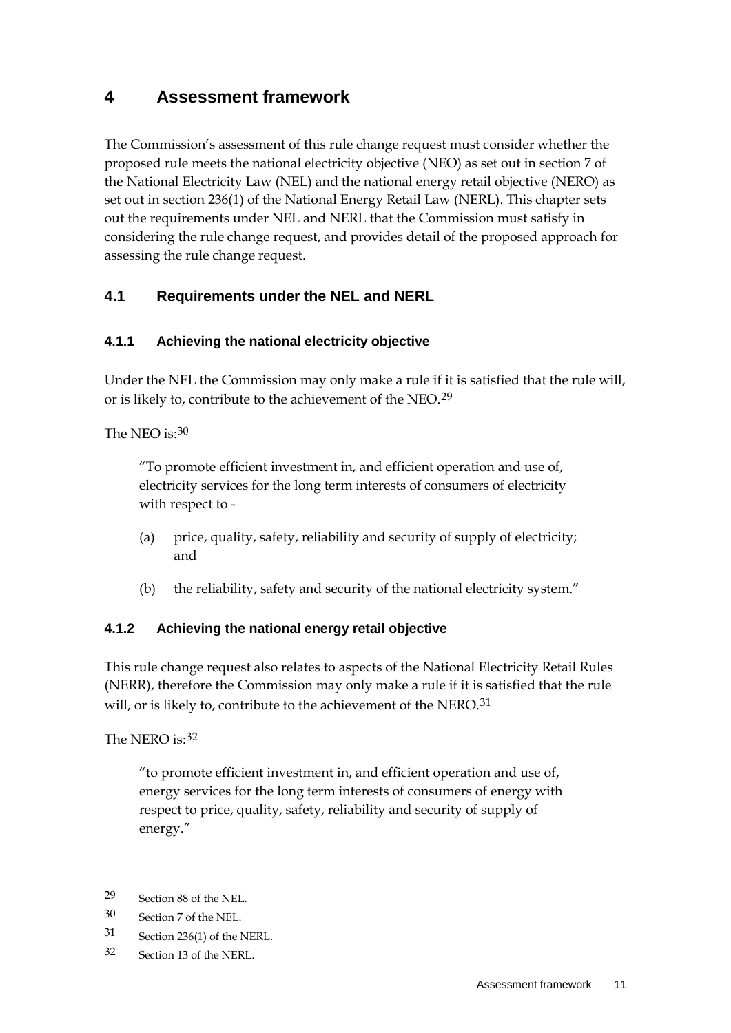# 4 Assessment framework

The Commission's assessment of this rule change request must consider whether the proposed rule meets the national electricity objective (NEO) as set out in section 7 of the National Electricity Law (NEL) and the national energy retail objective (NERO) as set out in section 236(1) of the National Energy Retail Law (NERL). This chapter sets out the requirements under NEL and NERL that the Commission must satisfy in considering the rule change request, and provides detail of the proposed approach for assessing the rule change request.

## 4.1 Requirements under the NEL and NERL

### 4.1.1 Achieving the national electricity objective

Under the NEL the Commission may only make a rule if it is satisfied that the rule will, or is likely to, contribute to the achievement of the NEO.[29]

The NEO is:[30]

> "To promote efficient investment in, and efficient operation and use of, electricity services for the long term interests of consumers of electricity with respect to -
>
> (a) price, quality, safety, reliability and security of supply of electricity; and
>
> (b) the reliability, safety and security of the national electricity system."

### 4.1.2 Achieving the national energy retail objective

This rule change request also relates to aspects of the National Electricity Retail Rules (NERR), therefore the Commission may only make a rule if it is satisfied that the rule will, or is likely to, contribute to the achievement of the NERO.[31]

The NERO is:[32]

> "to promote efficient investment in, and efficient operation and use of, energy services for the long term interests of consumers of energy with respect to price, quality, safety, reliability and security of supply of energy."

---

29 Section 88 of the NEL.

30 Section 7 of the NEL.

31 Section 236(1) of the NERL.

32 Section 13 of the NERL.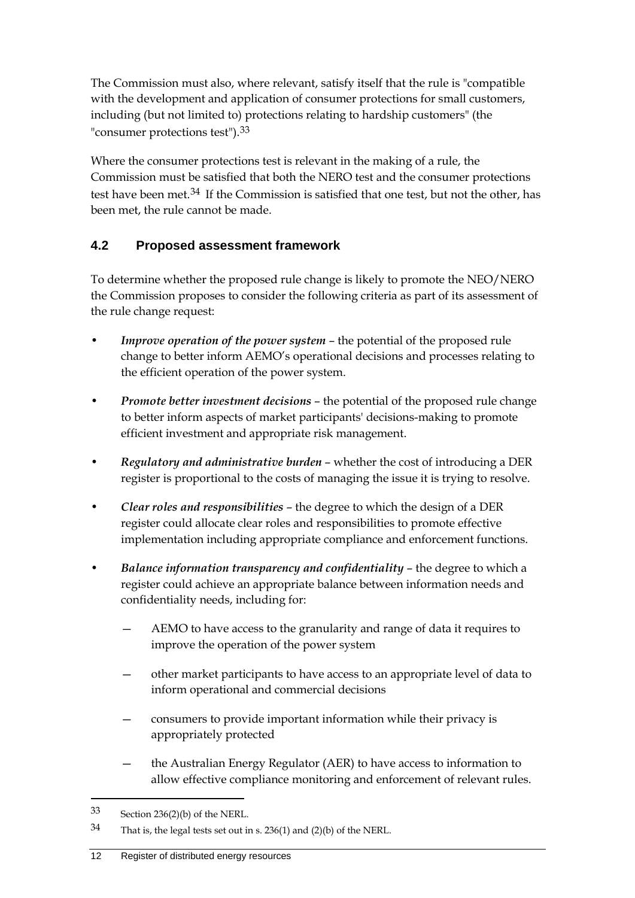The Commission must also, where relevant, satisfy itself that the rule is "compatible with the development and application of consumer protections for small customers, including (but not limited to) protections relating to hardship customers" (the "consumer protections test").[33]

Where the consumer protections test is relevant in the making of a rule, the Commission must be satisfied that both the NERO test and the consumer protections test have been met.[34] If the Commission is satisfied that one test, but not the other, has been met, the rule cannot be made.

## 4.2 Proposed assessment framework

To determine whether the proposed rule change is likely to promote the NEO/NERO the Commission proposes to consider the following criteria as part of its assessment of the rule change request:

- ***Improve operation of the power system*** – the potential of the proposed rule change to better inform AEMO's operational decisions and processes relating to the efficient operation of the power system.
- ***Promote better investment decisions*** – the potential of the proposed rule change to better inform aspects of market participants' decisions-making to promote efficient investment and appropriate risk management.
- ***Regulatory and administrative burden*** – whether the cost of introducing a DER register is proportional to the costs of managing the issue it is trying to resolve.
- ***Clear roles and responsibilities*** – the degree to which the design of a DER register could allocate clear roles and responsibilities to promote effective implementation including appropriate compliance and enforcement functions.
- ***Balance information transparency and confidentiality*** – the degree to which a register could achieve an appropriate balance between information needs and confidentiality needs, including for:
  - AEMO to have access to the granularity and range of data it requires to improve the operation of the power system
  - other market participants to have access to an appropriate level of data to inform operational and commercial decisions
  - consumers to provide important information while their privacy is appropriately protected
  - the Australian Energy Regulator (AER) to have access to information to allow effective compliance monitoring and enforcement of relevant rules.

---

33 Section 236(2)(b) of the NERL.

34 That is, the legal tests set out in s. 236(1) and (2)(b) of the NERL.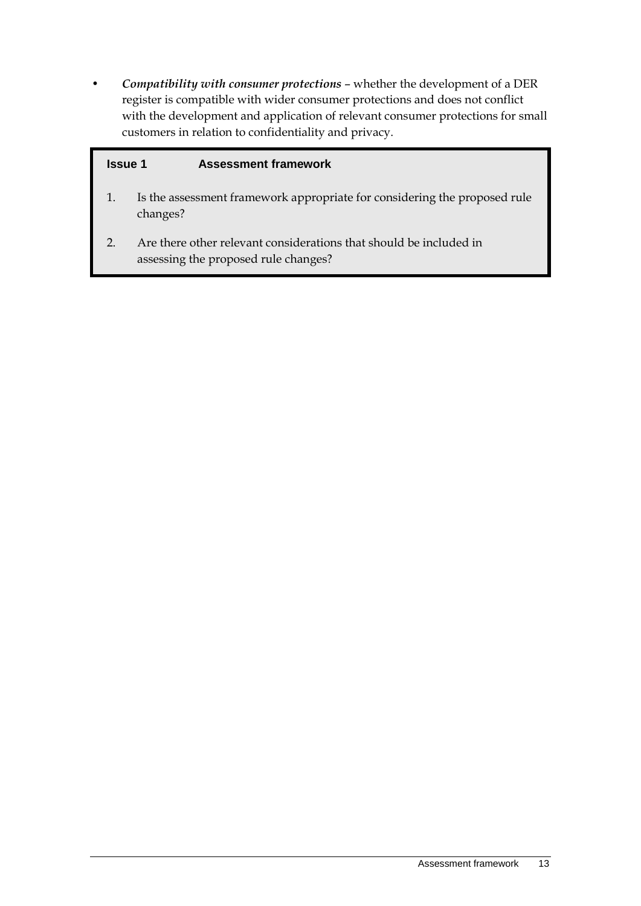- ***Compatibility with consumer protections*** – whether the development of a DER register is compatible with wider consumer protections and does not conflict with the development and application of relevant consumer protections for small customers in relation to confidentiality and privacy.

**Issue 1 Assessment framework**

1. Is the assessment framework appropriate for considering the proposed rule changes?
2. Are there other relevant considerations that should be included in assessing the proposed rule changes?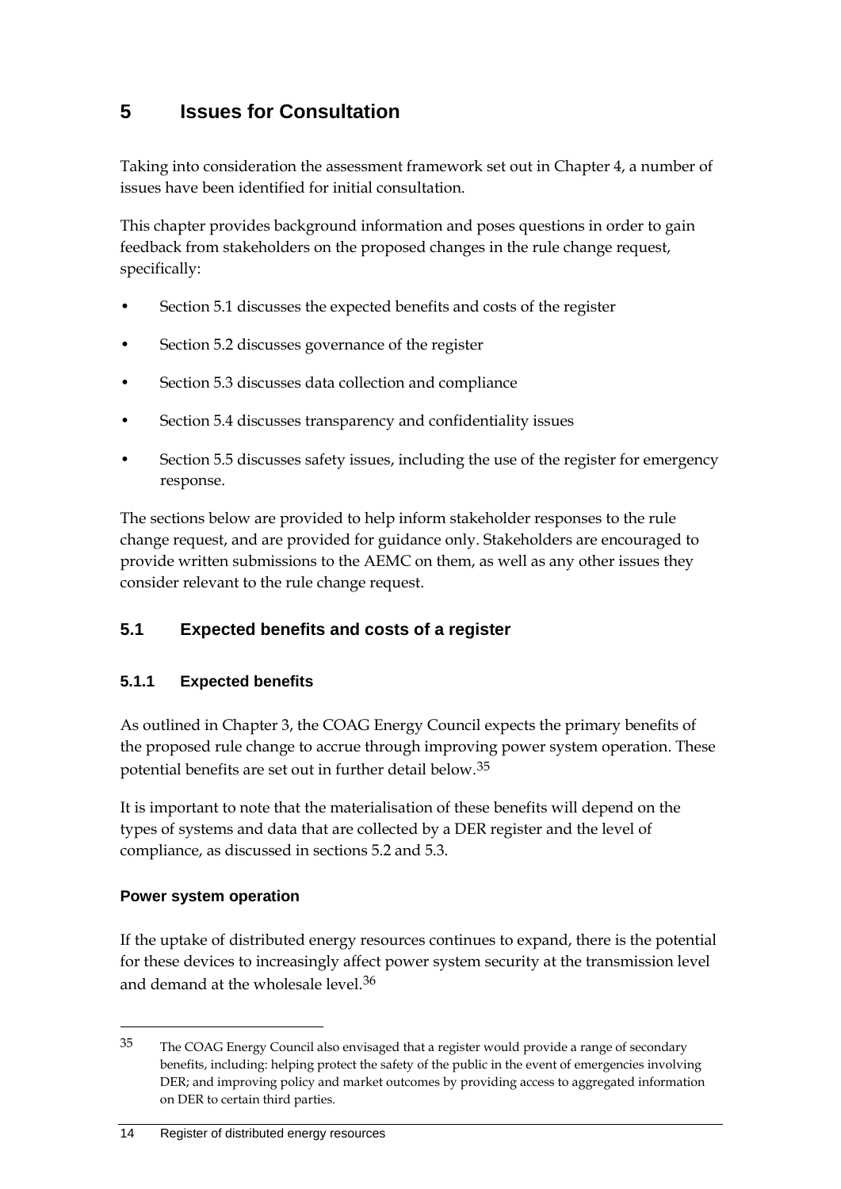# 5 Issues for Consultation

Taking into consideration the assessment framework set out in Chapter 4, a number of issues have been identified for initial consultation.

This chapter provides background information and poses questions in order to gain feedback from stakeholders on the proposed changes in the rule change request, specifically:

- Section 5.1 discusses the expected benefits and costs of the register
- Section 5.2 discusses governance of the register
- Section 5.3 discusses data collection and compliance
- Section 5.4 discusses transparency and confidentiality issues
- Section 5.5 discusses safety issues, including the use of the register for emergency response.

The sections below are provided to help inform stakeholder responses to the rule change request, and are provided for guidance only. Stakeholders are encouraged to provide written submissions to the AEMC on them, as well as any other issues they consider relevant to the rule change request.

## 5.1 Expected benefits and costs of a register

### 5.1.1 Expected benefits

As outlined in Chapter 3, the COAG Energy Council expects the primary benefits of the proposed rule change to accrue through improving power system operation. These potential benefits are set out in further detail below.[35]

It is important to note that the materialisation of these benefits will depend on the types of systems and data that are collected by a DER register and the level of compliance, as discussed in sections 5.2 and 5.3.

#### Power system operation

If the uptake of distributed energy resources continues to expand, there is the potential for these devices to increasingly affect power system security at the transmission level and demand at the wholesale level.[36]

---

[35] The COAG Energy Council also envisaged that a register would provide a range of secondary benefits, including: helping protect the safety of the public in the event of emergencies involving DER; and improving policy and market outcomes by providing access to aggregated information on DER to certain third parties.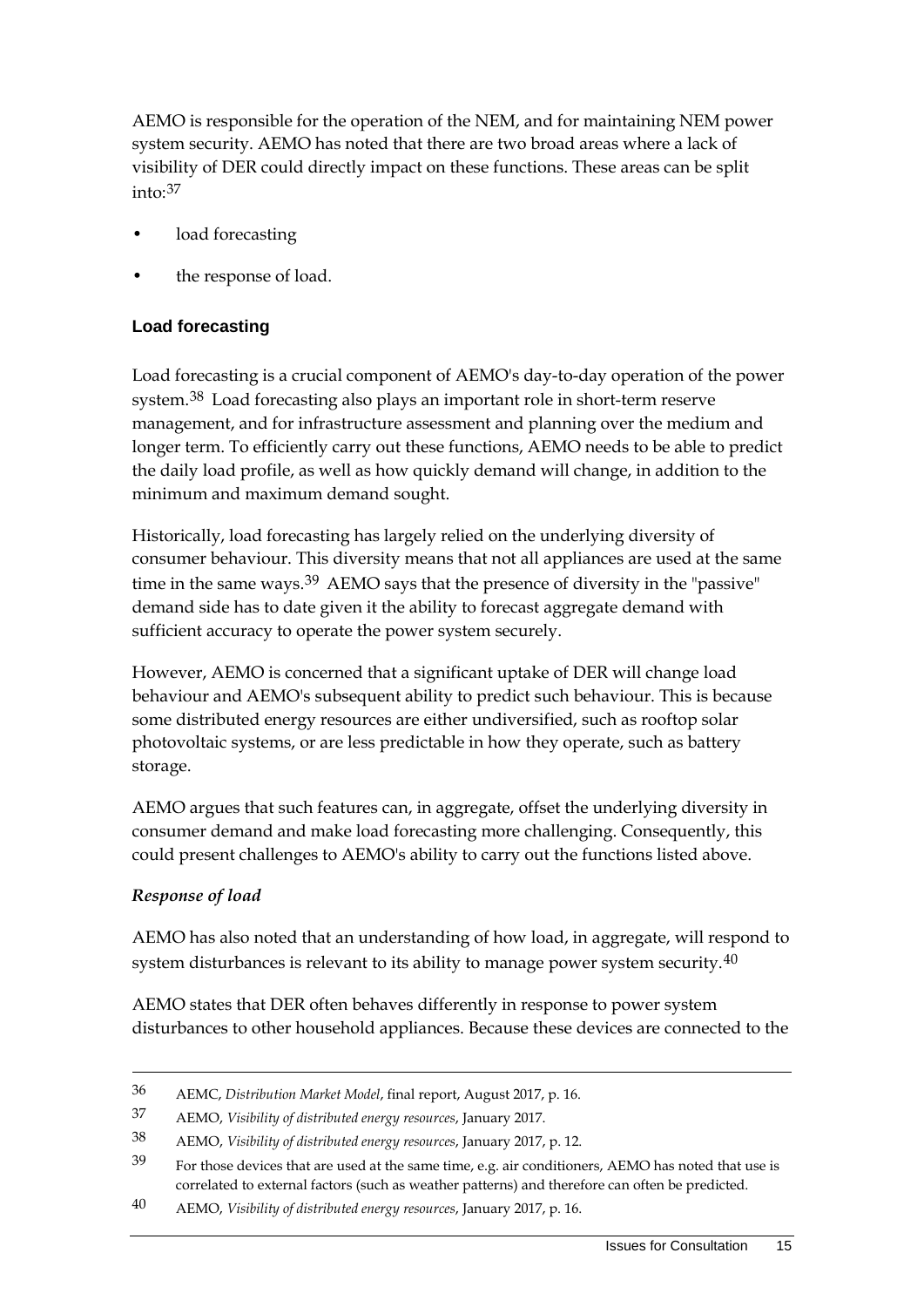AEMO is responsible for the operation of the NEM, and for maintaining NEM power system security. AEMO has noted that there are two broad areas where a lack of visibility of DER could directly impact on these functions. These areas can be split into:[37]

- load forecasting
- the response of load.

### Load forecasting

Load forecasting is a crucial component of AEMO's day-to-day operation of the power system.[38] Load forecasting also plays an important role in short-term reserve management, and for infrastructure assessment and planning over the medium and longer term. To efficiently carry out these functions, AEMO needs to be able to predict the daily load profile, as well as how quickly demand will change, in addition to the minimum and maximum demand sought.

Historically, load forecasting has largely relied on the underlying diversity of consumer behaviour. This diversity means that not all appliances are used at the same time in the same ways.[39] AEMO says that the presence of diversity in the "passive" demand side has to date given it the ability to forecast aggregate demand with sufficient accuracy to operate the power system securely.

However, AEMO is concerned that a significant uptake of DER will change load behaviour and AEMO's subsequent ability to predict such behaviour. This is because some distributed energy resources are either undiversified, such as rooftop solar photovoltaic systems, or are less predictable in how they operate, such as battery storage.

AEMO argues that such features can, in aggregate, offset the underlying diversity in consumer demand and make load forecasting more challenging. Consequently, this could present challenges to AEMO's ability to carry out the functions listed above.

#### *Response of load*

AEMO has also noted that an understanding of how load, in aggregate, will respond to system disturbances is relevant to its ability to manage power system security.[40]

AEMO states that DER often behaves differently in response to power system disturbances to other household appliances. Because these devices are connected to the

---

36 AEMC, *Distribution Market Model*, final report, August 2017, p. 16.

37 AEMO, *Visibility of distributed energy resources*, January 2017.

38 AEMO, *Visibility of distributed energy resources*, January 2017, p. 12.

39 For those devices that are used at the same time, e.g. air conditioners, AEMO has noted that use is correlated to external factors (such as weather patterns) and therefore can often be predicted.

40 AEMO, *Visibility of distributed energy resources*, January 2017, p. 16.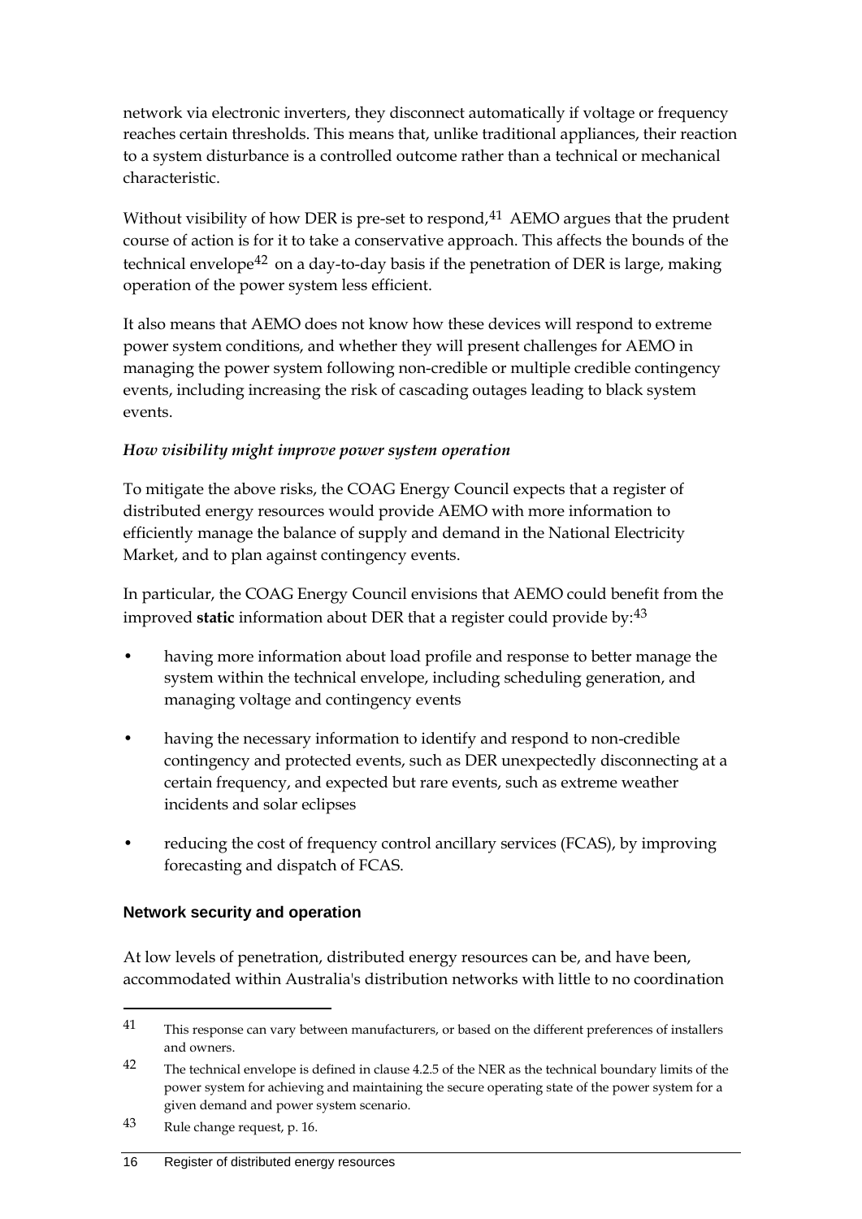network via electronic inverters, they disconnect automatically if voltage or frequency reaches certain thresholds. This means that, unlike traditional appliances, their reaction to a system disturbance is a controlled outcome rather than a technical or mechanical characteristic.

Without visibility of how DER is pre-set to respond,[41] AEMO argues that the prudent course of action is for it to take a conservative approach. This affects the bounds of the technical envelope[42] on a day-to-day basis if the penetration of DER is large, making operation of the power system less efficient.

It also means that AEMO does not know how these devices will respond to extreme power system conditions, and whether they will present challenges for AEMO in managing the power system following non-credible or multiple credible contingency events, including increasing the risk of cascading outages leading to black system events.

### *How visibility might improve power system operation*

To mitigate the above risks, the COAG Energy Council expects that a register of distributed energy resources would provide AEMO with more information to efficiently manage the balance of supply and demand in the National Electricity Market, and to plan against contingency events.

In particular, the COAG Energy Council envisions that AEMO could benefit from the improved **static** information about DER that a register could provide by:[43]

- having more information about load profile and response to better manage the system within the technical envelope, including scheduling generation, and managing voltage and contingency events
- having the necessary information to identify and respond to non-credible contingency and protected events, such as DER unexpectedly disconnecting at a certain frequency, and expected but rare events, such as extreme weather incidents and solar eclipses
- reducing the cost of frequency control ancillary services (FCAS), by improving forecasting and dispatch of FCAS.

### Network security and operation

At low levels of penetration, distributed energy resources can be, and have been, accommodated within Australia's distribution networks with little to no coordination

---

41 This response can vary between manufacturers, or based on the different preferences of installers and owners.

42 The technical envelope is defined in clause 4.2.5 of the NER as the technical boundary limits of the power system for achieving and maintaining the secure operating state of the power system for a given demand and power system scenario.

43 Rule change request, p. 16.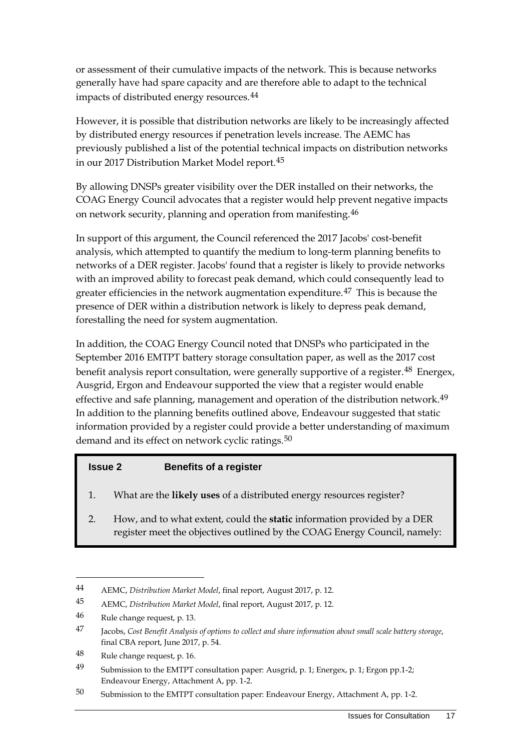or assessment of their cumulative impacts of the network. This is because networks generally have had spare capacity and are therefore able to adapt to the technical impacts of distributed energy resources.[44]

However, it is possible that distribution networks are likely to be increasingly affected by distributed energy resources if penetration levels increase. The AEMC has previously published a list of the potential technical impacts on distribution networks in our 2017 Distribution Market Model report.[45]

By allowing DNSPs greater visibility over the DER installed on their networks, the COAG Energy Council advocates that a register would help prevent negative impacts on network security, planning and operation from manifesting.[46]

In support of this argument, the Council referenced the 2017 Jacobs' cost-benefit analysis, which attempted to quantify the medium to long-term planning benefits to networks of a DER register. Jacobs' found that a register is likely to provide networks with an improved ability to forecast peak demand, which could consequently lead to greater efficiencies in the network augmentation expenditure.[47] This is because the presence of DER within a distribution network is likely to depress peak demand, forestalling the need for system augmentation.

In addition, the COAG Energy Council noted that DNSPs who participated in the September 2016 EMTPT battery storage consultation paper, as well as the 2017 cost benefit analysis report consultation, were generally supportive of a register.[48] Energex, Ausgrid, Ergon and Endeavour supported the view that a register would enable effective and safe planning, management and operation of the distribution network.[49] In addition to the planning benefits outlined above, Endeavour suggested that static information provided by a register could provide a better understanding of maximum demand and its effect on network cyclic ratings.[50]

> **Issue 2 Benefits of a register**
>
> 1. What are the **likely uses** of a distributed energy resources register?
> 2. How, and to what extent, could the **static** information provided by a DER register meet the objectives outlined by the COAG Energy Council, namely:

---

44 AEMC, *Distribution Market Model*, final report, August 2017, p. 12.

45 AEMC, *Distribution Market Model*, final report, August 2017, p. 12.

46 Rule change request, p. 13.

47 Jacobs, *Cost Benefit Analysis of options to collect and share information about small scale battery storage*, final CBA report, June 2017, p. 54.

48 Rule change request, p. 16.

49 Submission to the EMTPT consultation paper: Ausgrid, p. 1; Energex, p. 1; Ergon pp.1-2; Endeavour Energy, Attachment A, pp. 1-2.

50 Submission to the EMTPT consultation paper: Endeavour Energy, Attachment A, pp. 1-2.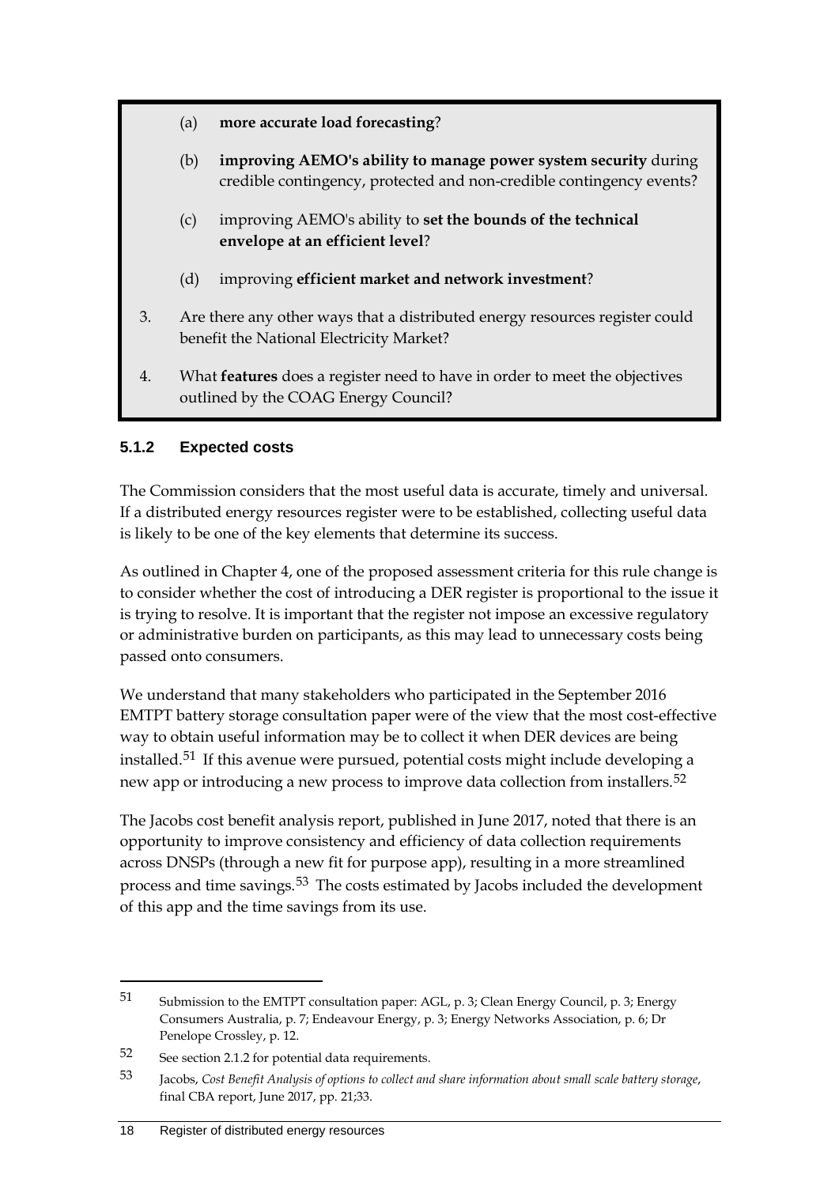(a) **more accurate load forecasting**?

(b) **improving AEMO's ability to manage power system security** during credible contingency, protected and non-credible contingency events?

(c) improving AEMO's ability to **set the bounds of the technical envelope at an efficient level**?

(d) improving **efficient market and network investment**?

3. Are there any other ways that a distributed energy resources register could benefit the National Electricity Market?

4. What **features** does a register need to have in order to meet the objectives outlined by the COAG Energy Council?

### 5.1.2 Expected costs

The Commission considers that the most useful data is accurate, timely and universal. If a distributed energy resources register were to be established, collecting useful data is likely to be one of the key elements that determine its success.

As outlined in Chapter 4, one of the proposed assessment criteria for this rule change is to consider whether the cost of introducing a DER register is proportional to the issue it is trying to resolve. It is important that the register not impose an excessive regulatory or administrative burden on participants, as this may lead to unnecessary costs being passed onto consumers.

We understand that many stakeholders who participated in the September 2016 EMTPT battery storage consultation paper were of the view that the most cost-effective way to obtain useful information may be to collect it when DER devices are being installed.[51] If this avenue were pursued, potential costs might include developing a new app or introducing a new process to improve data collection from installers.[52]

The Jacobs cost benefit analysis report, published in June 2017, noted that there is an opportunity to improve consistency and efficiency of data collection requirements across DNSPs (through a new fit for purpose app), resulting in a more streamlined process and time savings.[53] The costs estimated by Jacobs included the development of this app and the time savings from its use.

---

51 Submission to the EMTPT consultation paper: AGL, p. 3; Clean Energy Council, p. 3; Energy Consumers Australia, p. 7; Endeavour Energy, p. 3; Energy Networks Association, p. 6; Dr Penelope Crossley, p. 12.

52 See section 2.1.2 for potential data requirements.

53 Jacobs, *Cost Benefit Analysis of options to collect and share information about small scale battery storage*, final CBA report, June 2017, pp. 21;33.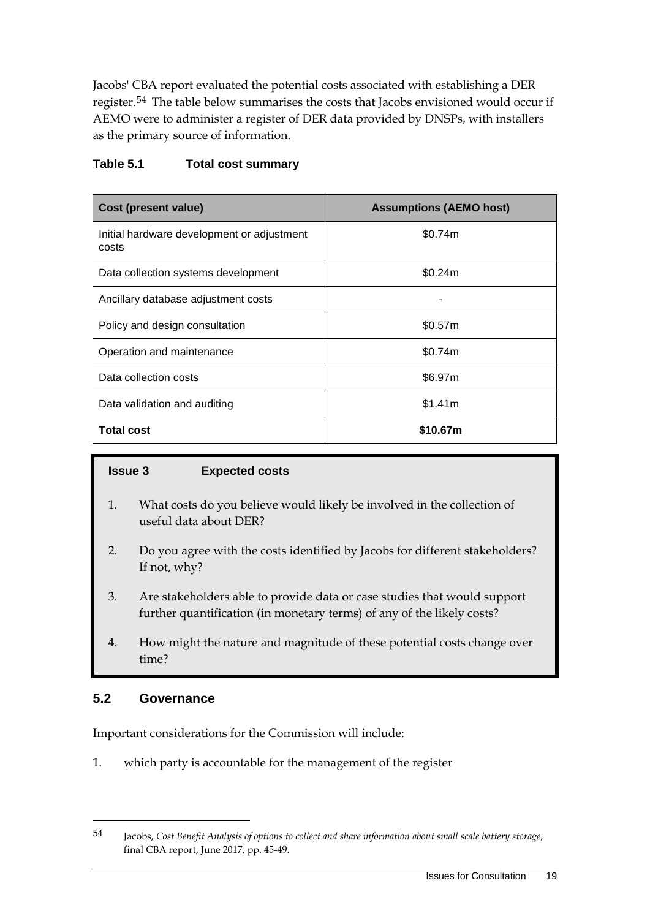Jacobs' CBA report evaluated the potential costs associated with establishing a DER register.[54] The table below summarises the costs that Jacobs envisioned would occur if AEMO were to administer a register of DER data provided by DNSPs, with installers as the primary source of information.

**Table 5.1 Total cost summary**

| Cost (present value) | Assumptions (AEMO host) |
|---|---|
| Initial hardware development or adjustment costs | \$0.74m |
| Data collection systems development | \$0.24m |
| Ancillary database adjustment costs | - |
| Policy and design consultation | \$0.57m |
| Operation and maintenance | \$0.74m |
| Data collection costs | \$6.97m |
| Data validation and auditing | \$1.41m |
| **Total cost** | **\$10.67m** |

**Issue 3 Expected costs**

1. What costs do you believe would likely be involved in the collection of useful data about DER?
2. Do you agree with the costs identified by Jacobs for different stakeholders? If not, why?
3. Are stakeholders able to provide data or case studies that would support further quantification (in monetary terms) of any of the likely costs?
4. How might the nature and magnitude of these potential costs change over time?

## 5.2 Governance

Important considerations for the Commission will include:

1. which party is accountable for the management of the register

[54] Jacobs, *Cost Benefit Analysis of options to collect and share information about small scale battery storage*, final CBA report, June 2017, pp. 45-49.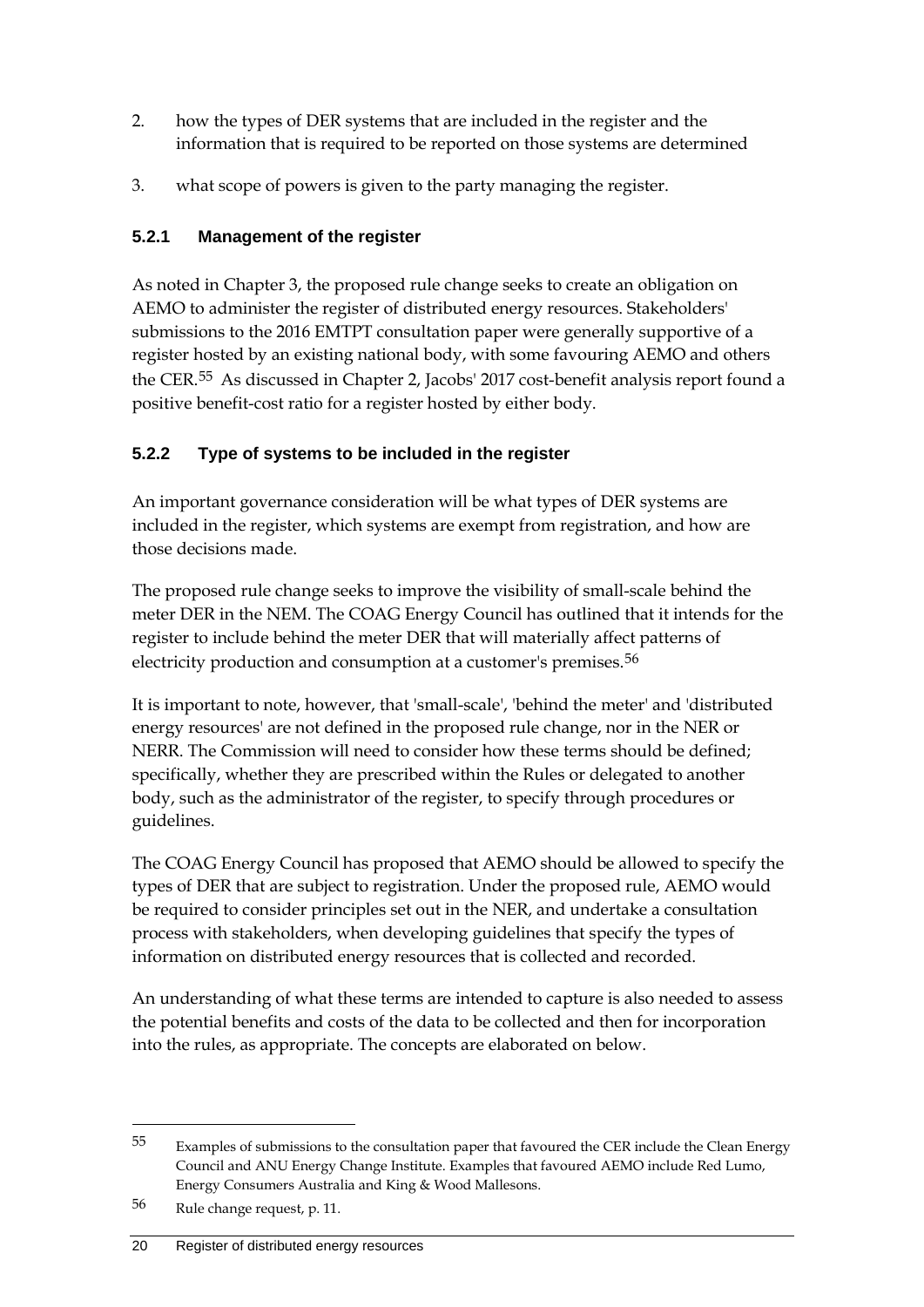2. how the types of DER systems that are included in the register and the information that is required to be reported on those systems are determined
3. what scope of powers is given to the party managing the register.

### 5.2.1 Management of the register

As noted in Chapter 3, the proposed rule change seeks to create an obligation on AEMO to administer the register of distributed energy resources. Stakeholders' submissions to the 2016 EMTPT consultation paper were generally supportive of a register hosted by an existing national body, with some favouring AEMO and others the CER.[55] As discussed in Chapter 2, Jacobs' 2017 cost-benefit analysis report found a positive benefit-cost ratio for a register hosted by either body.

### 5.2.2 Type of systems to be included in the register

An important governance consideration will be what types of DER systems are included in the register, which systems are exempt from registration, and how are those decisions made.

The proposed rule change seeks to improve the visibility of small-scale behind the meter DER in the NEM. The COAG Energy Council has outlined that it intends for the register to include behind the meter DER that will materially affect patterns of electricity production and consumption at a customer's premises.[56]

It is important to note, however, that 'small-scale', 'behind the meter' and 'distributed energy resources' are not defined in the proposed rule change, nor in the NER or NERR. The Commission will need to consider how these terms should be defined; specifically, whether they are prescribed within the Rules or delegated to another body, such as the administrator of the register, to specify through procedures or guidelines.

The COAG Energy Council has proposed that AEMO should be allowed to specify the types of DER that are subject to registration. Under the proposed rule, AEMO would be required to consider principles set out in the NER, and undertake a consultation process with stakeholders, when developing guidelines that specify the types of information on distributed energy resources that is collected and recorded.

An understanding of what these terms are intended to capture is also needed to assess the potential benefits and costs of the data to be collected and then for incorporation into the rules, as appropriate. The concepts are elaborated on below.

---

[55] Examples of submissions to the consultation paper that favoured the CER include the Clean Energy Council and ANU Energy Change Institute. Examples that favoured AEMO include Red Lumo, Energy Consumers Australia and King & Wood Mallesons.

[56] Rule change request, p. 11.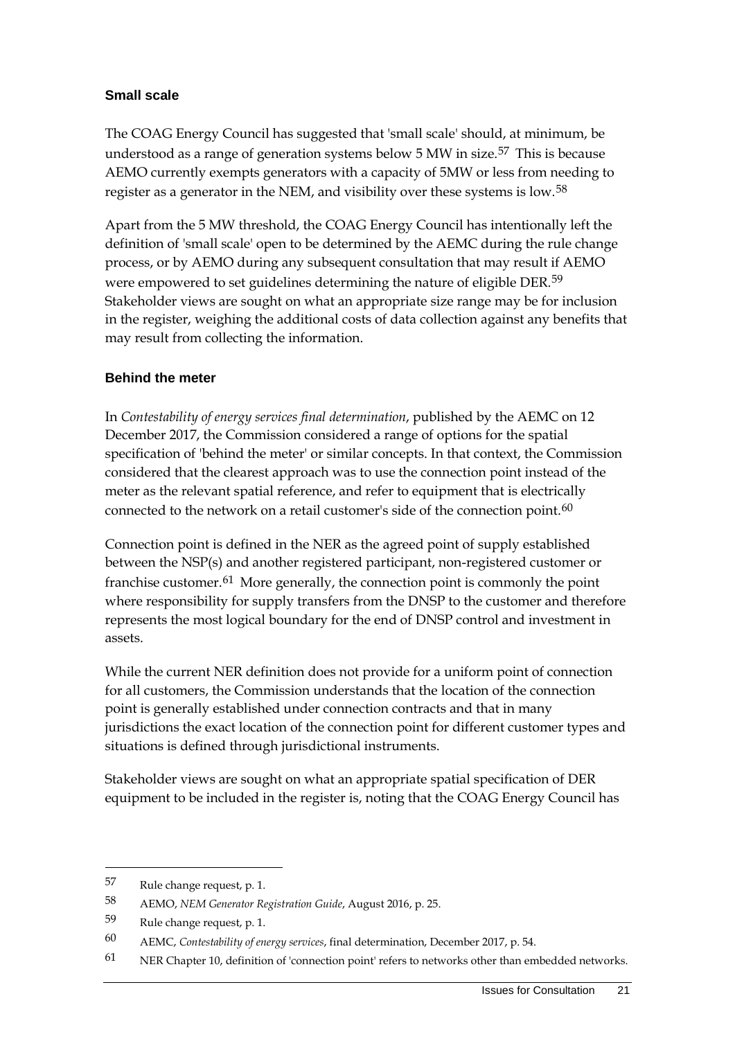### Small scale

The COAG Energy Council has suggested that 'small scale' should, at minimum, be understood as a range of generation systems below 5 MW in size.[57] This is because AEMO currently exempts generators with a capacity of 5MW or less from needing to register as a generator in the NEM, and visibility over these systems is low.[58]

Apart from the 5 MW threshold, the COAG Energy Council has intentionally left the definition of 'small scale' open to be determined by the AEMC during the rule change process, or by AEMO during any subsequent consultation that may result if AEMO were empowered to set guidelines determining the nature of eligible DER.[59] Stakeholder views are sought on what an appropriate size range may be for inclusion in the register, weighing the additional costs of data collection against any benefits that may result from collecting the information.

### Behind the meter

In *Contestability of energy services final determination*, published by the AEMC on 12 December 2017, the Commission considered a range of options for the spatial specification of 'behind the meter' or similar concepts. In that context, the Commission considered that the clearest approach was to use the connection point instead of the meter as the relevant spatial reference, and refer to equipment that is electrically connected to the network on a retail customer's side of the connection point.[60]

Connection point is defined in the NER as the agreed point of supply established between the NSP(s) and another registered participant, non-registered customer or franchise customer.[61] More generally, the connection point is commonly the point where responsibility for supply transfers from the DNSP to the customer and therefore represents the most logical boundary for the end of DNSP control and investment in assets.

While the current NER definition does not provide for a uniform point of connection for all customers, the Commission understands that the location of the connection point is generally established under connection contracts and that in many jurisdictions the exact location of the connection point for different customer types and situations is defined through jurisdictional instruments.

Stakeholder views are sought on what an appropriate spatial specification of DER equipment to be included in the register is, noting that the COAG Energy Council has

---

57 Rule change request, p. 1.

58 AEMO, *NEM Generator Registration Guide*, August 2016, p. 25.

59 Rule change request, p. 1.

60 AEMC, *Contestability of energy services*, final determination, December 2017, p. 54.

61 NER Chapter 10, definition of 'connection point' refers to networks other than embedded networks.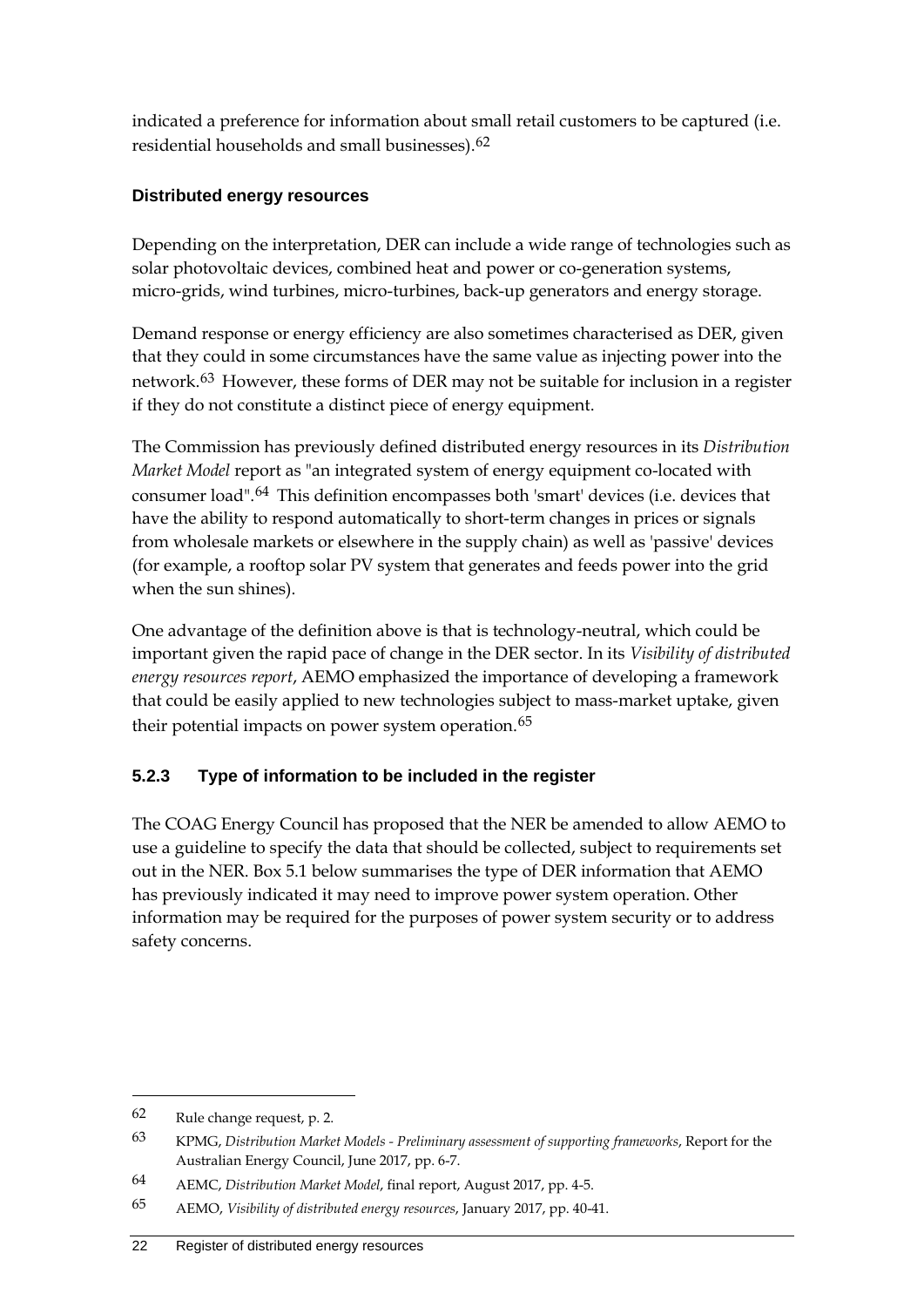indicated a preference for information about small retail customers to be captured (i.e. residential households and small businesses).[62]

### Distributed energy resources

Depending on the interpretation, DER can include a wide range of technologies such as solar photovoltaic devices, combined heat and power or co-generation systems, micro-grids, wind turbines, micro-turbines, back-up generators and energy storage.

Demand response or energy efficiency are also sometimes characterised as DER, given that they could in some circumstances have the same value as injecting power into the network.[63] However, these forms of DER may not be suitable for inclusion in a register if they do not constitute a distinct piece of energy equipment.

The Commission has previously defined distributed energy resources in its *Distribution Market Model* report as "an integrated system of energy equipment co-located with consumer load".[64] This definition encompasses both 'smart' devices (i.e. devices that have the ability to respond automatically to short-term changes in prices or signals from wholesale markets or elsewhere in the supply chain) as well as 'passive' devices (for example, a rooftop solar PV system that generates and feeds power into the grid when the sun shines).

One advantage of the definition above is that is technology-neutral, which could be important given the rapid pace of change in the DER sector. In its *Visibility of distributed energy resources report*, AEMO emphasized the importance of developing a framework that could be easily applied to new technologies subject to mass-market uptake, given their potential impacts on power system operation.[65]

## 5.2.3 Type of information to be included in the register

The COAG Energy Council has proposed that the NER be amended to allow AEMO to use a guideline to specify the data that should be collected, subject to requirements set out in the NER. Box 5.1 below summarises the type of DER information that AEMO has previously indicated it may need to improve power system operation. Other information may be required for the purposes of power system security or to address safety concerns.

---

62 Rule change request, p. 2.

63 KPMG, *Distribution Market Models - Preliminary assessment of supporting frameworks*, Report for the Australian Energy Council, June 2017, pp. 6-7.

64 AEMC, *Distribution Market Model*, final report, August 2017, pp. 4-5.

65 AEMO, *Visibility of distributed energy resources*, January 2017, pp. 40-41.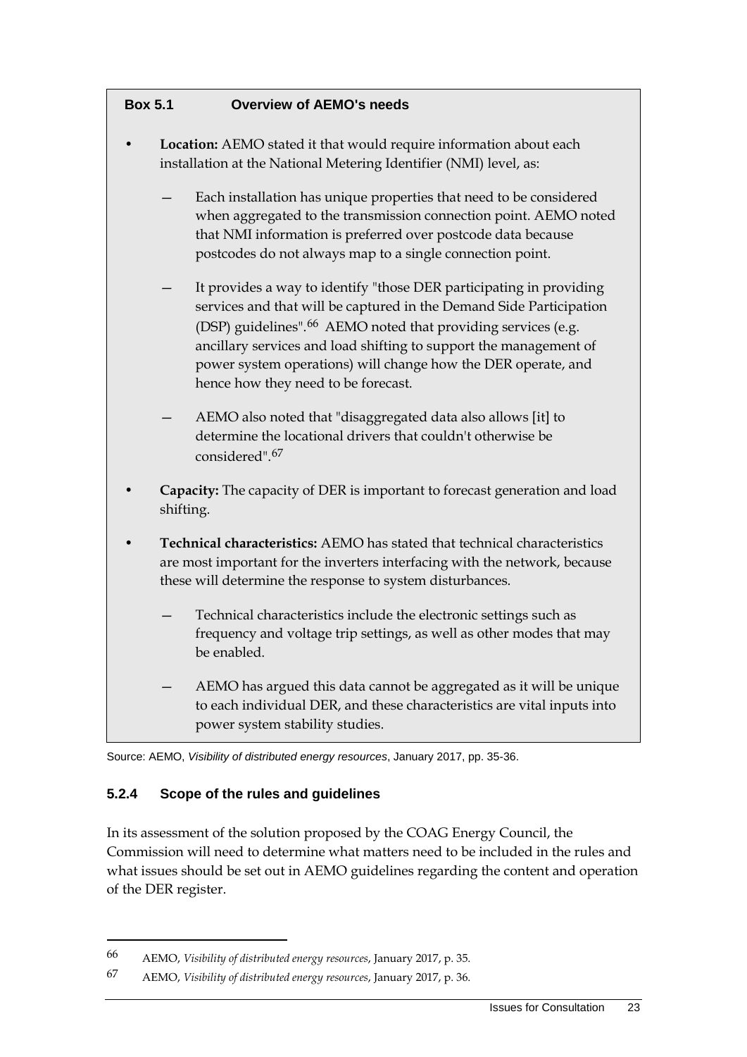**Box 5.1 Overview of AEMO's needs**

- **Location:** AEMO stated it that would require information about each installation at the National Metering Identifier (NMI) level, as:
  - Each installation has unique properties that need to be considered when aggregated to the transmission connection point. AEMO noted that NMI information is preferred over postcode data because postcodes do not always map to a single connection point.
  - It provides a way to identify "those DER participating in providing services and that will be captured in the Demand Side Participation (DSP) guidelines".[66] AEMO noted that providing services (e.g. ancillary services and load shifting to support the management of power system operations) will change how the DER operate, and hence how they need to be forecast.
  - AEMO also noted that "disaggregated data also allows [it] to determine the locational drivers that couldn't otherwise be considered".[67]
- **Capacity:** The capacity of DER is important to forecast generation and load shifting.
- **Technical characteristics:** AEMO has stated that technical characteristics are most important for the inverters interfacing with the network, because these will determine the response to system disturbances.
  - Technical characteristics include the electronic settings such as frequency and voltage trip settings, as well as other modes that may be enabled.
  - AEMO has argued this data cannot be aggregated as it will be unique to each individual DER, and these characteristics are vital inputs into power system stability studies.

Source: AEMO, *Visibility of distributed energy resources*, January 2017, pp. 35-36.

### 5.2.4 Scope of the rules and guidelines

In its assessment of the solution proposed by the COAG Energy Council, the Commission will need to determine what matters need to be included in the rules and what issues should be set out in AEMO guidelines regarding the content and operation of the DER register.

---

66 AEMO, *Visibility of distributed energy resources*, January 2017, p. 35.

67 AEMO, *Visibility of distributed energy resources*, January 2017, p. 36.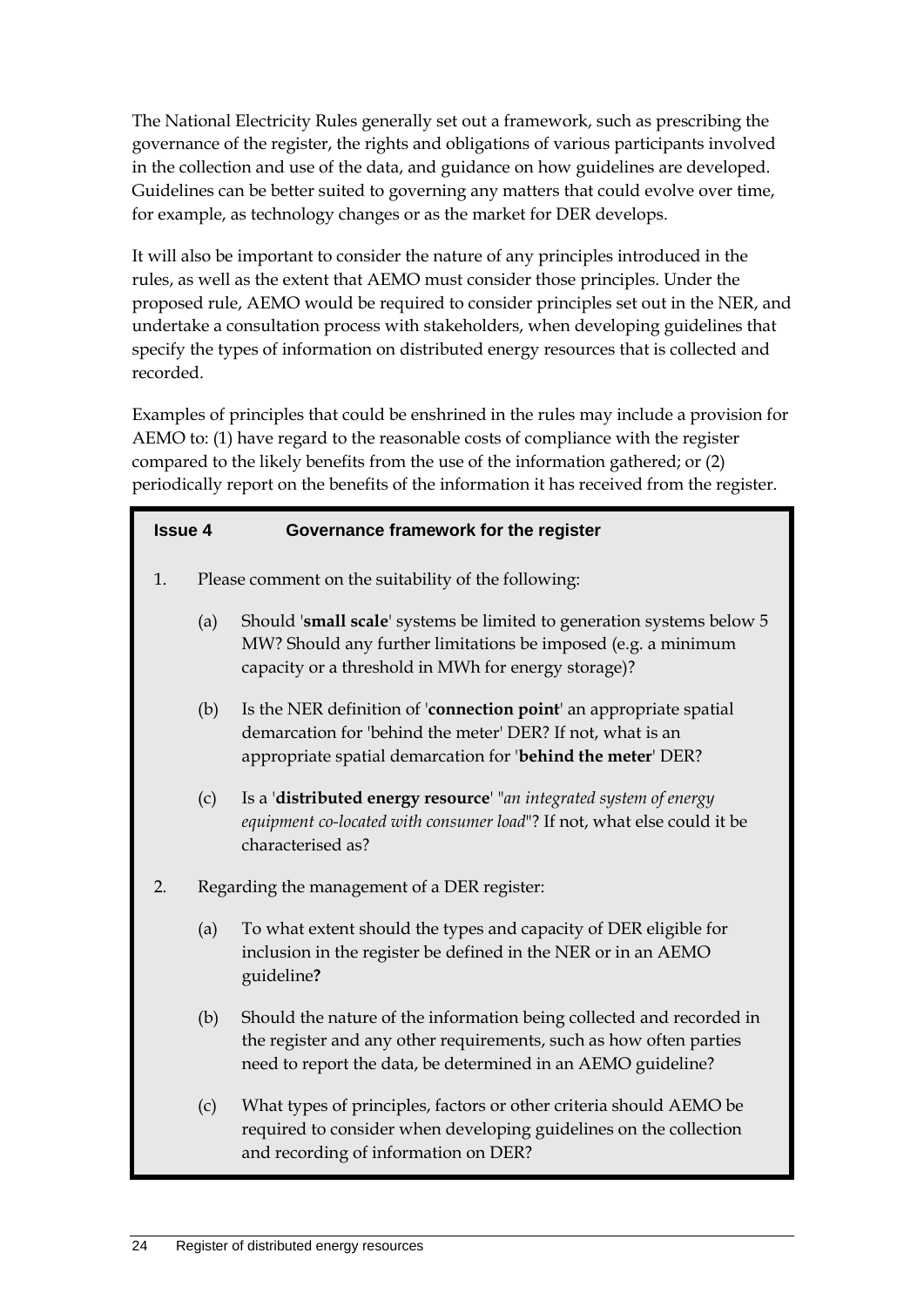The National Electricity Rules generally set out a framework, such as prescribing the governance of the register, the rights and obligations of various participants involved in the collection and use of the data, and guidance on how guidelines are developed. Guidelines can be better suited to governing any matters that could evolve over time, for example, as technology changes or as the market for DER develops.

It will also be important to consider the nature of any principles introduced in the rules, as well as the extent that AEMO must consider those principles. Under the proposed rule, AEMO would be required to consider principles set out in the NER, and undertake a consultation process with stakeholders, when developing guidelines that specify the types of information on distributed energy resources that is collected and recorded.

Examples of principles that could be enshrined in the rules may include a provision for AEMO to: (1) have regard to the reasonable costs of compliance with the register compared to the likely benefits from the use of the information gathered; or (2) periodically report on the benefits of the information it has received from the register.

**Issue 4 Governance framework for the register**

1. Please comment on the suitability of the following:

   (a) Should '**small scale**' systems be limited to generation systems below 5 MW? Should any further limitations be imposed (e.g. a minimum capacity or a threshold in MWh for energy storage)?

   (b) Is the NER definition of '**connection point**' an appropriate spatial demarcation for 'behind the meter' DER? If not, what is an appropriate spatial demarcation for '**behind the meter**' DER?

   (c) Is a '**distributed energy resource**' "*an integrated system of energy equipment co-located with consumer load*"? If not, what else could it be characterised as?

2. Regarding the management of a DER register:

   (a) To what extent should the types and capacity of DER eligible for inclusion in the register be defined in the NER or in an AEMO guideline**?**

   (b) Should the nature of the information being collected and recorded in the register and any other requirements, such as how often parties need to report the data, be determined in an AEMO guideline?

   (c) What types of principles, factors or other criteria should AEMO be required to consider when developing guidelines on the collection and recording of information on DER?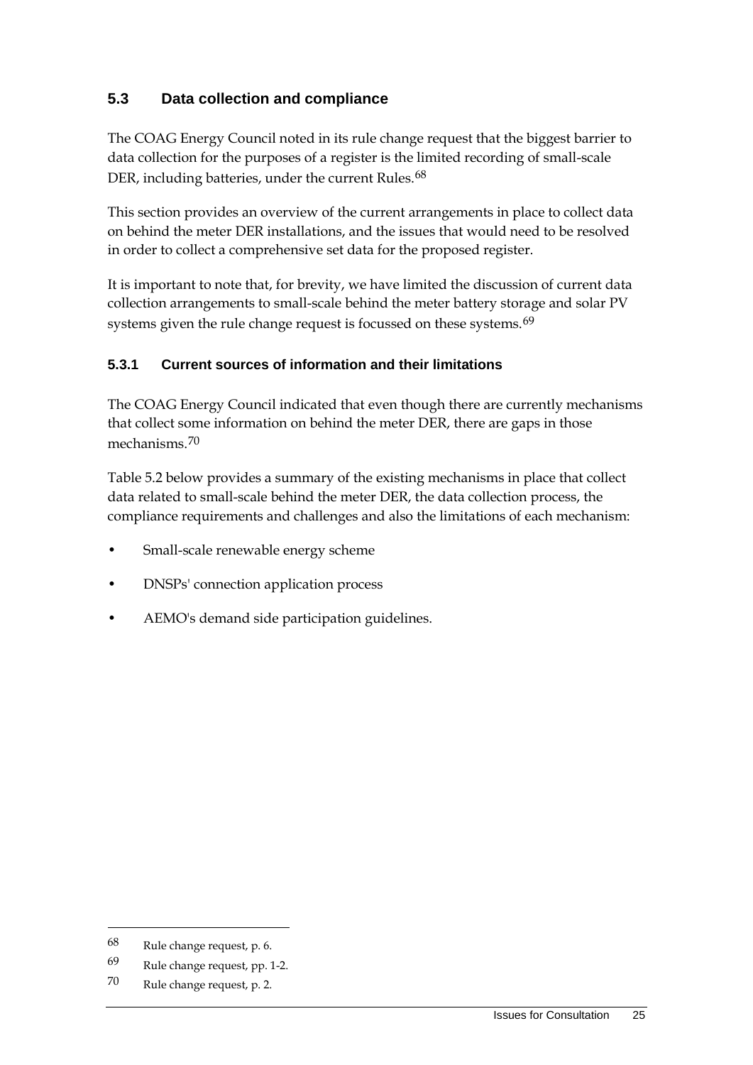## 5.3 Data collection and compliance

The COAG Energy Council noted in its rule change request that the biggest barrier to data collection for the purposes of a register is the limited recording of small-scale DER, including batteries, under the current Rules.[68]

This section provides an overview of the current arrangements in place to collect data on behind the meter DER installations, and the issues that would need to be resolved in order to collect a comprehensive set data for the proposed register.

It is important to note that, for brevity, we have limited the discussion of current data collection arrangements to small-scale behind the meter battery storage and solar PV systems given the rule change request is focussed on these systems.[69]

### 5.3.1 Current sources of information and their limitations

The COAG Energy Council indicated that even though there are currently mechanisms that collect some information on behind the meter DER, there are gaps in those mechanisms.[70]

Table 5.2 below provides a summary of the existing mechanisms in place that collect data related to small-scale behind the meter DER, the data collection process, the compliance requirements and challenges and also the limitations of each mechanism:

- Small-scale renewable energy scheme
- DNSPs' connection application process
- AEMO's demand side participation guidelines.

---

68 Rule change request, p. 6.

69 Rule change request, pp. 1-2.

70 Rule change request, p. 2.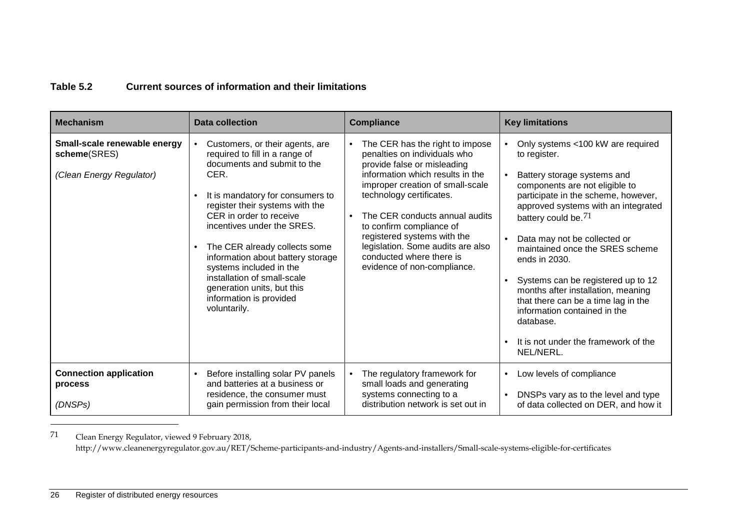**Table 5.2 Current sources of information and their limitations**

| Mechanism | Data collection | Compliance | Key limitations |
|---|---|---|---|
| **Small-scale renewable energy scheme**(SRES)<br><br>*(Clean Energy Regulator)* | • Customers, or their agents, are required to fill in a range of documents and submit to the CER.<br><br>• It is mandatory for consumers to register their systems with the CER in order to receive incentives under the SRES.<br><br>• The CER already collects some information about battery storage systems included in the installation of small-scale generation units, but this information is provided voluntarily. | • The CER has the right to impose penalties on individuals who provide false or misleading information which results in the improper creation of small-scale technology certificates.<br><br>• The CER conducts annual audits to confirm compliance of registered systems with the legislation. Some audits are also conducted where there is evidence of non-compliance. | • Only systems <100 kW are required to register.<br><br>• Battery storage systems and components are not eligible to participate in the scheme, however, approved systems with an integrated battery could be.[71]<br><br>• Data may not be collected or maintained once the SRES scheme ends in 2030.<br><br>• Systems can be registered up to 12 months after installation, meaning that there can be a time lag in the information contained in the database.<br><br>• It is not under the framework of the NEL/NERL. |
| **Connection application process**<br><br>*(DNSPs)* | • Before installing solar PV panels and batteries at a business or residence, the consumer must gain permission from their local | • The regulatory framework for small loads and generating systems connecting to a distribution network is set out in | • Low levels of compliance<br><br>• DNSPs vary as to the level and type of data collected on DER, and how it |

71 Clean Energy Regulator, viewed 9 February 2018, http://www.cleanenergyregulator.gov.au/RET/Scheme-participants-and-industry/Agents-and-installers/Small-scale-systems-eligible-for-certificates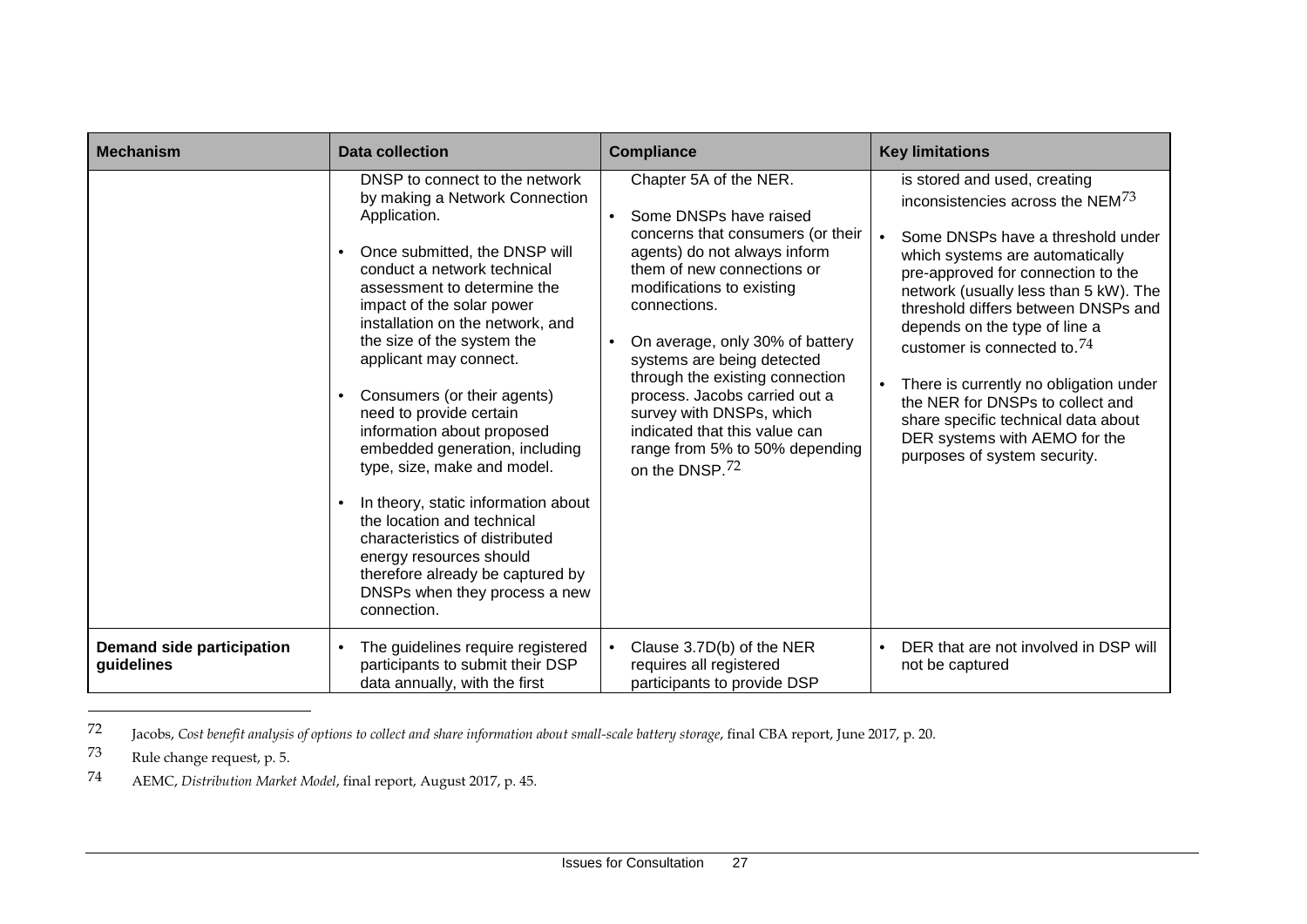| Mechanism | Data collection | Compliance | Key limitations |
|---|---|---|---|
| | DNSP to connect to the network by making a Network Connection Application.<br>• Once submitted, the DNSP will conduct a network technical assessment to determine the impact of the solar power installation on the network, and the size of the system the applicant may connect.<br>• Consumers (or their agents) need to provide certain information about proposed embedded generation, including type, size, make and model.<br>• In theory, static information about the location and technical characteristics of distributed energy resources should therefore already be captured by DNSPs when they process a new connection. | Chapter 5A of the NER.<br>• Some DNSPs have raised concerns that consumers (or their agents) do not always inform them of new connections or modifications to existing connections.<br>• On average, only 30% of battery systems are being detected through the existing connection process. Jacobs carried out a survey with DNSPs, which indicated that this value can range from 5% to 50% depending on the DNSP.[72] | is stored and used, creating inconsistencies across the NEM[73]<br>• Some DNSPs have a threshold under which systems are automatically pre-approved for connection to the network (usually less than 5 kW). The threshold differs between DNSPs and depends on the type of line a customer is connected to.[74]<br>• There is currently no obligation under the NER for DNSPs to collect and share specific technical data about DER systems with AEMO for the purposes of system security. |
| **Demand side participation guidelines** | • The guidelines require registered participants to submit their DSP data annually, with the first | • Clause 3.7D(b) of the NER requires all registered participants to provide DSP | • DER that are not involved in DSP will not be captured |

72 Jacobs, *Cost benefit analysis of options to collect and share information about small-scale battery storage*, final CBA report, June 2017, p. 20.

73 Rule change request, p. 5.

74 AEMC, *Distribution Market Model*, final report, August 2017, p. 45.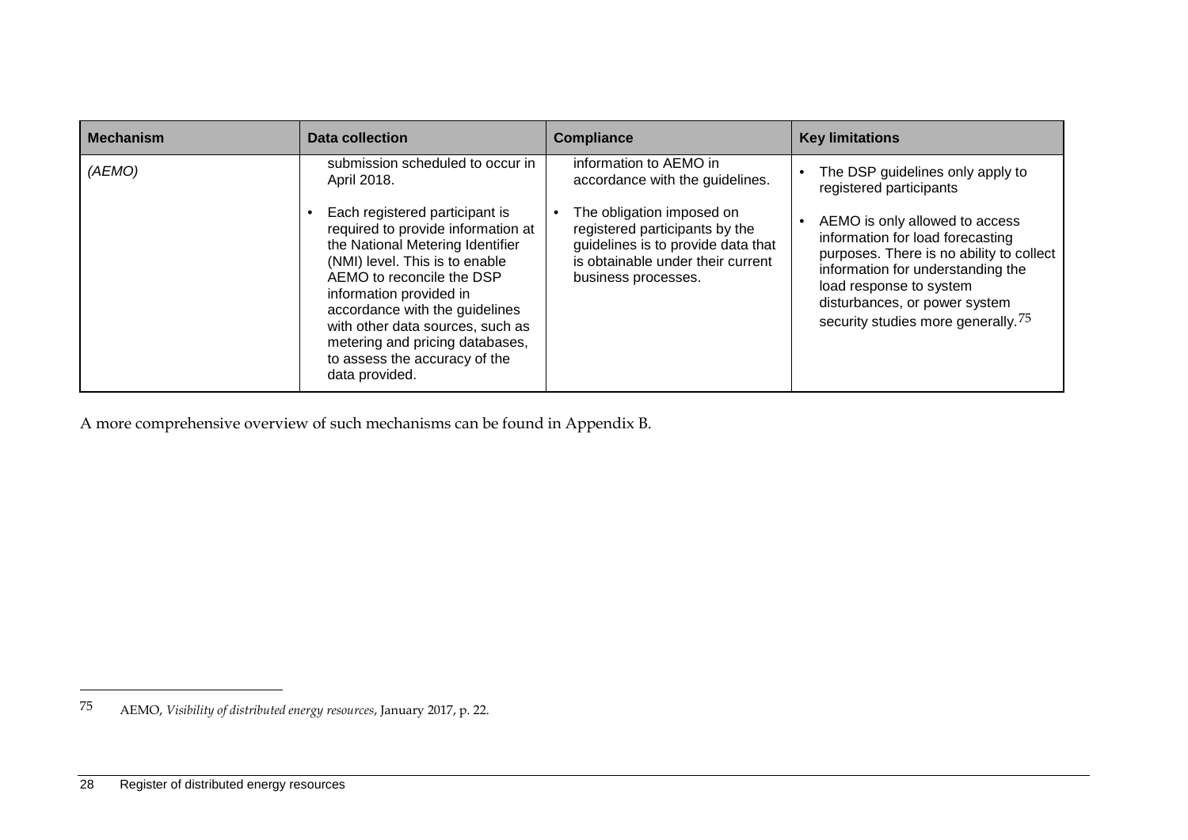| Mechanism | Data collection | Compliance | Key limitations |
|---|---|---|---|
| *(AEMO)* | submission scheduled to occur in April 2018.<br>• Each registered participant is required to provide information at the National Metering Identifier (NMI) level. This is to enable AEMO to reconcile the DSP information provided in accordance with the guidelines with other data sources, such as metering and pricing databases, to assess the accuracy of the data provided. | information to AEMO in accordance with the guidelines.<br>• The obligation imposed on registered participants by the guidelines is to provide data that is obtainable under their current business processes. | • The DSP guidelines only apply to registered participants<br>• AEMO is only allowed to access information for load forecasting purposes. There is no ability to collect information for understanding the load response to system disturbances, or power system security studies more generally.[75] |

A more comprehensive overview of such mechanisms can be found in Appendix B.

---

75 AEMO, *Visibility of distributed energy resources*, January 2017, p. 22.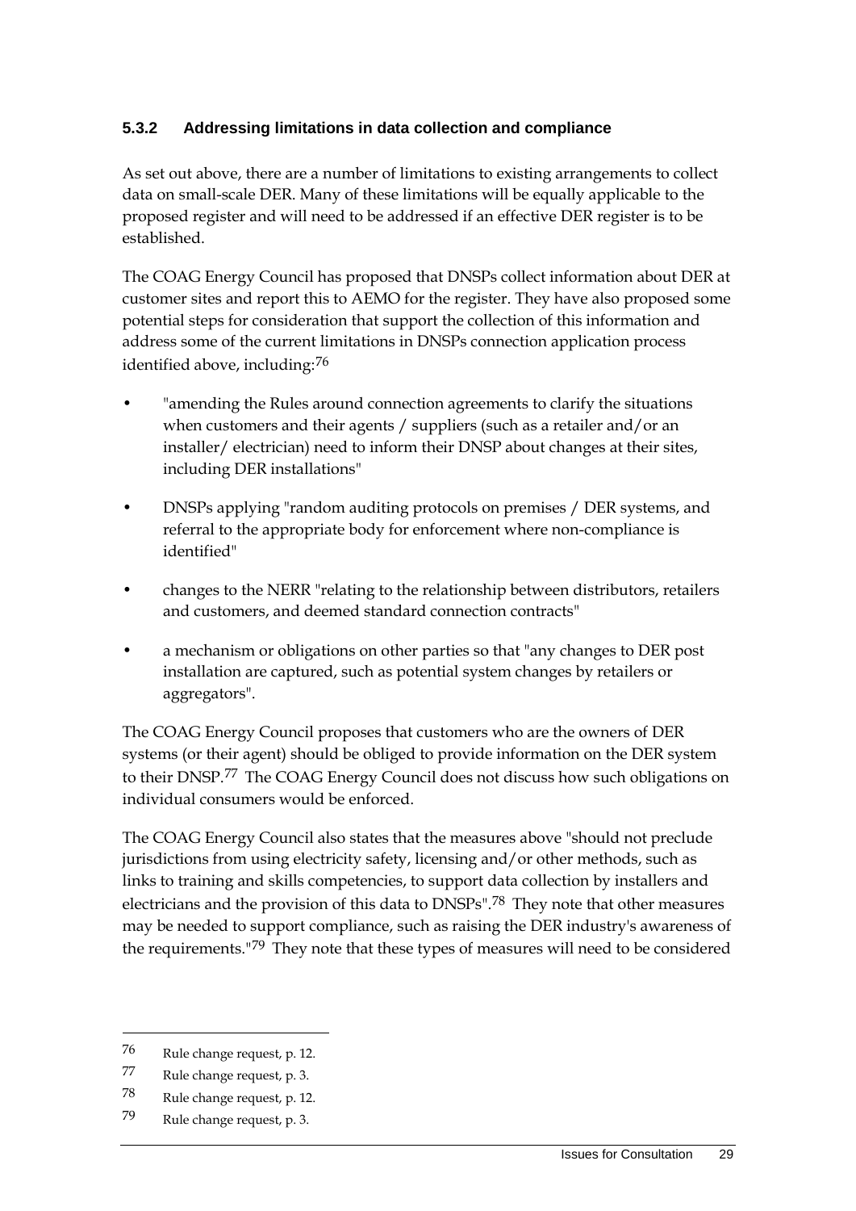### 5.3.2 Addressing limitations in data collection and compliance

As set out above, there are a number of limitations to existing arrangements to collect data on small-scale DER. Many of these limitations will be equally applicable to the proposed register and will need to be addressed if an effective DER register is to be established.

The COAG Energy Council has proposed that DNSPs collect information about DER at customer sites and report this to AEMO for the register. They have also proposed some potential steps for consideration that support the collection of this information and address some of the current limitations in DNSPs connection application process identified above, including:[76]

- "amending the Rules around connection agreements to clarify the situations when customers and their agents / suppliers (such as a retailer and/or an installer/ electrician) need to inform their DNSP about changes at their sites, including DER installations"
- DNSPs applying "random auditing protocols on premises / DER systems, and referral to the appropriate body for enforcement where non-compliance is identified"
- changes to the NERR "relating to the relationship between distributors, retailers and customers, and deemed standard connection contracts"
- a mechanism or obligations on other parties so that "any changes to DER post installation are captured, such as potential system changes by retailers or aggregators".

The COAG Energy Council proposes that customers who are the owners of DER systems (or their agent) should be obliged to provide information on the DER system to their DNSP.[77] The COAG Energy Council does not discuss how such obligations on individual consumers would be enforced.

The COAG Energy Council also states that the measures above "should not preclude jurisdictions from using electricity safety, licensing and/or other methods, such as links to training and skills competencies, to support data collection by installers and electricians and the provision of this data to DNSPs".[78] They note that other measures may be needed to support compliance, such as raising the DER industry's awareness of the requirements."[79] They note that these types of measures will need to be considered

---

76 Rule change request, p. 12.

77 Rule change request, p. 3.

78 Rule change request, p. 12.

79 Rule change request, p. 3.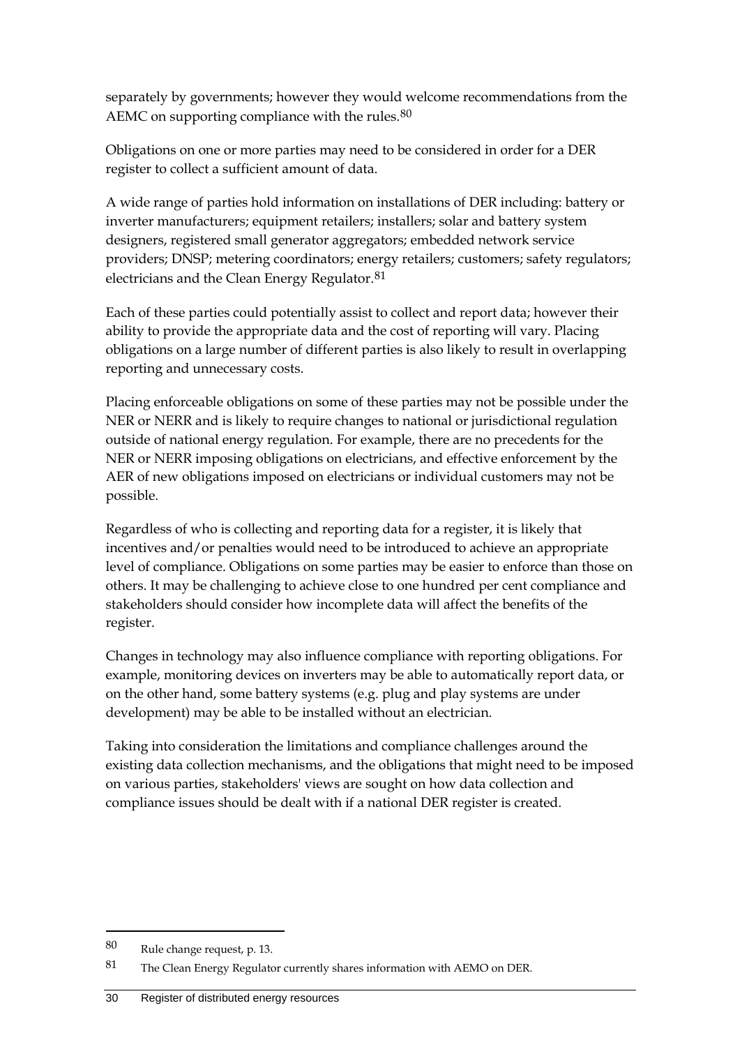separately by governments; however they would welcome recommendations from the AEMC on supporting compliance with the rules.[80]

Obligations on one or more parties may need to be considered in order for a DER register to collect a sufficient amount of data.

A wide range of parties hold information on installations of DER including: battery or inverter manufacturers; equipment retailers; installers; solar and battery system designers, registered small generator aggregators; embedded network service providers; DNSP; metering coordinators; energy retailers; customers; safety regulators; electricians and the Clean Energy Regulator.[81]

Each of these parties could potentially assist to collect and report data; however their ability to provide the appropriate data and the cost of reporting will vary. Placing obligations on a large number of different parties is also likely to result in overlapping reporting and unnecessary costs.

Placing enforceable obligations on some of these parties may not be possible under the NER or NERR and is likely to require changes to national or jurisdictional regulation outside of national energy regulation. For example, there are no precedents for the NER or NERR imposing obligations on electricians, and effective enforcement by the AER of new obligations imposed on electricians or individual customers may not be possible.

Regardless of who is collecting and reporting data for a register, it is likely that incentives and/or penalties would need to be introduced to achieve an appropriate level of compliance. Obligations on some parties may be easier to enforce than those on others. It may be challenging to achieve close to one hundred per cent compliance and stakeholders should consider how incomplete data will affect the benefits of the register.

Changes in technology may also influence compliance with reporting obligations. For example, monitoring devices on inverters may be able to automatically report data, or on the other hand, some battery systems (e.g. plug and play systems are under development) may be able to be installed without an electrician.

Taking into consideration the limitations and compliance challenges around the existing data collection mechanisms, and the obligations that might need to be imposed on various parties, stakeholders' views are sought on how data collection and compliance issues should be dealt with if a national DER register is created.

---

80 Rule change request, p. 13.

81 The Clean Energy Regulator currently shares information with AEMO on DER.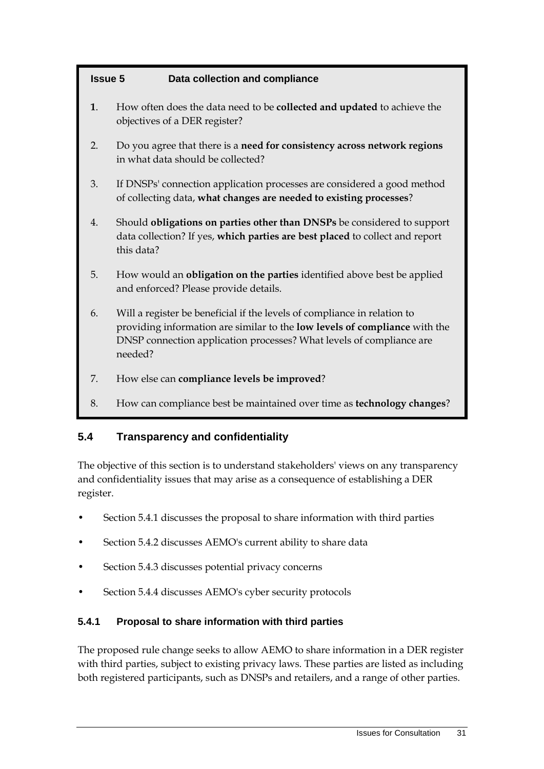**Issue 5 Data collection and compliance**

1. How often does the data need to be **collected and updated** to achieve the objectives of a DER register?

2. Do you agree that there is a **need for consistency across network regions** in what data should be collected?

3. If DNSPs' connection application processes are considered a good method of collecting data, **what changes are needed to existing processes**?

4. Should **obligations on parties other than DNSPs** be considered to support data collection? If yes, **which parties are best placed** to collect and report this data?

5. How would an **obligation on the parties** identified above best be applied and enforced? Please provide details.

6. Will a register be beneficial if the levels of compliance in relation to providing information are similar to the **low levels of compliance** with the DNSP connection application processes? What levels of compliance are needed?

7. How else can **compliance levels be improved**?

8. How can compliance best be maintained over time as **technology changes**?

## 5.4 Transparency and confidentiality

The objective of this section is to understand stakeholders' views on any transparency and confidentiality issues that may arise as a consequence of establishing a DER register.

- Section 5.4.1 discusses the proposal to share information with third parties
- Section 5.4.2 discusses AEMO's current ability to share data
- Section 5.4.3 discusses potential privacy concerns
- Section 5.4.4 discusses AEMO's cyber security protocols

### 5.4.1 Proposal to share information with third parties

The proposed rule change seeks to allow AEMO to share information in a DER register with third parties, subject to existing privacy laws. These parties are listed as including both registered participants, such as DNSPs and retailers, and a range of other parties.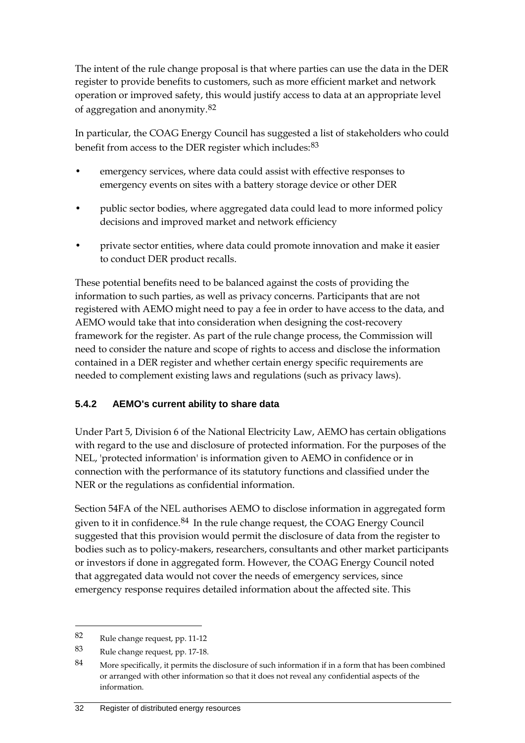The intent of the rule change proposal is that where parties can use the data in the DER register to provide benefits to customers, such as more efficient market and network operation or improved safety, this would justify access to data at an appropriate level of aggregation and anonymity.[82]

In particular, the COAG Energy Council has suggested a list of stakeholders who could benefit from access to the DER register which includes:[83]

- emergency services, where data could assist with effective responses to emergency events on sites with a battery storage device or other DER
- public sector bodies, where aggregated data could lead to more informed policy decisions and improved market and network efficiency
- private sector entities, where data could promote innovation and make it easier to conduct DER product recalls.

These potential benefits need to be balanced against the costs of providing the information to such parties, as well as privacy concerns. Participants that are not registered with AEMO might need to pay a fee in order to have access to the data, and AEMO would take that into consideration when designing the cost-recovery framework for the register. As part of the rule change process, the Commission will need to consider the nature and scope of rights to access and disclose the information contained in a DER register and whether certain energy specific requirements are needed to complement existing laws and regulations (such as privacy laws).

### 5.4.2 AEMO's current ability to share data

Under Part 5, Division 6 of the National Electricity Law, AEMO has certain obligations with regard to the use and disclosure of protected information. For the purposes of the NEL, 'protected information' is information given to AEMO in confidence or in connection with the performance of its statutory functions and classified under the NER or the regulations as confidential information.

Section 54FA of the NEL authorises AEMO to disclose information in aggregated form given to it in confidence.[84] In the rule change request, the COAG Energy Council suggested that this provision would permit the disclosure of data from the register to bodies such as to policy-makers, researchers, consultants and other market participants or investors if done in aggregated form. However, the COAG Energy Council noted that aggregated data would not cover the needs of emergency services, since emergency response requires detailed information about the affected site. This

---

82 Rule change request, pp. 11-12

83 Rule change request, pp. 17-18.

84 More specifically, it permits the disclosure of such information if in a form that has been combined or arranged with other information so that it does not reveal any confidential aspects of the information.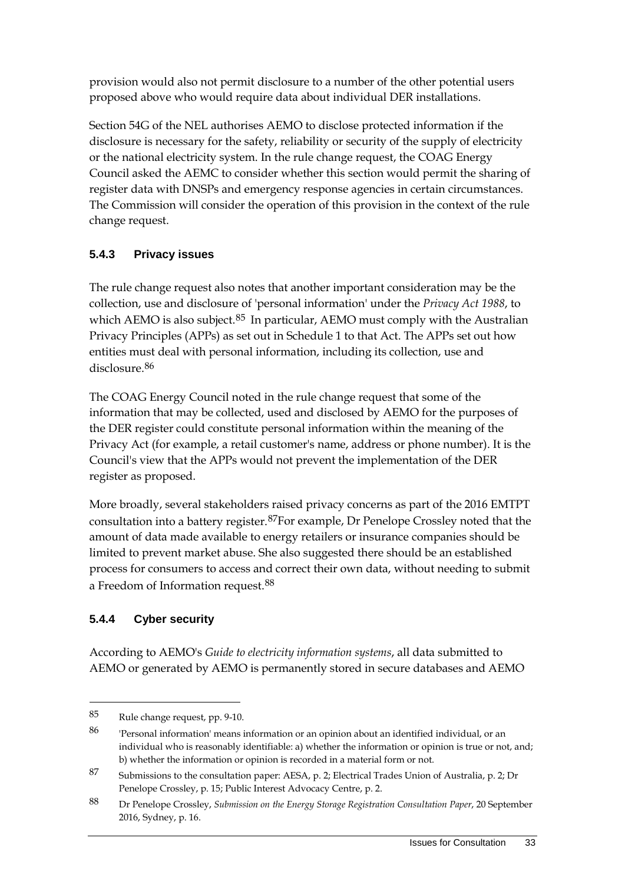provision would also not permit disclosure to a number of the other potential users proposed above who would require data about individual DER installations.

Section 54G of the NEL authorises AEMO to disclose protected information if the disclosure is necessary for the safety, reliability or security of the supply of electricity or the national electricity system. In the rule change request, the COAG Energy Council asked the AEMC to consider whether this section would permit the sharing of register data with DNSPs and emergency response agencies in certain circumstances. The Commission will consider the operation of this provision in the context of the rule change request.

### 5.4.3 Privacy issues

The rule change request also notes that another important consideration may be the collection, use and disclosure of 'personal information' under the *Privacy Act 1988*, to which AEMO is also subject.[85] In particular, AEMO must comply with the Australian Privacy Principles (APPs) as set out in Schedule 1 to that Act. The APPs set out how entities must deal with personal information, including its collection, use and disclosure.[86]

The COAG Energy Council noted in the rule change request that some of the information that may be collected, used and disclosed by AEMO for the purposes of the DER register could constitute personal information within the meaning of the Privacy Act (for example, a retail customer's name, address or phone number). It is the Council's view that the APPs would not prevent the implementation of the DER register as proposed.

More broadly, several stakeholders raised privacy concerns as part of the 2016 EMTPT consultation into a battery register.[87]For example, Dr Penelope Crossley noted that the amount of data made available to energy retailers or insurance companies should be limited to prevent market abuse. She also suggested there should be an established process for consumers to access and correct their own data, without needing to submit a Freedom of Information request.[88]

### 5.4.4 Cyber security

According to AEMO's *Guide to electricity information systems*, all data submitted to AEMO or generated by AEMO is permanently stored in secure databases and AEMO

---

85 Rule change request, pp. 9-10.

86 'Personal information' means information or an opinion about an identified individual, or an individual who is reasonably identifiable: a) whether the information or opinion is true or not, and; b) whether the information or opinion is recorded in a material form or not.

87 Submissions to the consultation paper: AESA, p. 2; Electrical Trades Union of Australia, p. 2; Dr Penelope Crossley, p. 15; Public Interest Advocacy Centre, p. 2.

88 Dr Penelope Crossley, *Submission on the Energy Storage Registration Consultation Paper*, 20 September 2016, Sydney, p. 16.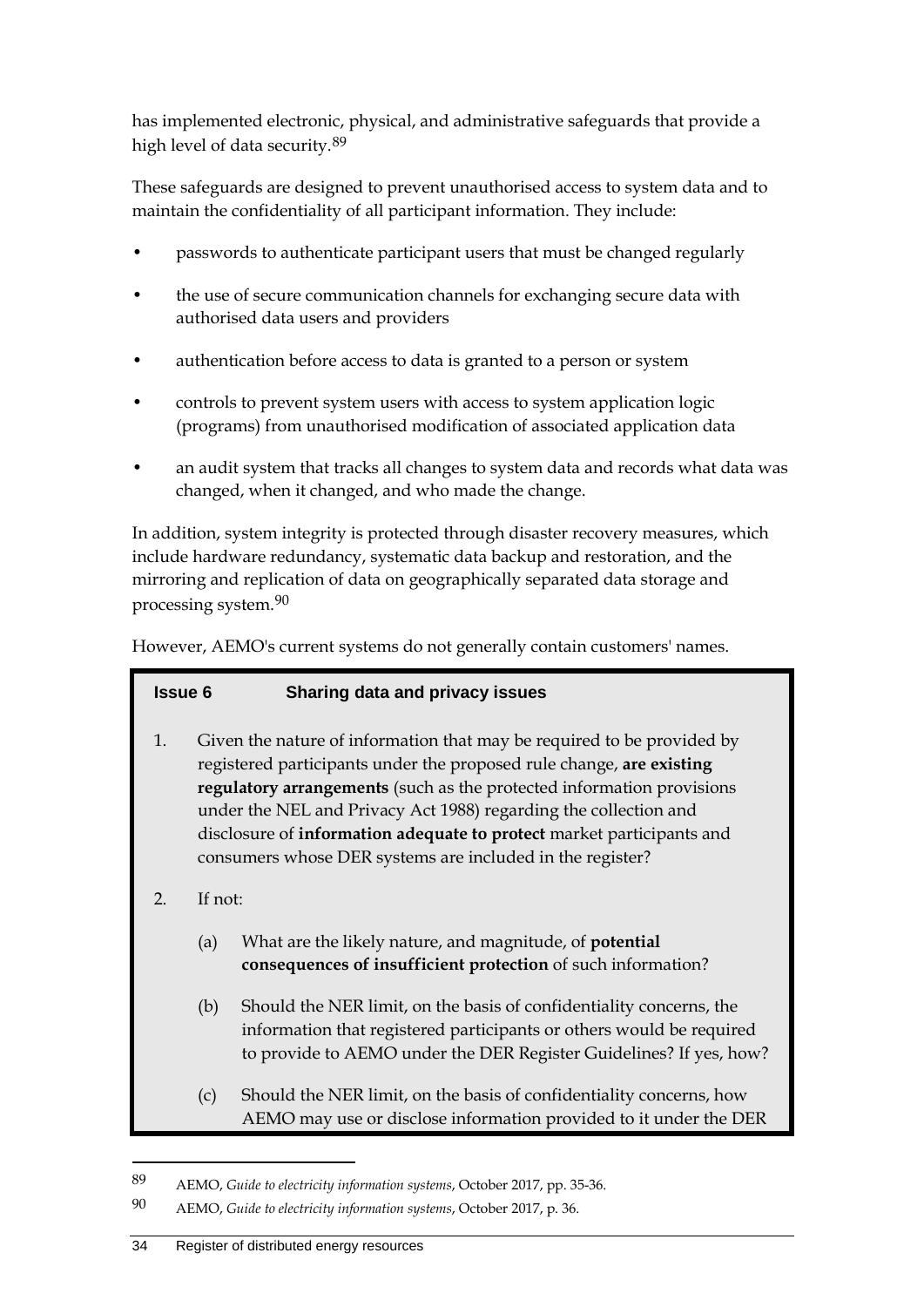has implemented electronic, physical, and administrative safeguards that provide a high level of data security.[89]

These safeguards are designed to prevent unauthorised access to system data and to maintain the confidentiality of all participant information. They include:

- passwords to authenticate participant users that must be changed regularly
- the use of secure communication channels for exchanging secure data with authorised data users and providers
- authentication before access to data is granted to a person or system
- controls to prevent system users with access to system application logic (programs) from unauthorised modification of associated application data
- an audit system that tracks all changes to system data and records what data was changed, when it changed, and who made the change.

In addition, system integrity is protected through disaster recovery measures, which include hardware redundancy, systematic data backup and restoration, and the mirroring and replication of data on geographically separated data storage and processing system.[90]

However, AEMO's current systems do not generally contain customers' names.

**Issue 6 Sharing data and privacy issues**

1. Given the nature of information that may be required to be provided by registered participants under the proposed rule change, **are existing regulatory arrangements** (such as the protected information provisions under the NEL and Privacy Act 1988) regarding the collection and disclosure of **information adequate to protect** market participants and consumers whose DER systems are included in the register?
2. If not:
   (a) What are the likely nature, and magnitude, of **potential consequences of insufficient protection** of such information?
   (b) Should the NER limit, on the basis of confidentiality concerns, the information that registered participants or others would be required to provide to AEMO under the DER Register Guidelines? If yes, how?
   (c) Should the NER limit, on the basis of confidentiality concerns, how AEMO may use or disclose information provided to it under the DER

---

[89] AEMO, *Guide to electricity information systems*, October 2017, pp. 35-36.

[90] AEMO, *Guide to electricity information systems*, October 2017, p. 36.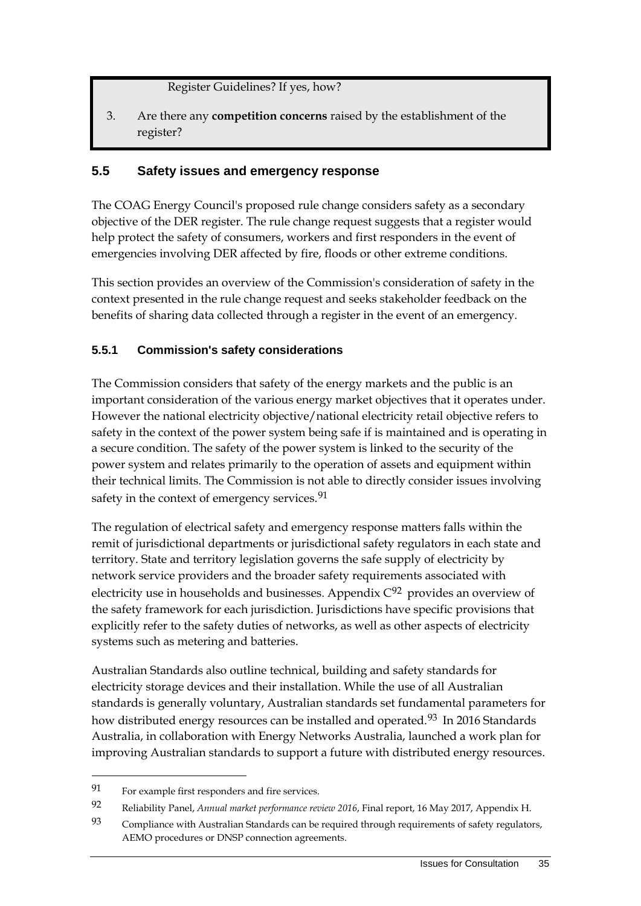Register Guidelines? If yes, how?

3. Are there any **competition concerns** raised by the establishment of the register?

## 5.5 Safety issues and emergency response

The COAG Energy Council's proposed rule change considers safety as a secondary objective of the DER register. The rule change request suggests that a register would help protect the safety of consumers, workers and first responders in the event of emergencies involving DER affected by fire, floods or other extreme conditions.

This section provides an overview of the Commission's consideration of safety in the context presented in the rule change request and seeks stakeholder feedback on the benefits of sharing data collected through a register in the event of an emergency.

### 5.5.1 Commission's safety considerations

The Commission considers that safety of the energy markets and the public is an important consideration of the various energy market objectives that it operates under. However the national electricity objective/national electricity retail objective refers to safety in the context of the power system being safe if is maintained and is operating in a secure condition. The safety of the power system is linked to the security of the power system and relates primarily to the operation of assets and equipment within their technical limits. The Commission is not able to directly consider issues involving safety in the context of emergency services.[91]

The regulation of electrical safety and emergency response matters falls within the remit of jurisdictional departments or jurisdictional safety regulators in each state and territory. State and territory legislation governs the safe supply of electricity by network service providers and the broader safety requirements associated with electricity use in households and businesses. Appendix C[92] provides an overview of the safety framework for each jurisdiction. Jurisdictions have specific provisions that explicitly refer to the safety duties of networks, as well as other aspects of electricity systems such as metering and batteries.

Australian Standards also outline technical, building and safety standards for electricity storage devices and their installation. While the use of all Australian standards is generally voluntary, Australian standards set fundamental parameters for how distributed energy resources can be installed and operated.[93] In 2016 Standards Australia, in collaboration with Energy Networks Australia, launched a work plan for improving Australian standards to support a future with distributed energy resources.

---

91 For example first responders and fire services.

92 Reliability Panel, *Annual market performance review 2016*, Final report, 16 May 2017, Appendix H.

93 Compliance with Australian Standards can be required through requirements of safety regulators, AEMO procedures or DNSP connection agreements.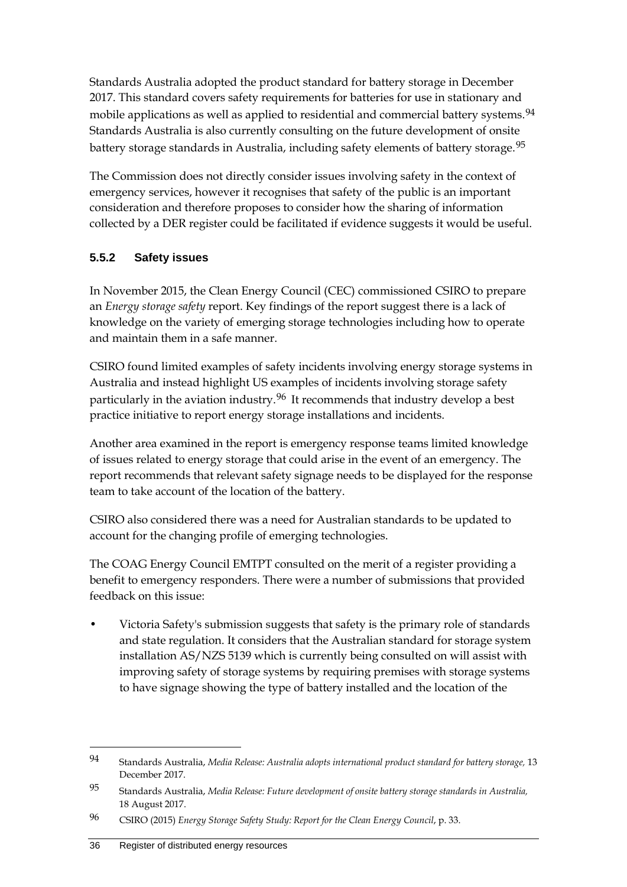Standards Australia adopted the product standard for battery storage in December 2017. This standard covers safety requirements for batteries for use in stationary and mobile applications as well as applied to residential and commercial battery systems.[94] Standards Australia is also currently consulting on the future development of onsite battery storage standards in Australia, including safety elements of battery storage.[95]

The Commission does not directly consider issues involving safety in the context of emergency services, however it recognises that safety of the public is an important consideration and therefore proposes to consider how the sharing of information collected by a DER register could be facilitated if evidence suggests it would be useful.

### 5.5.2 Safety issues

In November 2015, the Clean Energy Council (CEC) commissioned CSIRO to prepare an *Energy storage safety* report. Key findings of the report suggest there is a lack of knowledge on the variety of emerging storage technologies including how to operate and maintain them in a safe manner.

CSIRO found limited examples of safety incidents involving energy storage systems in Australia and instead highlight US examples of incidents involving storage safety particularly in the aviation industry.[96] It recommends that industry develop a best practice initiative to report energy storage installations and incidents.

Another area examined in the report is emergency response teams limited knowledge of issues related to energy storage that could arise in the event of an emergency. The report recommends that relevant safety signage needs to be displayed for the response team to take account of the location of the battery.

CSIRO also considered there was a need for Australian standards to be updated to account for the changing profile of emerging technologies.

The COAG Energy Council EMTPT consulted on the merit of a register providing a benefit to emergency responders. There were a number of submissions that provided feedback on this issue:

- Victoria Safety's submission suggests that safety is the primary role of standards and state regulation. It considers that the Australian standard for storage system installation AS/NZS 5139 which is currently being consulted on will assist with improving safety of storage systems by requiring premises with storage systems to have signage showing the type of battery installed and the location of the

---

[94] Standards Australia, *Media Release: Australia adopts international product standard for battery storage,* 13 December 2017.

[95] Standards Australia, *Media Release: Future development of onsite battery storage standards in Australia,* 18 August 2017.

[96] CSIRO (2015) *Energy Storage Safety Study: Report for the Clean Energy Council*, p. 33.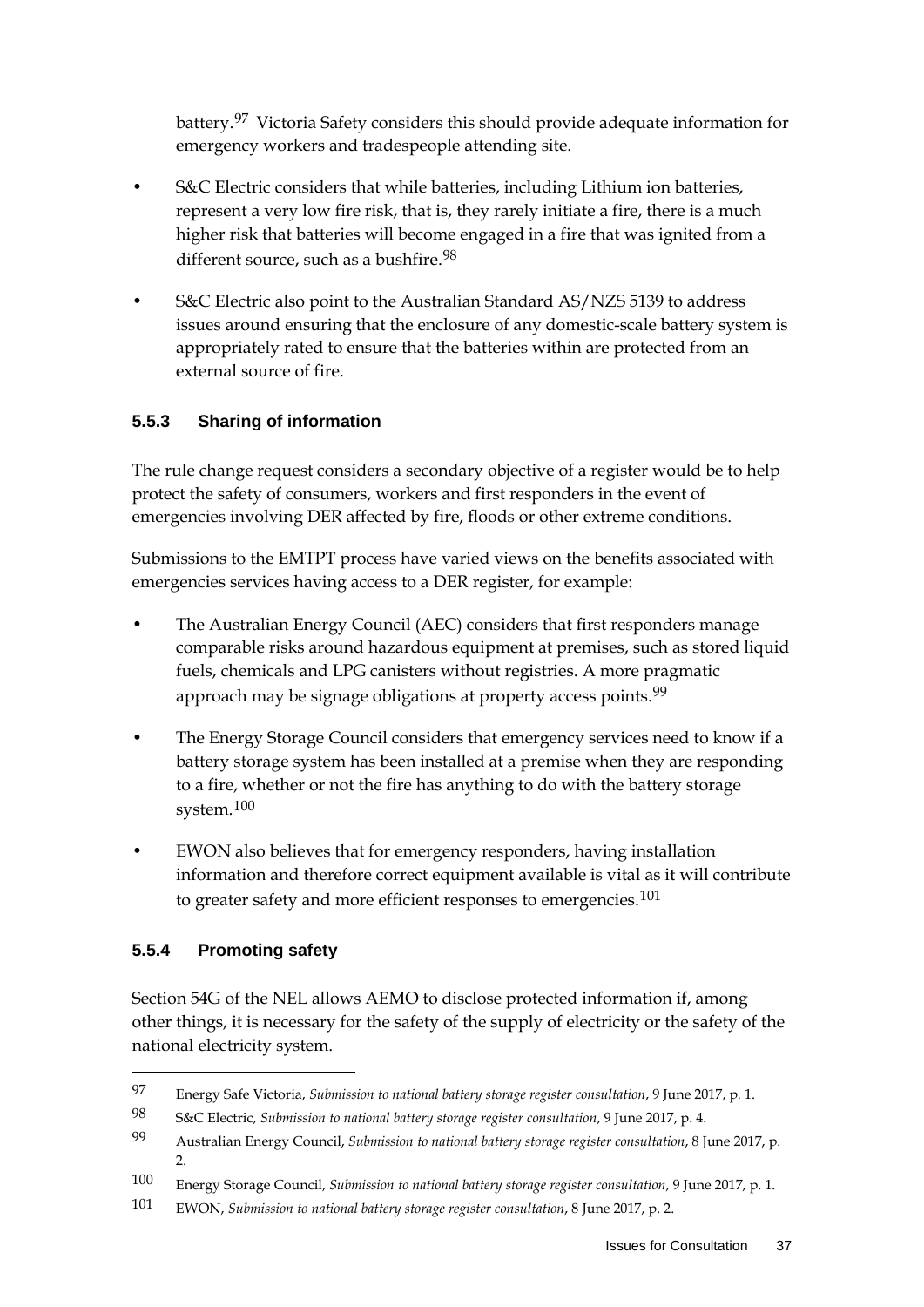battery.[97] Victoria Safety considers this should provide adequate information for emergency workers and tradespeople attending site.

- S&C Electric considers that while batteries, including Lithium ion batteries, represent a very low fire risk, that is, they rarely initiate a fire, there is a much higher risk that batteries will become engaged in a fire that was ignited from a different source, such as a bushfire.[98]
- S&C Electric also point to the Australian Standard AS/NZS 5139 to address issues around ensuring that the enclosure of any domestic-scale battery system is appropriately rated to ensure that the batteries within are protected from an external source of fire.

### 5.5.3 Sharing of information

The rule change request considers a secondary objective of a register would be to help protect the safety of consumers, workers and first responders in the event of emergencies involving DER affected by fire, floods or other extreme conditions.

Submissions to the EMTPT process have varied views on the benefits associated with emergencies services having access to a DER register, for example:

- The Australian Energy Council (AEC) considers that first responders manage comparable risks around hazardous equipment at premises, such as stored liquid fuels, chemicals and LPG canisters without registries. A more pragmatic approach may be signage obligations at property access points.[99]
- The Energy Storage Council considers that emergency services need to know if a battery storage system has been installed at a premise when they are responding to a fire, whether or not the fire has anything to do with the battery storage system.[100]
- EWON also believes that for emergency responders, having installation information and therefore correct equipment available is vital as it will contribute to greater safety and more efficient responses to emergencies.[101]

### 5.5.4 Promoting safety

Section 54G of the NEL allows AEMO to disclose protected information if, among other things, it is necessary for the safety of the supply of electricity or the safety of the national electricity system.

---

97 Energy Safe Victoria, *Submission to national battery storage register consultation*, 9 June 2017, p. 1.

98 S&C Electric, *Submission to national battery storage register consultation*, 9 June 2017, p. 4.

99 Australian Energy Council, *Submission to national battery storage register consultation*, 8 June 2017, p. 2.

100 Energy Storage Council, *Submission to national battery storage register consultation*, 9 June 2017, p. 1.

101 EWON, *Submission to national battery storage register consultation*, 8 June 2017, p. 2.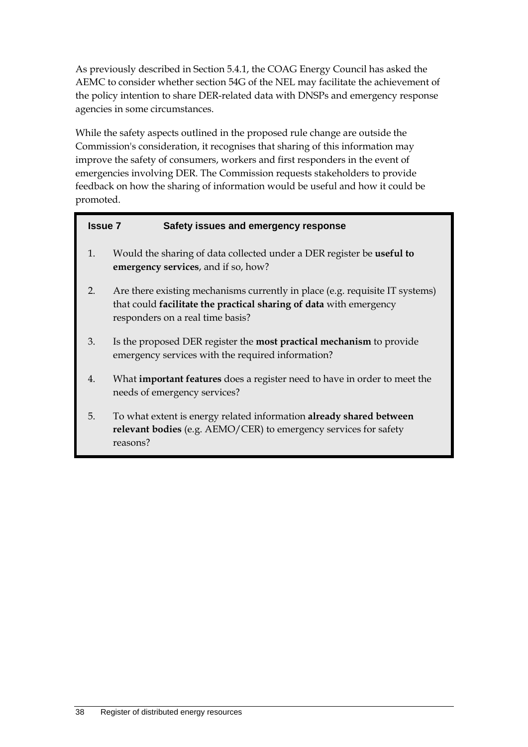As previously described in Section 5.4.1, the COAG Energy Council has asked the AEMC to consider whether section 54G of the NEL may facilitate the achievement of the policy intention to share DER-related data with DNSPs and emergency response agencies in some circumstances.

While the safety aspects outlined in the proposed rule change are outside the Commission's consideration, it recognises that sharing of this information may improve the safety of consumers, workers and first responders in the event of emergencies involving DER. The Commission requests stakeholders to provide feedback on how the sharing of information would be useful and how it could be promoted.

**Issue 7 Safety issues and emergency response**

1. Would the sharing of data collected under a DER register be **useful to emergency services**, and if so, how?
2. Are there existing mechanisms currently in place (e.g. requisite IT systems) that could **facilitate the practical sharing of data** with emergency responders on a real time basis?
3. Is the proposed DER register the **most practical mechanism** to provide emergency services with the required information?
4. What **important features** does a register need to have in order to meet the needs of emergency services?
5. To what extent is energy related information **already shared between relevant bodies** (e.g. AEMO/CER) to emergency services for safety reasons?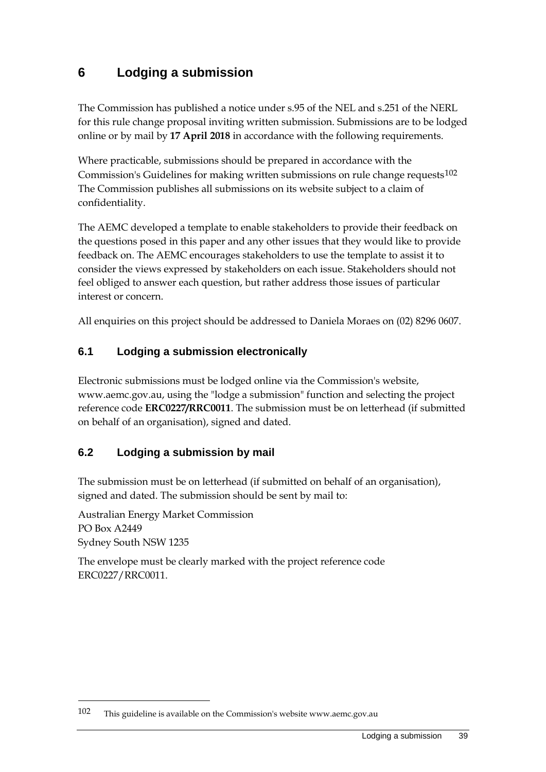# 6 Lodging a submission

The Commission has published a notice under s.95 of the NEL and s.251 of the NERL for this rule change proposal inviting written submission. Submissions are to be lodged online or by mail by **17 April 2018** in accordance with the following requirements.

Where practicable, submissions should be prepared in accordance with the Commission's Guidelines for making written submissions on rule change requests[102] The Commission publishes all submissions on its website subject to a claim of confidentiality.

The AEMC developed a template to enable stakeholders to provide their feedback on the questions posed in this paper and any other issues that they would like to provide feedback on. The AEMC encourages stakeholders to use the template to assist it to consider the views expressed by stakeholders on each issue. Stakeholders should not feel obliged to answer each question, but rather address those issues of particular interest or concern.

All enquiries on this project should be addressed to Daniela Moraes on (02) 8296 0607.

## 6.1 Lodging a submission electronically

Electronic submissions must be lodged online via the Commission's website, www.aemc.gov.au, using the "lodge a submission" function and selecting the project reference code **ERC0227/RRC0011**. The submission must be on letterhead (if submitted on behalf of an organisation), signed and dated.

## 6.2 Lodging a submission by mail

The submission must be on letterhead (if submitted on behalf of an organisation), signed and dated. The submission should be sent by mail to:

Australian Energy Market Commission
PO Box A2449
Sydney South NSW 1235

The envelope must be clearly marked with the project reference code ERC0227/RRC0011.

---

102 This guideline is available on the Commission's website www.aemc.gov.au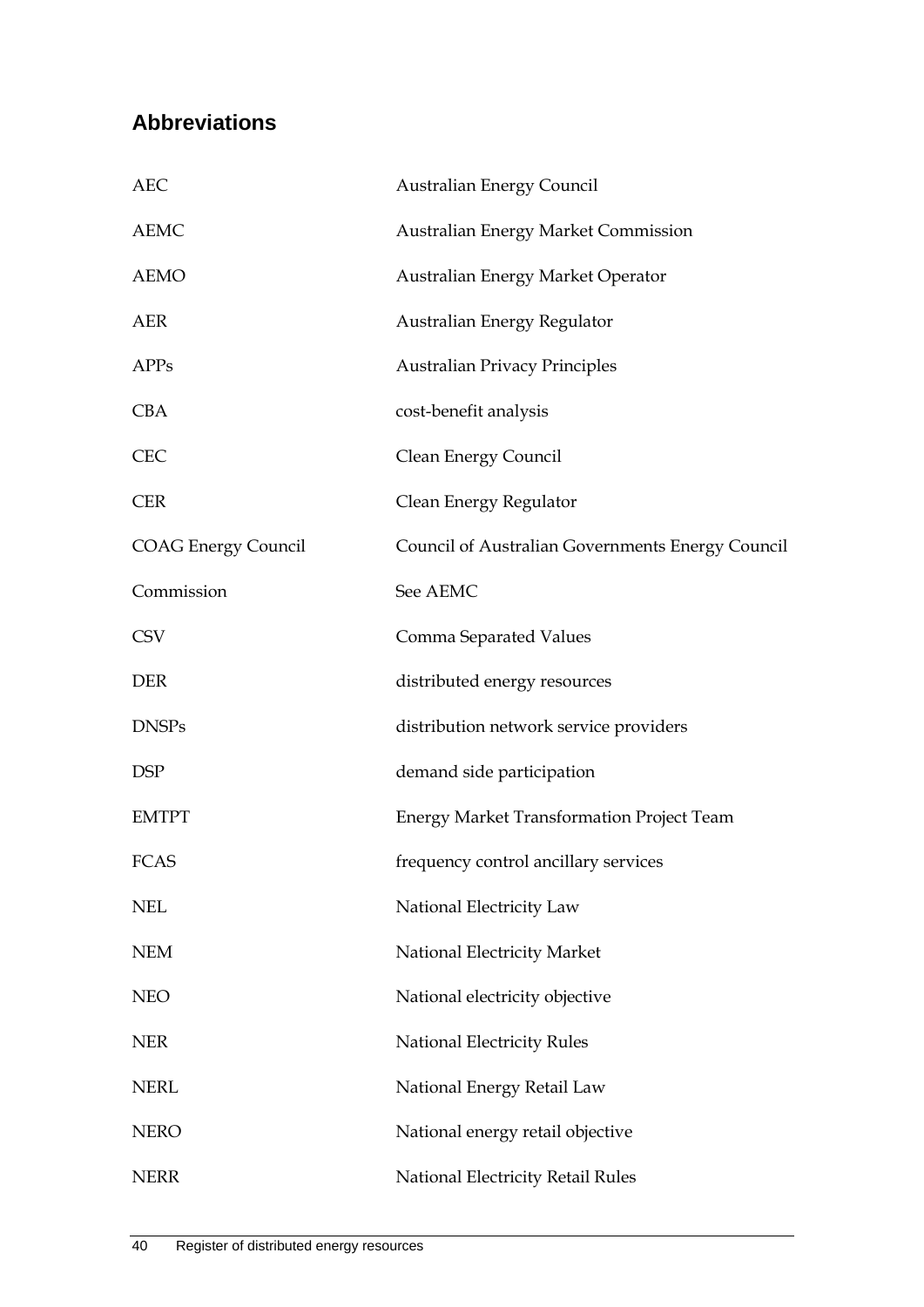## Abbreviations

| | |
|---|---|
| AEC | Australian Energy Council |
| AEMC | Australian Energy Market Commission |
| AEMO | Australian Energy Market Operator |
| AER | Australian Energy Regulator |
| APPs | Australian Privacy Principles |
| CBA | cost-benefit analysis |
| CEC | Clean Energy Council |
| CER | Clean Energy Regulator |
| COAG Energy Council | Council of Australian Governments Energy Council |
| Commission | See AEMC |
| CSV | Comma Separated Values |
| DER | distributed energy resources |
| DNSPs | distribution network service providers |
| DSP | demand side participation |
| EMTPT | Energy Market Transformation Project Team |
| FCAS | frequency control ancillary services |
| NEL | National Electricity Law |
| NEM | National Electricity Market |
| NEO | National electricity objective |
| NER | National Electricity Rules |
| NERL | National Energy Retail Law |
| NERO | National energy retail objective |
| NERR | National Electricity Retail Rules |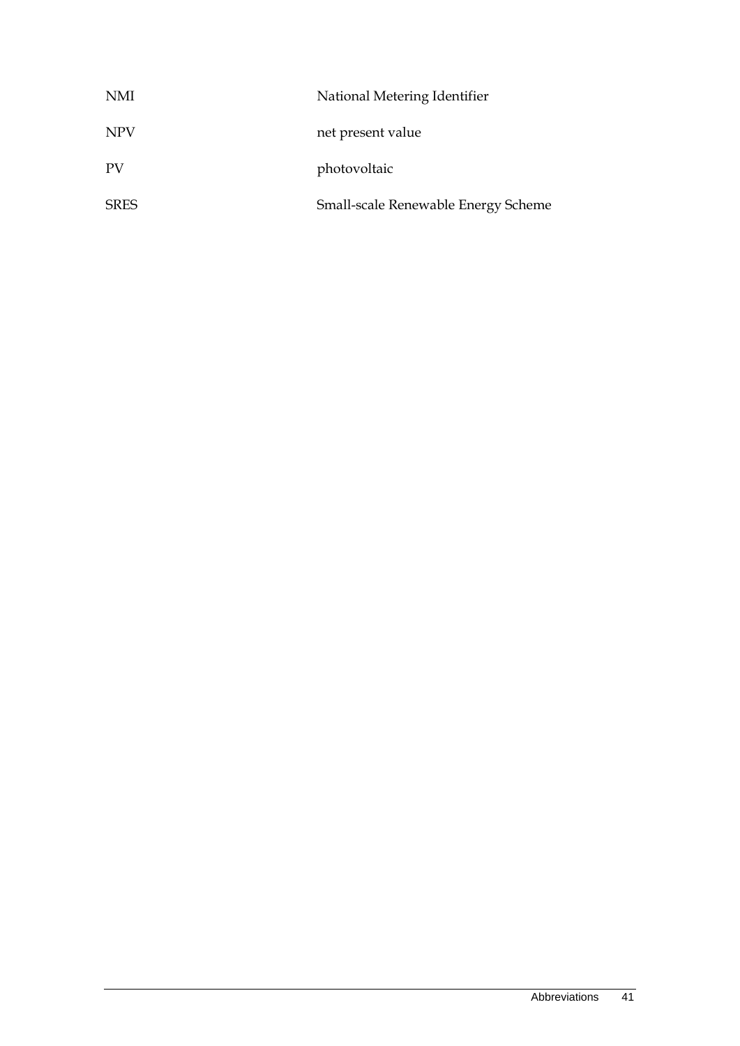| | |
|---|---|
| NMI | National Metering Identifier |
| NPV | net present value |
| PV | photovoltaic |
| SRES | Small-scale Renewable Energy Scheme |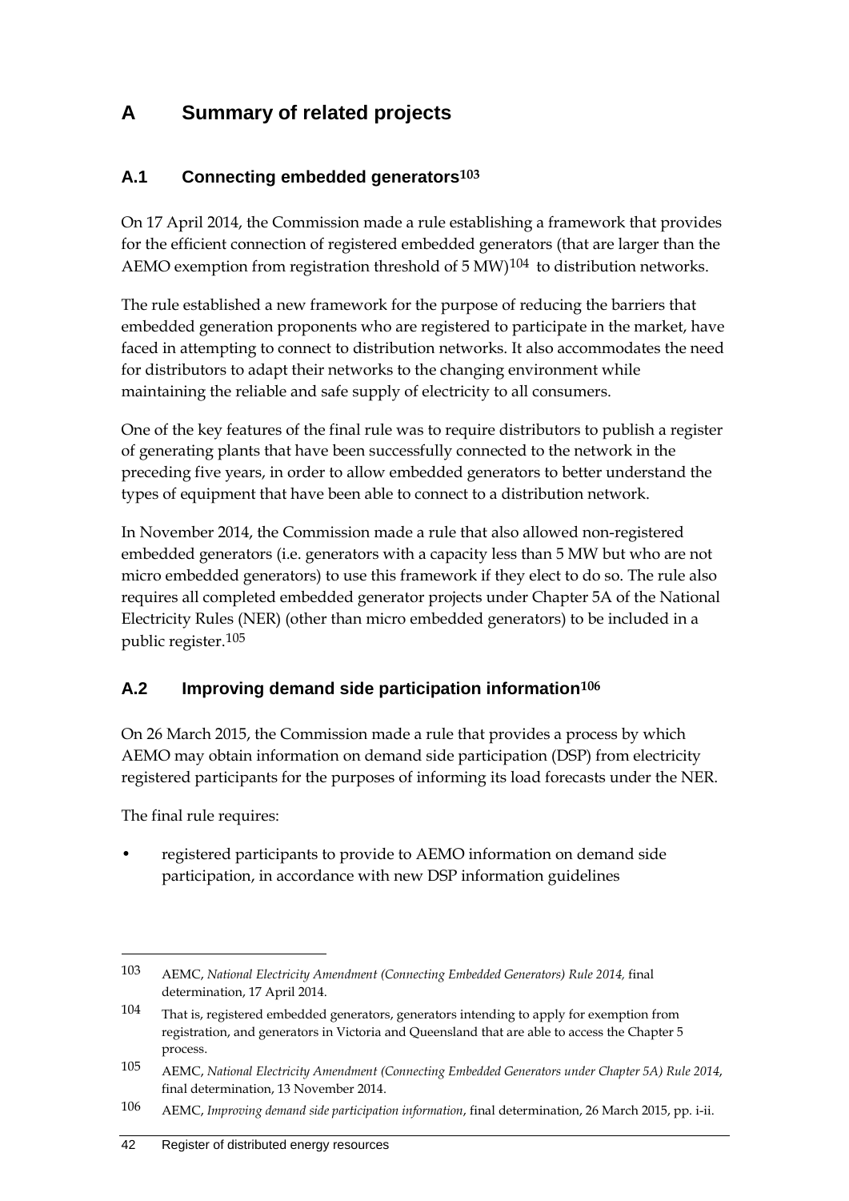# A Summary of related projects

## A.1 Connecting embedded generators[103]

On 17 April 2014, the Commission made a rule establishing a framework that provides for the efficient connection of registered embedded generators (that are larger than the AEMO exemption from registration threshold of 5 MW)[104] to distribution networks.

The rule established a new framework for the purpose of reducing the barriers that embedded generation proponents who are registered to participate in the market, have faced in attempting to connect to distribution networks. It also accommodates the need for distributors to adapt their networks to the changing environment while maintaining the reliable and safe supply of electricity to all consumers.

One of the key features of the final rule was to require distributors to publish a register of generating plants that have been successfully connected to the network in the preceding five years, in order to allow embedded generators to better understand the types of equipment that have been able to connect to a distribution network.

In November 2014, the Commission made a rule that also allowed non-registered embedded generators (i.e. generators with a capacity less than 5 MW but who are not micro embedded generators) to use this framework if they elect to do so. The rule also requires all completed embedded generator projects under Chapter 5A of the National Electricity Rules (NER) (other than micro embedded generators) to be included in a public register.[105]

## A.2 Improving demand side participation information[106]

On 26 March 2015, the Commission made a rule that provides a process by which AEMO may obtain information on demand side participation (DSP) from electricity registered participants for the purposes of informing its load forecasts under the NER.

The final rule requires:

- registered participants to provide to AEMO information on demand side participation, in accordance with new DSP information guidelines

---

103 AEMC, *National Electricity Amendment (Connecting Embedded Generators) Rule 2014,* final determination, 17 April 2014.

104 That is, registered embedded generators, generators intending to apply for exemption from registration, and generators in Victoria and Queensland that are able to access the Chapter 5 process.

105 AEMC, *National Electricity Amendment (Connecting Embedded Generators under Chapter 5A) Rule 2014*, final determination, 13 November 2014.

106 AEMC, *Improving demand side participation information*, final determination, 26 March 2015, pp. i-ii.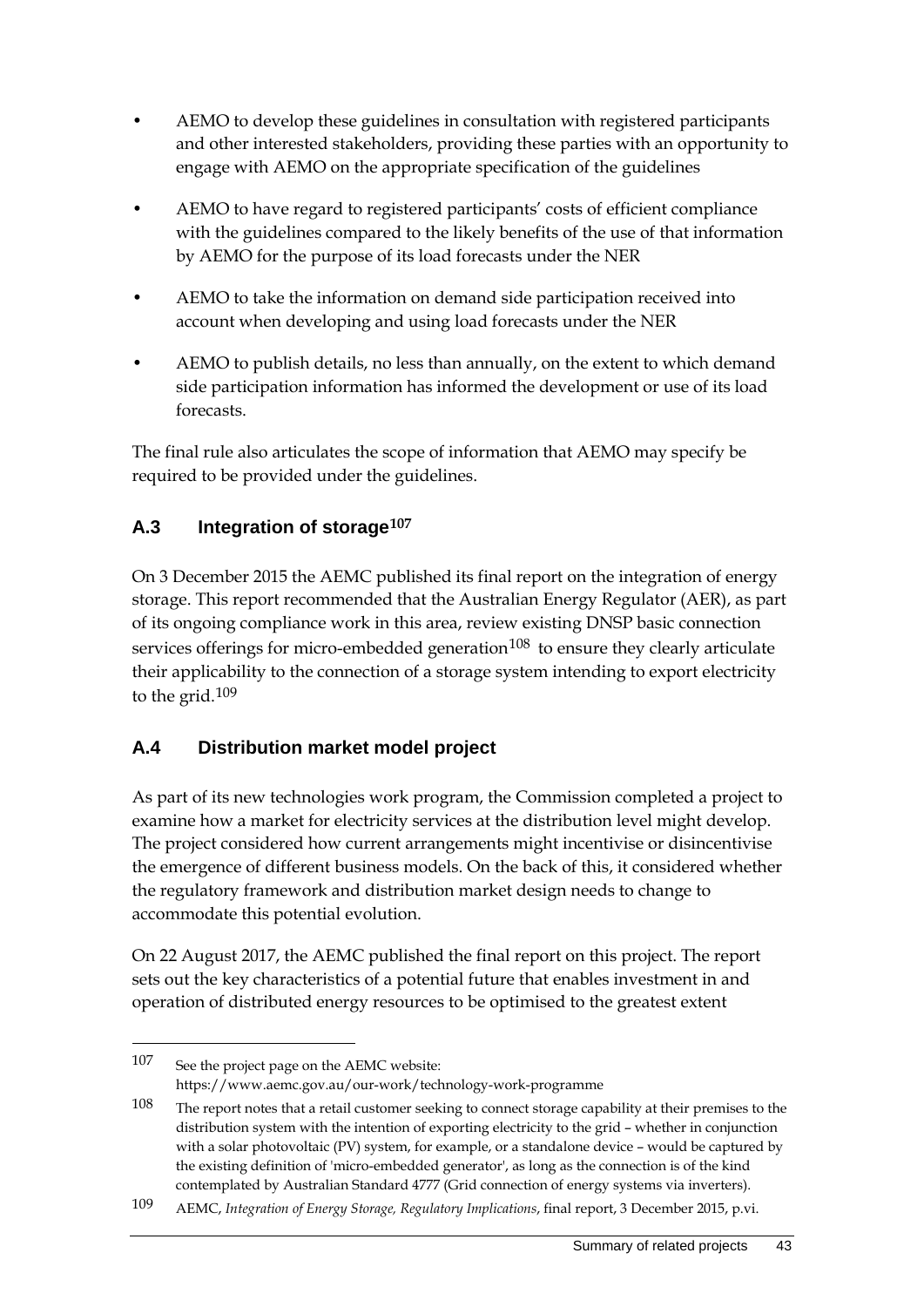- AEMO to develop these guidelines in consultation with registered participants and other interested stakeholders, providing these parties with an opportunity to engage with AEMO on the appropriate specification of the guidelines
- AEMO to have regard to registered participants' costs of efficient compliance with the guidelines compared to the likely benefits of the use of that information by AEMO for the purpose of its load forecasts under the NER
- AEMO to take the information on demand side participation received into account when developing and using load forecasts under the NER
- AEMO to publish details, no less than annually, on the extent to which demand side participation information has informed the development or use of its load forecasts.

The final rule also articulates the scope of information that AEMO may specify be required to be provided under the guidelines.

## A.3 Integration of storage[107]

On 3 December 2015 the AEMC published its final report on the integration of energy storage. This report recommended that the Australian Energy Regulator (AER), as part of its ongoing compliance work in this area, review existing DNSP basic connection services offerings for micro-embedded generation[108] to ensure they clearly articulate their applicability to the connection of a storage system intending to export electricity to the grid.[109]

## A.4 Distribution market model project

As part of its new technologies work program, the Commission completed a project to examine how a market for electricity services at the distribution level might develop. The project considered how current arrangements might incentivise or disincentivise the emergence of different business models. On the back of this, it considered whether the regulatory framework and distribution market design needs to change to accommodate this potential evolution.

On 22 August 2017, the AEMC published the final report on this project. The report sets out the key characteristics of a potential future that enables investment in and operation of distributed energy resources to be optimised to the greatest extent

---

107 See the project page on the AEMC website: https://www.aemc.gov.au/our-work/technology-work-programme

108 The report notes that a retail customer seeking to connect storage capability at their premises to the distribution system with the intention of exporting electricity to the grid – whether in conjunction with a solar photovoltaic (PV) system, for example, or a standalone device – would be captured by the existing definition of 'micro-embedded generator', as long as the connection is of the kind contemplated by Australian Standard 4777 (Grid connection of energy systems via inverters).

109 AEMC, *Integration of Energy Storage, Regulatory Implications*, final report, 3 December 2015, p.vi.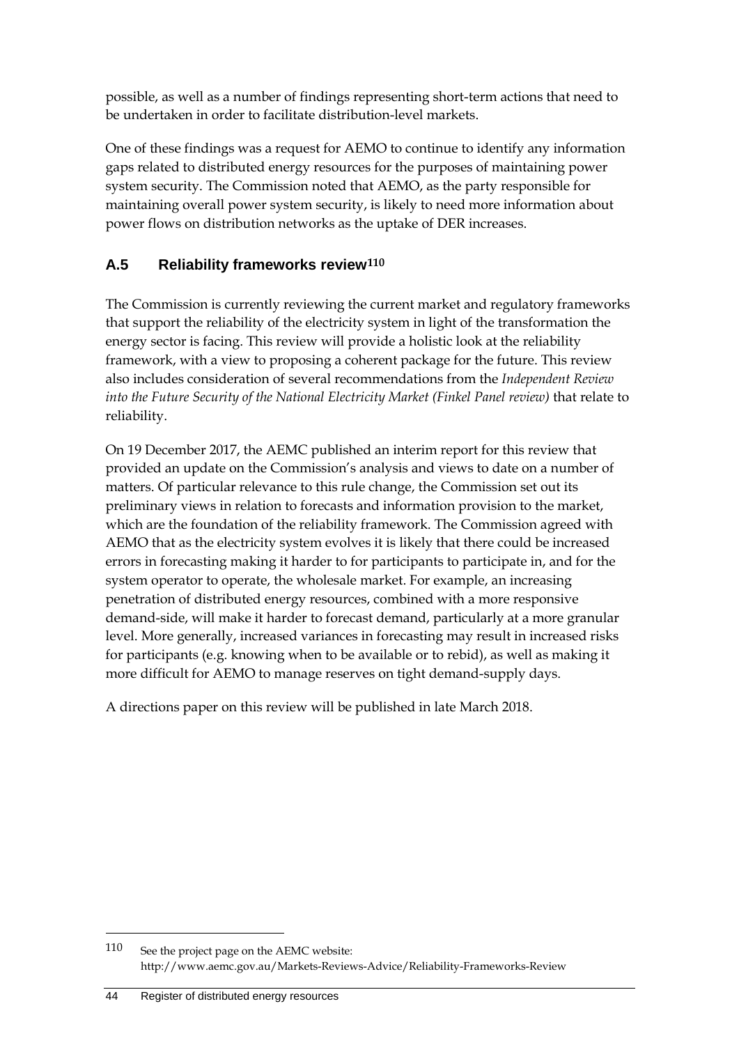possible, as well as a number of findings representing short-term actions that need to be undertaken in order to facilitate distribution-level markets.

One of these findings was a request for AEMO to continue to identify any information gaps related to distributed energy resources for the purposes of maintaining power system security. The Commission noted that AEMO, as the party responsible for maintaining overall power system security, is likely to need more information about power flows on distribution networks as the uptake of DER increases.

## A.5 Reliability frameworks review[110]

The Commission is currently reviewing the current market and regulatory frameworks that support the reliability of the electricity system in light of the transformation the energy sector is facing. This review will provide a holistic look at the reliability framework, with a view to proposing a coherent package for the future. This review also includes consideration of several recommendations from the *Independent Review into the Future Security of the National Electricity Market (Finkel Panel review)* that relate to reliability.

On 19 December 2017, the AEMC published an interim report for this review that provided an update on the Commission's analysis and views to date on a number of matters. Of particular relevance to this rule change, the Commission set out its preliminary views in relation to forecasts and information provision to the market, which are the foundation of the reliability framework. The Commission agreed with AEMO that as the electricity system evolves it is likely that there could be increased errors in forecasting making it harder to for participants to participate in, and for the system operator to operate, the wholesale market. For example, an increasing penetration of distributed energy resources, combined with a more responsive demand-side, will make it harder to forecast demand, particularly at a more granular level. More generally, increased variances in forecasting may result in increased risks for participants (e.g. knowing when to be available or to rebid), as well as making it more difficult for AEMO to manage reserves on tight demand-supply days.

A directions paper on this review will be published in late March 2018.

---

110 See the project page on the AEMC website: http://www.aemc.gov.au/Markets-Reviews-Advice/Reliability-Frameworks-Review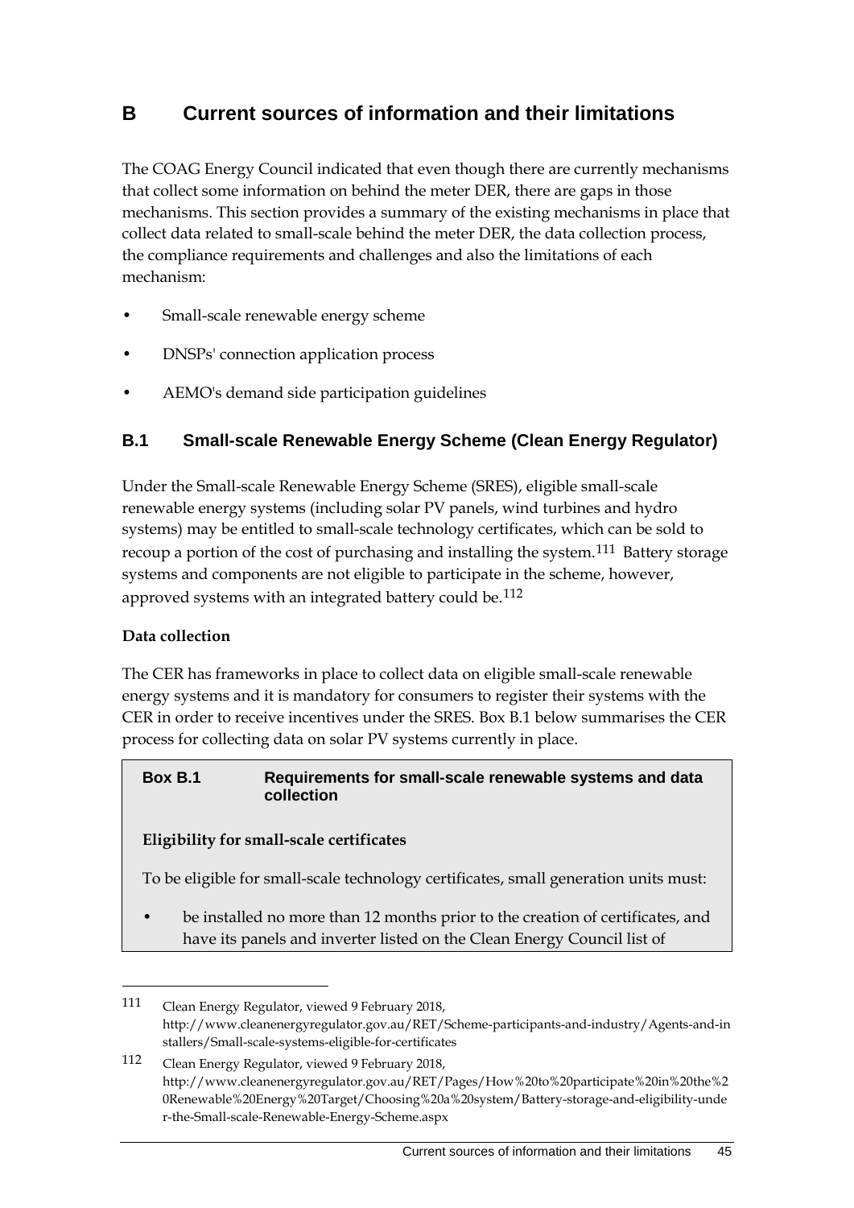# B Current sources of information and their limitations

The COAG Energy Council indicated that even though there are currently mechanisms that collect some information on behind the meter DER, there are gaps in those mechanisms. This section provides a summary of the existing mechanisms in place that collect data related to small-scale behind the meter DER, the data collection process, the compliance requirements and challenges and also the limitations of each mechanism:

- Small-scale renewable energy scheme
- DNSPs' connection application process
- AEMO's demand side participation guidelines

## B.1 Small-scale Renewable Energy Scheme (Clean Energy Regulator)

Under the Small-scale Renewable Energy Scheme (SRES), eligible small-scale renewable energy systems (including solar PV panels, wind turbines and hydro systems) may be entitled to small-scale technology certificates, which can be sold to recoup a portion of the cost of purchasing and installing the system.[111] Battery storage systems and components are not eligible to participate in the scheme, however, approved systems with an integrated battery could be.[112]

**Data collection**

The CER has frameworks in place to collect data on eligible small-scale renewable energy systems and it is mandatory for consumers to register their systems with the CER in order to receive incentives under the SRES. Box B.1 below summarises the CER process for collecting data on solar PV systems currently in place.

> **Box B.1 Requirements for small-scale renewable systems and data collection**
>
> **Eligibility for small-scale certificates**
>
> To be eligible for small-scale technology certificates, small generation units must:
>
> - be installed no more than 12 months prior to the creation of certificates, and have its panels and inverter listed on the Clean Energy Council list of

111 Clean Energy Regulator, viewed 9 February 2018, http://www.cleanenergyregulator.gov.au/RET/Scheme-participants-and-industry/Agents-and-installers/Small-scale-systems-eligible-for-certificates

112 Clean Energy Regulator, viewed 9 February 2018, http://www.cleanenergyregulator.gov.au/RET/Pages/How%20to%20participate%20in%20the%20Renewable%20Energy%20Target/Choosing%20a%20system/Battery-storage-and-eligibility-under-the-Small-scale-Renewable-Energy-Scheme.aspx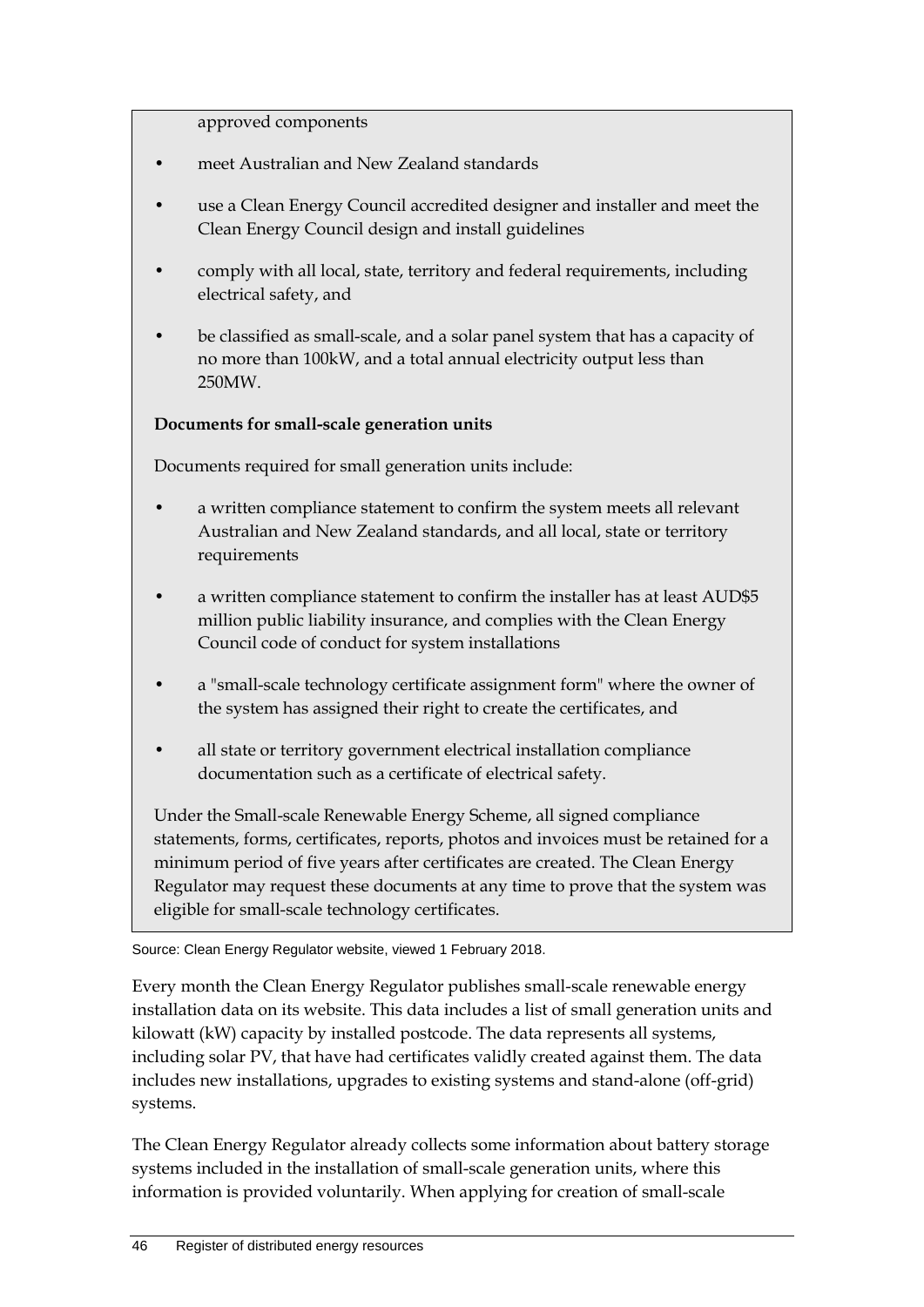approved components

- meet Australian and New Zealand standards
- use a Clean Energy Council accredited designer and installer and meet the Clean Energy Council design and install guidelines
- comply with all local, state, territory and federal requirements, including electrical safety, and
- be classified as small-scale, and a solar panel system that has a capacity of no more than 100kW, and a total annual electricity output less than 250MW.

**Documents for small-scale generation units**

Documents required for small generation units include:

- a written compliance statement to confirm the system meets all relevant Australian and New Zealand standards, and all local, state or territory requirements
- a written compliance statement to confirm the installer has at least AUD$5 million public liability insurance, and complies with the Clean Energy Council code of conduct for system installations
- a "small-scale technology certificate assignment form" where the owner of the system has assigned their right to create the certificates, and
- all state or territory government electrical installation compliance documentation such as a certificate of electrical safety.

Under the Small-scale Renewable Energy Scheme, all signed compliance statements, forms, certificates, reports, photos and invoices must be retained for a minimum period of five years after certificates are created. The Clean Energy Regulator may request these documents at any time to prove that the system was eligible for small-scale technology certificates.

Source: Clean Energy Regulator website, viewed 1 February 2018.

Every month the Clean Energy Regulator publishes small-scale renewable energy installation data on its website. This data includes a list of small generation units and kilowatt (kW) capacity by installed postcode. The data represents all systems, including solar PV, that have had certificates validly created against them. The data includes new installations, upgrades to existing systems and stand-alone (off-grid) systems.

The Clean Energy Regulator already collects some information about battery storage systems included in the installation of small-scale generation units, where this information is provided voluntarily. When applying for creation of small-scale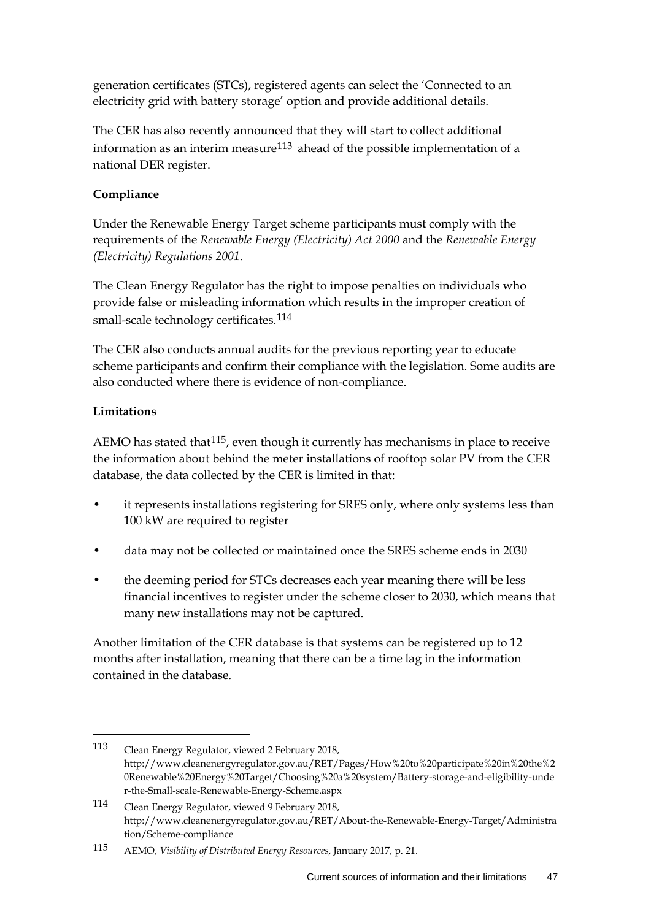generation certificates (STCs), registered agents can select the 'Connected to an electricity grid with battery storage' option and provide additional details.

The CER has also recently announced that they will start to collect additional information as an interim measure[113] ahead of the possible implementation of a national DER register.

**Compliance**

Under the Renewable Energy Target scheme participants must comply with the requirements of the *Renewable Energy (Electricity) Act 2000* and the *Renewable Energy (Electricity) Regulations 2001*.

The Clean Energy Regulator has the right to impose penalties on individuals who provide false or misleading information which results in the improper creation of small-scale technology certificates.[114]

The CER also conducts annual audits for the previous reporting year to educate scheme participants and confirm their compliance with the legislation. Some audits are also conducted where there is evidence of non-compliance.

**Limitations**

AEMO has stated that[115], even though it currently has mechanisms in place to receive the information about behind the meter installations of rooftop solar PV from the CER database, the data collected by the CER is limited in that:

- it represents installations registering for SRES only, where only systems less than 100 kW are required to register
- data may not be collected or maintained once the SRES scheme ends in 2030
- the deeming period for STCs decreases each year meaning there will be less financial incentives to register under the scheme closer to 2030, which means that many new installations may not be captured.

Another limitation of the CER database is that systems can be registered up to 12 months after installation, meaning that there can be a time lag in the information contained in the database.

---

113 Clean Energy Regulator, viewed 2 February 2018, http://www.cleanenergyregulator.gov.au/RET/Pages/How%20to%20participate%20in%20the%20Renewable%20Energy%20Target/Choosing%20a%20system/Battery-storage-and-eligibility-under-the-Small-scale-Renewable-Energy-Scheme.aspx

114 Clean Energy Regulator, viewed 9 February 2018, http://www.cleanenergyregulator.gov.au/RET/About-the-Renewable-Energy-Target/Administration/Scheme-compliance

115 AEMO, *Visibility of Distributed Energy Resources*, January 2017, p. 21.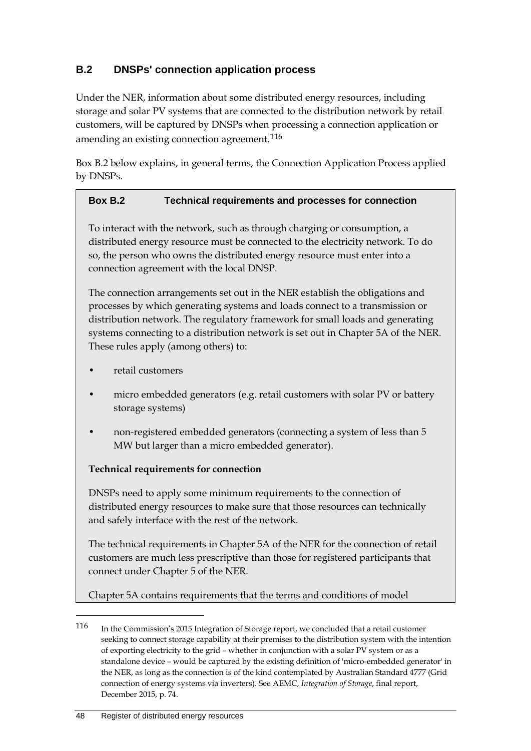## B.2 DNSPs' connection application process

Under the NER, information about some distributed energy resources, including storage and solar PV systems that are connected to the distribution network by retail customers, will be captured by DNSPs when processing a connection application or amending an existing connection agreement.[116]

Box B.2 below explains, in general terms, the Connection Application Process applied by DNSPs.

> **Box B.2 Technical requirements and processes for connection**
>
> To interact with the network, such as through charging or consumption, a distributed energy resource must be connected to the electricity network. To do so, the person who owns the distributed energy resource must enter into a connection agreement with the local DNSP.
>
> The connection arrangements set out in the NER establish the obligations and processes by which generating systems and loads connect to a transmission or distribution network. The regulatory framework for small loads and generating systems connecting to a distribution network is set out in Chapter 5A of the NER. These rules apply (among others) to:
>
> - retail customers
> - micro embedded generators (e.g. retail customers with solar PV or battery storage systems)
> - non-registered embedded generators (connecting a system of less than 5 MW but larger than a micro embedded generator).
>
> **Technical requirements for connection**
>
> DNSPs need to apply some minimum requirements to the connection of distributed energy resources to make sure that those resources can technically and safely interface with the rest of the network.
>
> The technical requirements in Chapter 5A of the NER for the connection of retail customers are much less prescriptive than those for registered participants that connect under Chapter 5 of the NER.
>
> Chapter 5A contains requirements that the terms and conditions of model

[116] In the Commission's 2015 Integration of Storage report, we concluded that a retail customer seeking to connect storage capability at their premises to the distribution system with the intention of exporting electricity to the grid – whether in conjunction with a solar PV system or as a standalone device – would be captured by the existing definition of 'micro-embedded generator' in the NER, as long as the connection is of the kind contemplated by Australian Standard 4777 (Grid connection of energy systems via inverters). See AEMC, *Integration of Storage*, final report, December 2015, p. 74.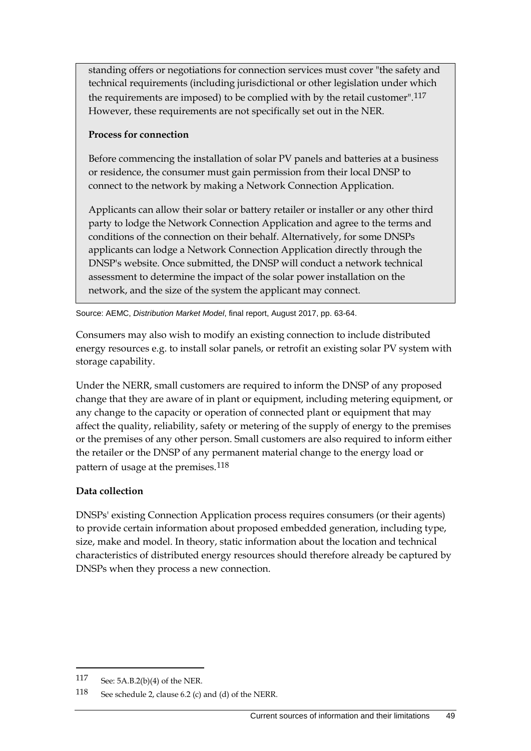standing offers or negotiations for connection services must cover "the safety and technical requirements (including jurisdictional or other legislation under which the requirements are imposed) to be complied with by the retail customer".[117] However, these requirements are not specifically set out in the NER.

**Process for connection**

Before commencing the installation of solar PV panels and batteries at a business or residence, the consumer must gain permission from their local DNSP to connect to the network by making a Network Connection Application.

Applicants can allow their solar or battery retailer or installer or any other third party to lodge the Network Connection Application and agree to the terms and conditions of the connection on their behalf. Alternatively, for some DNSPs applicants can lodge a Network Connection Application directly through the DNSP's website. Once submitted, the DNSP will conduct a network technical assessment to determine the impact of the solar power installation on the network, and the size of the system the applicant may connect.

Source: AEMC, *Distribution Market Model*, final report, August 2017, pp. 63-64.

Consumers may also wish to modify an existing connection to include distributed energy resources e.g. to install solar panels, or retrofit an existing solar PV system with storage capability.

Under the NERR, small customers are required to inform the DNSP of any proposed change that they are aware of in plant or equipment, including metering equipment, or any change to the capacity or operation of connected plant or equipment that may affect the quality, reliability, safety or metering of the supply of energy to the premises or the premises of any other person. Small customers are also required to inform either the retailer or the DNSP of any permanent material change to the energy load or pattern of usage at the premises.[118]

**Data collection**

DNSPs' existing Connection Application process requires consumers (or their agents) to provide certain information about proposed embedded generation, including type, size, make and model. In theory, static information about the location and technical characteristics of distributed energy resources should therefore already be captured by DNSPs when they process a new connection.

---

117 See: 5A.B.2(b)(4) of the NER.

118 See schedule 2, clause 6.2 (c) and (d) of the NERR.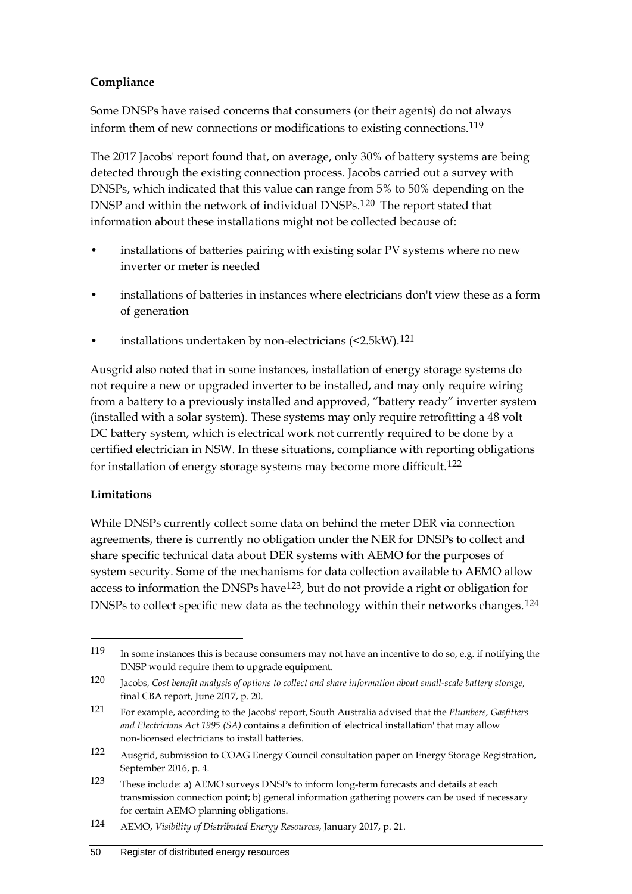**Compliance**

Some DNSPs have raised concerns that consumers (or their agents) do not always inform them of new connections or modifications to existing connections.[119]

The 2017 Jacobs' report found that, on average, only 30% of battery systems are being detected through the existing connection process. Jacobs carried out a survey with DNSPs, which indicated that this value can range from 5% to 50% depending on the DNSP and within the network of individual DNSPs.[120] The report stated that information about these installations might not be collected because of:

- installations of batteries pairing with existing solar PV systems where no new inverter or meter is needed
- installations of batteries in instances where electricians don't view these as a form of generation
- installations undertaken by non-electricians (<2.5kW).[121]

Ausgrid also noted that in some instances, installation of energy storage systems do not require a new or upgraded inverter to be installed, and may only require wiring from a battery to a previously installed and approved, "battery ready" inverter system (installed with a solar system). These systems may only require retrofitting a 48 volt DC battery system, which is electrical work not currently required to be done by a certified electrician in NSW. In these situations, compliance with reporting obligations for installation of energy storage systems may become more difficult.[122]

**Limitations**

While DNSPs currently collect some data on behind the meter DER via connection agreements, there is currently no obligation under the NER for DNSPs to collect and share specific technical data about DER systems with AEMO for the purposes of system security. Some of the mechanisms for data collection available to AEMO allow access to information the DNSPs have[123], but do not provide a right or obligation for DNSPs to collect specific new data as the technology within their networks changes.[124]

---

119 In some instances this is because consumers may not have an incentive to do so, e.g. if notifying the DNSP would require them to upgrade equipment.

120 Jacobs, *Cost benefit analysis of options to collect and share information about small-scale battery storage*, final CBA report, June 2017, p. 20.

121 For example, according to the Jacobs' report, South Australia advised that the *Plumbers, Gasfitters and Electricians Act 1995 (SA)* contains a definition of 'electrical installation' that may allow non-licensed electricians to install batteries.

122 Ausgrid, submission to COAG Energy Council consultation paper on Energy Storage Registration, September 2016, p. 4.

123 These include: a) AEMO surveys DNSPs to inform long-term forecasts and details at each transmission connection point; b) general information gathering powers can be used if necessary for certain AEMO planning obligations.

124 AEMO, *Visibility of Distributed Energy Resources*, January 2017, p. 21.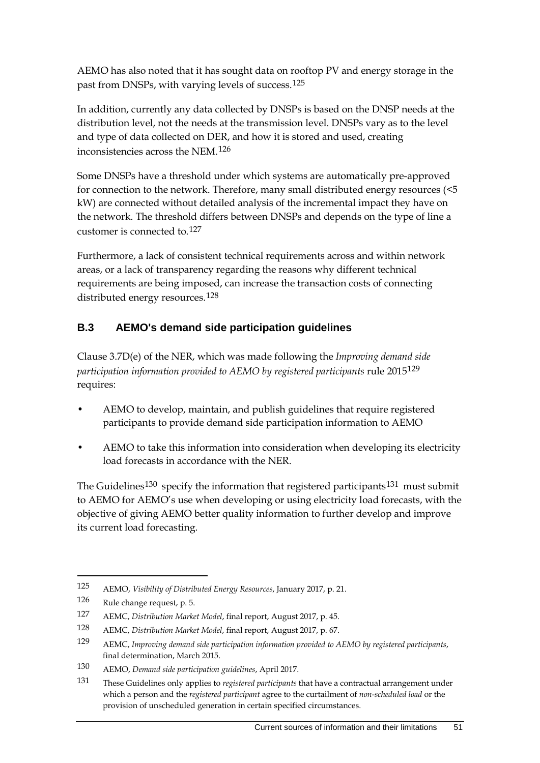AEMO has also noted that it has sought data on rooftop PV and energy storage in the past from DNSPs, with varying levels of success.[125]

In addition, currently any data collected by DNSPs is based on the DNSP needs at the distribution level, not the needs at the transmission level. DNSPs vary as to the level and type of data collected on DER, and how it is stored and used, creating inconsistencies across the NEM.[126]

Some DNSPs have a threshold under which systems are automatically pre-approved for connection to the network. Therefore, many small distributed energy resources (<5 kW) are connected without detailed analysis of the incremental impact they have on the network. The threshold differs between DNSPs and depends on the type of line a customer is connected to.[127]

Furthermore, a lack of consistent technical requirements across and within network areas, or a lack of transparency regarding the reasons why different technical requirements are being imposed, can increase the transaction costs of connecting distributed energy resources.[128]

## B.3 AEMO's demand side participation guidelines

Clause 3.7D(e) of the NER, which was made following the *Improving demand side participation information provided to AEMO by registered participants* rule 2015[129] requires:

- AEMO to develop, maintain, and publish guidelines that require registered participants to provide demand side participation information to AEMO
- AEMO to take this information into consideration when developing its electricity load forecasts in accordance with the NER.

The Guidelines[130] specify the information that registered participants[131] must submit to AEMO for AEMO's use when developing or using electricity load forecasts, with the objective of giving AEMO better quality information to further develop and improve its current load forecasting.

---

125 AEMO, *Visibility of Distributed Energy Resources*, January 2017, p. 21.

126 Rule change request, p. 5.

127 AEMC, *Distribution Market Model*, final report, August 2017, p. 45.

128 AEMC, *Distribution Market Model*, final report, August 2017, p. 67.

129 AEMC, *Improving demand side participation information provided to AEMO by registered participants*, final determination, March 2015.

130 AEMO, *Demand side participation guidelines*, April 2017.

131 These Guidelines only applies to *registered participants* that have a contractual arrangement under which a person and the *registered participant* agree to the curtailment of *non-scheduled load* or the provision of unscheduled generation in certain specified circumstances.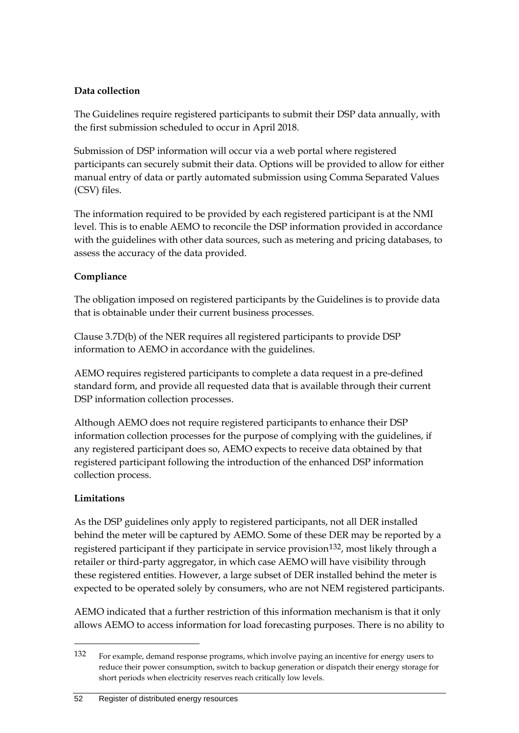**Data collection**

The Guidelines require registered participants to submit their DSP data annually, with the first submission scheduled to occur in April 2018.

Submission of DSP information will occur via a web portal where registered participants can securely submit their data. Options will be provided to allow for either manual entry of data or partly automated submission using Comma Separated Values (CSV) files.

The information required to be provided by each registered participant is at the NMI level. This is to enable AEMO to reconcile the DSP information provided in accordance with the guidelines with other data sources, such as metering and pricing databases, to assess the accuracy of the data provided.

**Compliance**

The obligation imposed on registered participants by the Guidelines is to provide data that is obtainable under their current business processes.

Clause 3.7D(b) of the NER requires all registered participants to provide DSP information to AEMO in accordance with the guidelines.

AEMO requires registered participants to complete a data request in a pre-defined standard form, and provide all requested data that is available through their current DSP information collection processes.

Although AEMO does not require registered participants to enhance their DSP information collection processes for the purpose of complying with the guidelines, if any registered participant does so, AEMO expects to receive data obtained by that registered participant following the introduction of the enhanced DSP information collection process.

**Limitations**

As the DSP guidelines only apply to registered participants, not all DER installed behind the meter will be captured by AEMO. Some of these DER may be reported by a registered participant if they participate in service provision[132], most likely through a retailer or third-party aggregator, in which case AEMO will have visibility through these registered entities. However, a large subset of DER installed behind the meter is expected to be operated solely by consumers, who are not NEM registered participants.

AEMO indicated that a further restriction of this information mechanism is that it only allows AEMO to access information for load forecasting purposes. There is no ability to

132 For example, demand response programs, which involve paying an incentive for energy users to reduce their power consumption, switch to backup generation or dispatch their energy storage for short periods when electricity reserves reach critically low levels.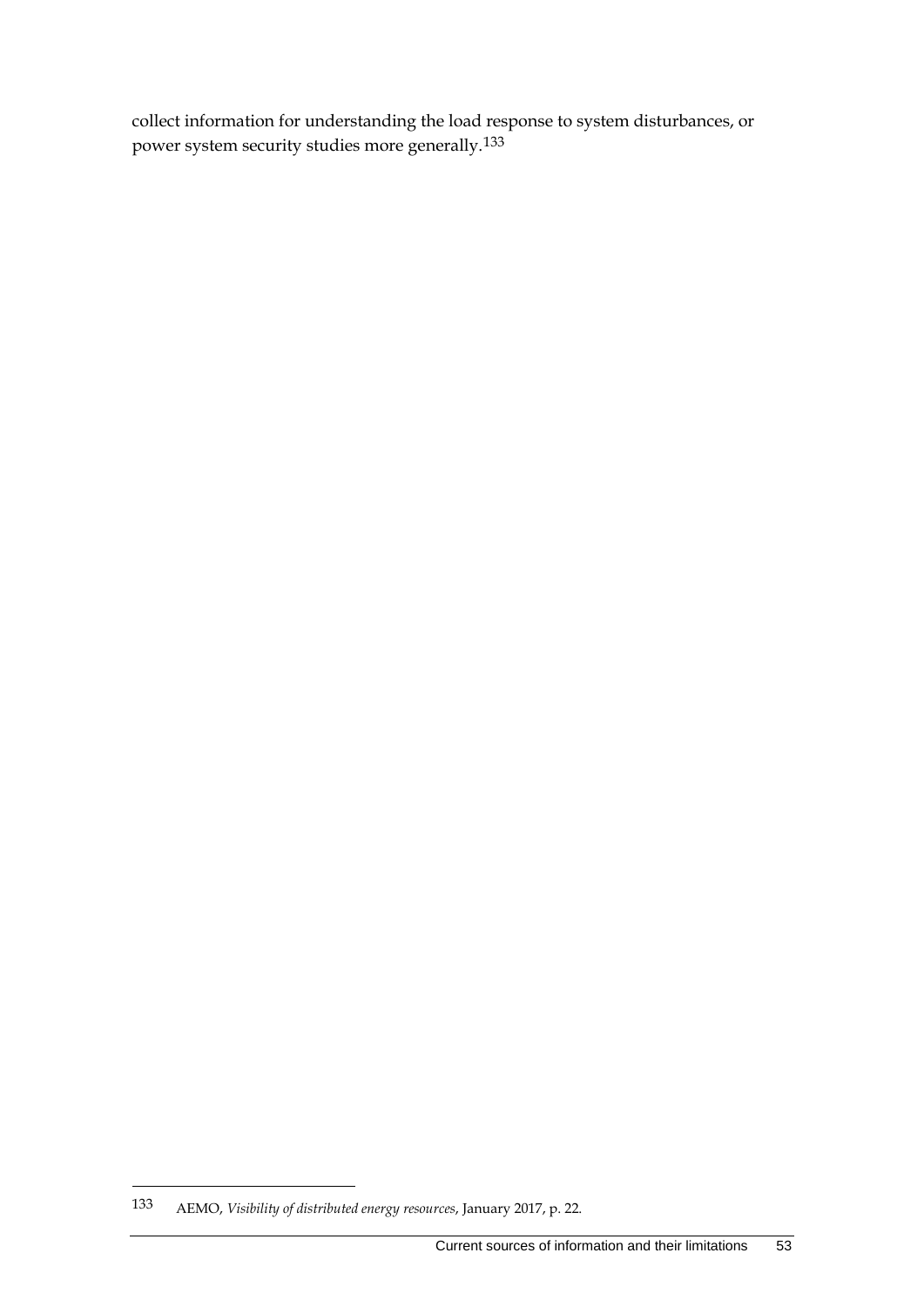collect information for understanding the load response to system disturbances, or power system security studies more generally.[133]

---

133 AEMO, *Visibility of distributed energy resources*, January 2017, p. 22.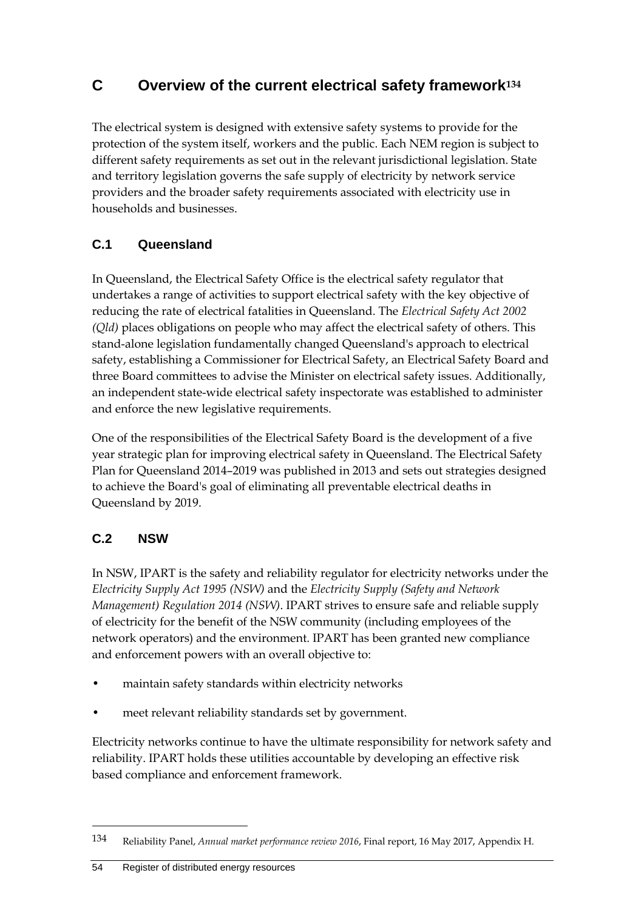# C Overview of the current electrical safety framework[134]

The electrical system is designed with extensive safety systems to provide for the protection of the system itself, workers and the public. Each NEM region is subject to different safety requirements as set out in the relevant jurisdictional legislation. State and territory legislation governs the safe supply of electricity by network service providers and the broader safety requirements associated with electricity use in households and businesses.

## C.1 Queensland

In Queensland, the Electrical Safety Office is the electrical safety regulator that undertakes a range of activities to support electrical safety with the key objective of reducing the rate of electrical fatalities in Queensland. The *Electrical Safety Act 2002 (Qld)* places obligations on people who may affect the electrical safety of others. This stand-alone legislation fundamentally changed Queensland's approach to electrical safety, establishing a Commissioner for Electrical Safety, an Electrical Safety Board and three Board committees to advise the Minister on electrical safety issues. Additionally, an independent state-wide electrical safety inspectorate was established to administer and enforce the new legislative requirements.

One of the responsibilities of the Electrical Safety Board is the development of a five year strategic plan for improving electrical safety in Queensland. The Electrical Safety Plan for Queensland 2014–2019 was published in 2013 and sets out strategies designed to achieve the Board's goal of eliminating all preventable electrical deaths in Queensland by 2019.

## C.2 NSW

In NSW, IPART is the safety and reliability regulator for electricity networks under the *Electricity Supply Act 1995 (NSW)* and the *Electricity Supply (Safety and Network Management) Regulation 2014 (NSW)*. IPART strives to ensure safe and reliable supply of electricity for the benefit of the NSW community (including employees of the network operators) and the environment. IPART has been granted new compliance and enforcement powers with an overall objective to:

- maintain safety standards within electricity networks
- meet relevant reliability standards set by government.

Electricity networks continue to have the ultimate responsibility for network safety and reliability. IPART holds these utilities accountable by developing an effective risk based compliance and enforcement framework.

---

134 Reliability Panel, *Annual market performance review 2016*, Final report, 16 May 2017, Appendix H.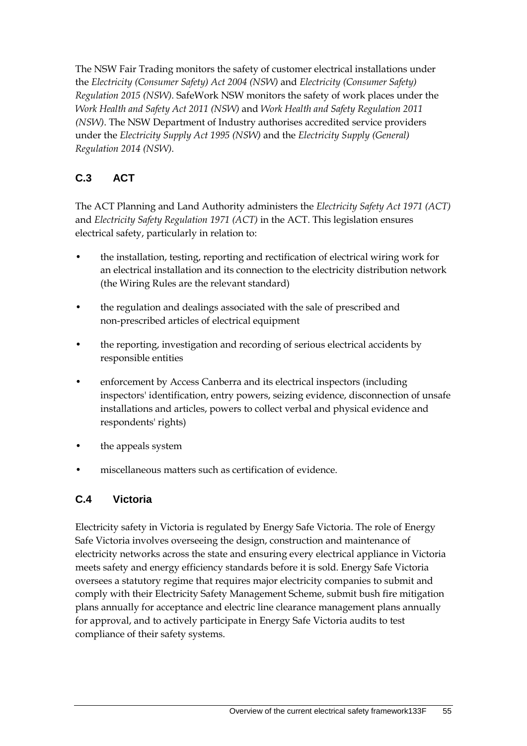The NSW Fair Trading monitors the safety of customer electrical installations under the *Electricity (Consumer Safety) Act 2004 (NSW)* and *Electricity (Consumer Safety) Regulation 2015 (NSW)*. SafeWork NSW monitors the safety of work places under the *Work Health and Safety Act 2011 (NSW)* and *Work Health and Safety Regulation 2011 (NSW)*. The NSW Department of Industry authorises accredited service providers under the *Electricity Supply Act 1995 (NSW)* and the *Electricity Supply (General) Regulation 2014 (NSW)*.

## C.3 ACT

The ACT Planning and Land Authority administers the *Electricity Safety Act 1971 (ACT)* and *Electricity Safety Regulation 1971 (ACT)* in the ACT. This legislation ensures electrical safety, particularly in relation to:

- the installation, testing, reporting and rectification of electrical wiring work for an electrical installation and its connection to the electricity distribution network (the Wiring Rules are the relevant standard)
- the regulation and dealings associated with the sale of prescribed and non-prescribed articles of electrical equipment
- the reporting, investigation and recording of serious electrical accidents by responsible entities
- enforcement by Access Canberra and its electrical inspectors (including inspectors' identification, entry powers, seizing evidence, disconnection of unsafe installations and articles, powers to collect verbal and physical evidence and respondents' rights)
- the appeals system
- miscellaneous matters such as certification of evidence.

## C.4 Victoria

Electricity safety in Victoria is regulated by Energy Safe Victoria. The role of Energy Safe Victoria involves overseeing the design, construction and maintenance of electricity networks across the state and ensuring every electrical appliance in Victoria meets safety and energy efficiency standards before it is sold. Energy Safe Victoria oversees a statutory regime that requires major electricity companies to submit and comply with their Electricity Safety Management Scheme, submit bush fire mitigation plans annually for acceptance and electric line clearance management plans annually for approval, and to actively participate in Energy Safe Victoria audits to test compliance of their safety systems.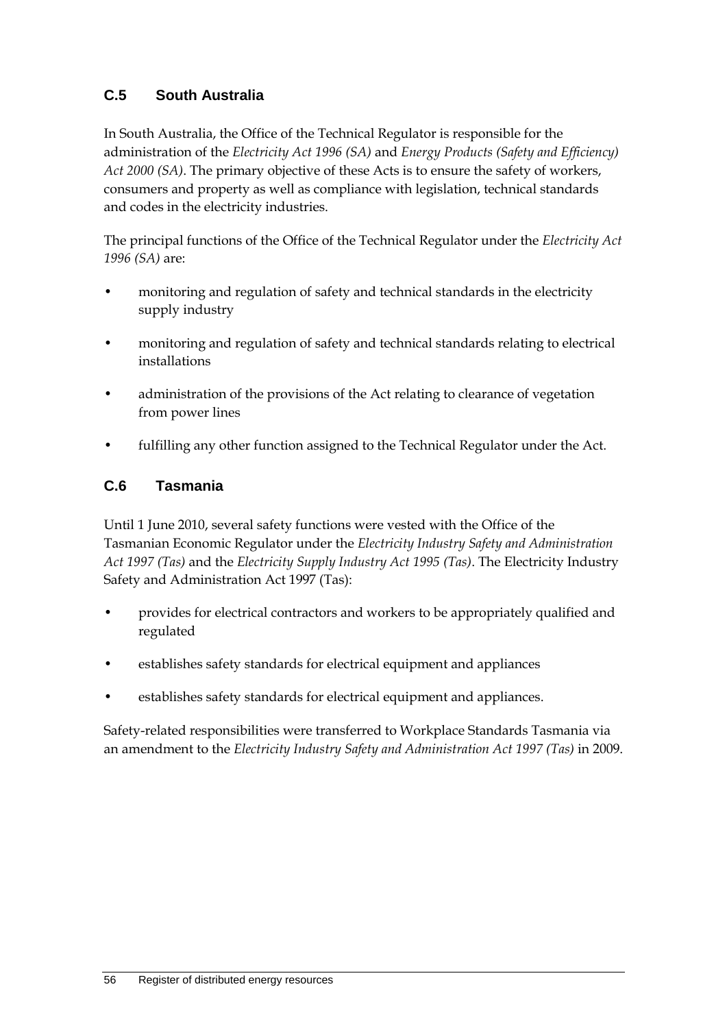## C.5 South Australia

In South Australia, the Office of the Technical Regulator is responsible for the administration of the *Electricity Act 1996 (SA)* and *Energy Products (Safety and Efficiency) Act 2000 (SA)*. The primary objective of these Acts is to ensure the safety of workers, consumers and property as well as compliance with legislation, technical standards and codes in the electricity industries.

The principal functions of the Office of the Technical Regulator under the *Electricity Act 1996 (SA)* are:

- monitoring and regulation of safety and technical standards in the electricity supply industry
- monitoring and regulation of safety and technical standards relating to electrical installations
- administration of the provisions of the Act relating to clearance of vegetation from power lines
- fulfilling any other function assigned to the Technical Regulator under the Act.

## C.6 Tasmania

Until 1 June 2010, several safety functions were vested with the Office of the Tasmanian Economic Regulator under the *Electricity Industry Safety and Administration Act 1997 (Tas)* and the *Electricity Supply Industry Act 1995 (Tas)*. The Electricity Industry Safety and Administration Act 1997 (Tas):

- provides for electrical contractors and workers to be appropriately qualified and regulated
- establishes safety standards for electrical equipment and appliances
- establishes safety standards for electrical equipment and appliances.

Safety-related responsibilities were transferred to Workplace Standards Tasmania via an amendment to the *Electricity Industry Safety and Administration Act 1997 (Tas)* in 2009.